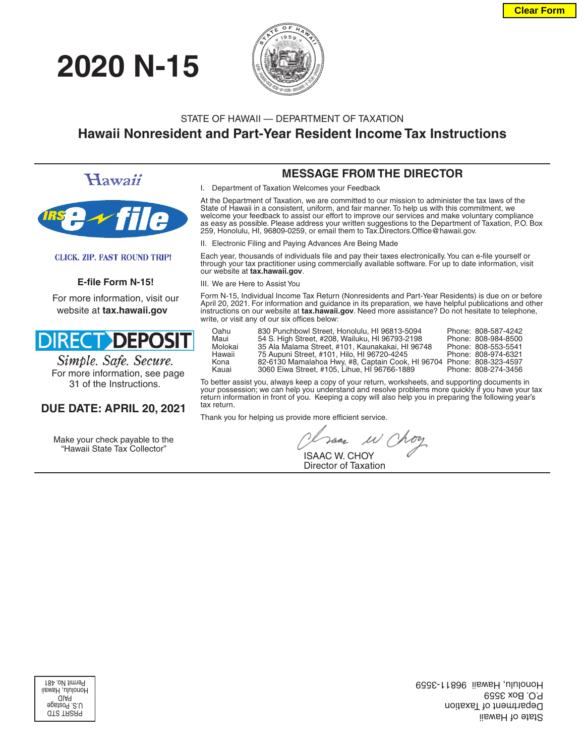Clear Form

# 2020 N-15

STATE OF HAWAII — DEPARTMENT OF TAXATION

## Hawaii Nonresident and Part-Year Resident Income Tax Instructions

Hawaii

IRS e-file

CLICK. ZIP. FAST ROUND TRIP!

**E-file Form N-15!**

For more information, visit our website at **tax.hawaii.gov**

DIRECT DEPOSIT

*Simple. Safe. Secure.*

For more information, see page 31 of the Instructions.

**DUE DATE: APRIL 20, 2021**

Make your check payable to the "Hawaii State Tax Collector"

## MESSAGE FROM THE DIRECTOR

I. Department of Taxation Welcomes your Feedback

At the Department of Taxation, we are committed to our mission to administer the tax laws of the State of Hawaii in a consistent, uniform, and fair manner. To help us with this commitment, we welcome your feedback to assist our effort to improve our services and make voluntary compliance as easy as possible. Please address your written suggestions to the Department of Taxation, P.O. Box 259, Honolulu, HI, 96809-0259, or email them to Tax.Directors.Office@hawaii.gov.

II. Electronic Filing and Paying Advances Are Being Made

Each year, thousands of individuals file and pay their taxes electronically. You can e-file yourself or through your tax practitioner using commercially available software. For up to date information, visit our website at **tax.hawaii.gov**.

III. We are Here to Assist You

Form N-15, Individual Income Tax Return (Nonresidents and Part-Year Residents) is due on or before April 20, 2021. For information and guidance in its preparation, we have helpful publications and other instructions on our website at **tax.hawaii.gov**. Need more assistance? Do not hesitate to telephone, write, or visit any of our six offices below:

| | | |
|---|---|---|
| Oahu | 830 Punchbowl Street, Honolulu, HI 96813-5094 | Phone: 808-587-4242 |
| Maui | 54 S. High Street, #208, Wailuku, HI 96793-2198 | Phone: 808-984-8500 |
| Molokai | 35 Ala Malama Street, #101, Kaunakakai, HI 96748 | Phone: 808-553-5541 |
| Hawaii | 75 Aupuni Street, #101, Hilo, HI 96720-4245 | Phone: 808-974-6321 |
| Kona | 82-6130 Mamalahoa Hwy, #8, Captain Cook, HI 96704 | Phone: 808-323-4597 |
| Kauai | 3060 Eiwa Street, #105, Lihue, HI 96766-1889 | Phone: 808-274-3456 |

To better assist you, always keep a copy of your return, worksheets, and supporting documents in your possession; we can help you understand and resolve problems more quickly if you have your tax return information in front of you. Keeping a copy will also help you in preparing the following year's tax return.

Thank you for helping us provide more efficient service.

ISAAC W. CHOY
Director of Taxation

State of Hawaii
Department of Taxation
P.O. Box 3559
Honolulu, Hawaii 96811-3559

PRSRT STD
U.S. Postage
PAID
Honolulu, Hawaii
Permit No. 481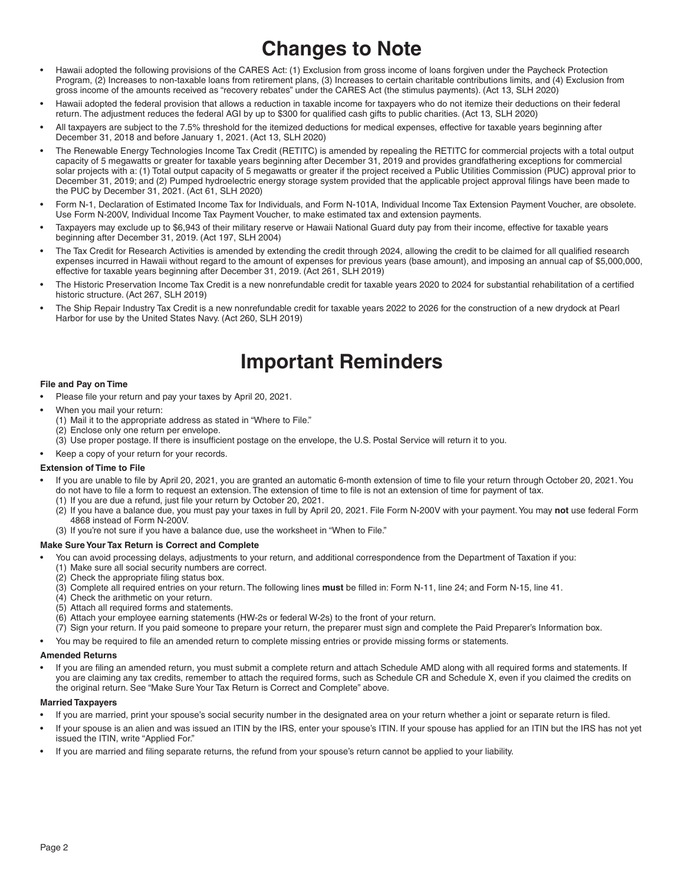# Changes to Note

- Hawaii adopted the following provisions of the CARES Act: (1) Exclusion from gross income of loans forgiven under the Paycheck Protection Program, (2) Increases to non-taxable loans from retirement plans, (3) Increases to certain charitable contributions limits, and (4) Exclusion from gross income of the amounts received as "recovery rebates" under the CARES Act (the stimulus payments). (Act 13, SLH 2020)
- Hawaii adopted the federal provision that allows a reduction in taxable income for taxpayers who do not itemize their deductions on their federal return. The adjustment reduces the federal AGI by up to $300 for qualified cash gifts to public charities. (Act 13, SLH 2020)
- All taxpayers are subject to the 7.5% threshold for the itemized deductions for medical expenses, effective for taxable years beginning after December 31, 2018 and before January 1, 2021. (Act 13, SLH 2020)
- The Renewable Energy Technologies Income Tax Credit (RETITC) is amended by repealing the RETITC for commercial projects with a total output capacity of 5 megawatts or greater for taxable years beginning after December 31, 2019 and provides grandfathering exceptions for commercial solar projects with a: (1) Total output capacity of 5 megawatts or greater if the project received a Public Utilities Commission (PUC) approval prior to December 31, 2019; and (2) Pumped hydroelectric energy storage system provided that the applicable project approval filings have been made to the PUC by December 31, 2021. (Act 61, SLH 2020)
- Form N-1, Declaration of Estimated Income Tax for Individuals, and Form N-101A, Individual Income Tax Extension Payment Voucher, are obsolete. Use Form N-200V, Individual Income Tax Payment Voucher, to make estimated tax and extension payments.
- Taxpayers may exclude up to $6,943 of their military reserve or Hawaii National Guard duty pay from their income, effective for taxable years beginning after December 31, 2019. (Act 197, SLH 2004)
- The Tax Credit for Research Activities is amended by extending the credit through 2024, allowing the credit to be claimed for all qualified research expenses incurred in Hawaii without regard to the amount of expenses for previous years (base amount), and imposing an annual cap of $5,000,000, effective for taxable years beginning after December 31, 2019. (Act 261, SLH 2019)
- The Historic Preservation Income Tax Credit is a new nonrefundable credit for taxable years 2020 to 2024 for substantial rehabilitation of a certified historic structure. (Act 267, SLH 2019)
- The Ship Repair Industry Tax Credit is a new nonrefundable credit for taxable years 2022 to 2026 for the construction of a new drydock at Pearl Harbor for use by the United States Navy. (Act 260, SLH 2019)

# Important Reminders

### File and Pay on Time

- Please file your return and pay your taxes by April 20, 2021.
- When you mail your return:
  (1) Mail it to the appropriate address as stated in "Where to File."
  (2) Enclose only one return per envelope.
  (3) Use proper postage. If there is insufficient postage on the envelope, the U.S. Postal Service will return it to you.
- Keep a copy of your return for your records.

### Extension of Time to File

- If you are unable to file by April 20, 2021, you are granted an automatic 6-month extension of time to file your return through October 20, 2021. You do not have to file a form to request an extension. The extension of time to file is not an extension of time for payment of tax.
  (1) If you are due a refund, just file your return by October 20, 2021.
  (2) If you have a balance due, you must pay your taxes in full by April 20, 2021. File Form N-200V with your payment. You may **not** use federal Form 4868 instead of Form N-200V.
  (3) If you're not sure if you have a balance due, use the worksheet in "When to File."

### Make Sure Your Tax Return is Correct and Complete

- You can avoid processing delays, adjustments to your return, and additional correspondence from the Department of Taxation if you:
  (1) Make sure all social security numbers are correct.
  (2) Check the appropriate filing status box.
  (3) Complete all required entries on your return. The following lines **must** be filled in: Form N-11, line 24; and Form N-15, line 41.
  (4) Check the arithmetic on your return.
  (5) Attach all required forms and statements.
  (6) Attach your employee earning statements (HW-2s or federal W-2s) to the front of your return.
  (7) Sign your return. If you paid someone to prepare your return, the preparer must sign and complete the Paid Preparer's Information box.
- You may be required to file an amended return to complete missing entries or provide missing forms or statements.

### Amended Returns

- If you are filing an amended return, you must submit a complete return and attach Schedule AMD along with all required forms and statements. If you are claiming any tax credits, remember to attach the required forms, such as Schedule CR and Schedule X, even if you claimed the credits on the original return. See "Make Sure Your Tax Return is Correct and Complete" above.

### Married Taxpayers

- If you are married, print your spouse's social security number in the designated area on your return whether a joint or separate return is filed.
- If your spouse is an alien and was issued an ITIN by the IRS, enter your spouse's ITIN. If your spouse has applied for an ITIN but the IRS has not yet issued the ITIN, write "Applied For."
- If you are married and filing separate returns, the refund from your spouse's return cannot be applied to your liability.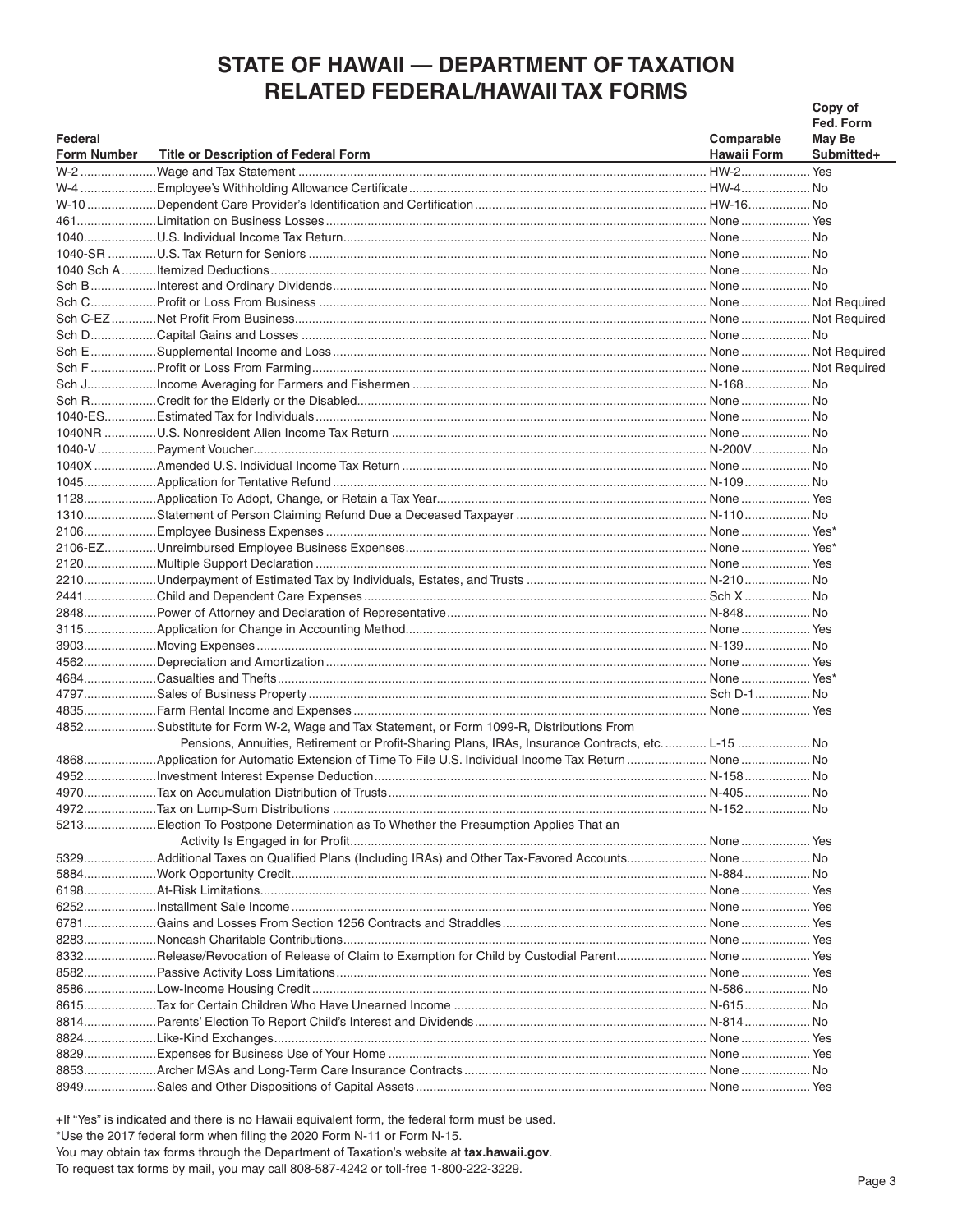# STATE OF HAWAII — DEPARTMENT OF TAXATION
# RELATED FEDERAL/HAWAII TAX FORMS

| Federal Form Number | Title or Description of Federal Form | Comparable Hawaii Form | Copy of Fed. Form May Be Submitted+ |
|---|---|---|---|
| W-2 | Wage and Tax Statement | HW-2 | Yes |
| W-4 | Employee's Withholding Allowance Certificate | HW-4 | No |
| W-10 | Dependent Care Provider's Identification and Certification | HW-16 | No |
| 461 | Limitation on Business Losses | None | Yes |
| 1040 | U.S. Individual Income Tax Return | None | No |
| 1040-SR | U.S. Tax Return for Seniors | None | No |
| 1040 Sch A | Itemized Deductions | None | No |
| Sch B | Interest and Ordinary Dividends | None | No |
| Sch C | Profit or Loss From Business | None | Not Required |
| Sch C-EZ | Net Profit From Business | None | Not Required |
| Sch D | Capital Gains and Losses | None | No |
| Sch E | Supplemental Income and Loss | None | Not Required |
| Sch F | Profit or Loss From Farming | None | Not Required |
| Sch J | Income Averaging for Farmers and Fishermen | N-168 | No |
| Sch R | Credit for the Elderly or the Disabled | None | No |
| 1040-ES | Estimated Tax for Individuals | None | No |
| 1040NR | U.S. Nonresident Alien Income Tax Return | None | No |
| 1040-V | Payment Voucher | N-200V | No |
| 1040X | Amended U.S. Individual Income Tax Return | None | No |
| 1045 | Application for Tentative Refund | N-109 | No |
| 1128 | Application To Adopt, Change, or Retain a Tax Year | None | Yes |
| 1310 | Statement of Person Claiming Refund Due a Deceased Taxpayer | N-110 | No |
| 2106 | Employee Business Expenses | None | Yes* |
| 2106-EZ | Unreimbursed Employee Business Expenses | None | Yes* |
| 2120 | Multiple Support Declaration | None | Yes |
| 2210 | Underpayment of Estimated Tax by Individuals, Estates, and Trusts | N-210 | No |
| 2441 | Child and Dependent Care Expenses | Sch X | No |
| 2848 | Power of Attorney and Declaration of Representative | N-848 | No |
| 3115 | Application for Change in Accounting Method | None | Yes |
| 3903 | Moving Expenses | N-139 | No |
| 4562 | Depreciation and Amortization | None | Yes |
| 4684 | Casualties and Thefts | None | Yes* |
| 4797 | Sales of Business Property | Sch D-1 | No |
| 4835 | Farm Rental Income and Expenses | None | Yes |
| 4852 | Substitute for Form W-2, Wage and Tax Statement, or Form 1099-R, Distributions From Pensions, Annuities, Retirement or Profit-Sharing Plans, IRAs, Insurance Contracts, etc. | L-15 | No |
| 4868 | Application for Automatic Extension of Time To File U.S. Individual Income Tax Return | None | No |
| 4952 | Investment Interest Expense Deduction | N-158 | No |
| 4970 | Tax on Accumulation Distribution of Trusts | N-405 | No |
| 4972 | Tax on Lump-Sum Distributions | N-152 | No |
| 5213 | Election To Postpone Determination as To Whether the Presumption Applies That an Activity Is Engaged in for Profit | None | Yes |
| 5329 | Additional Taxes on Qualified Plans (Including IRAs) and Other Tax-Favored Accounts | None | No |
| 5884 | Work Opportunity Credit | N-884 | No |
| 6198 | At-Risk Limitations | None | Yes |
| 6252 | Installment Sale Income | None | Yes |
| 6781 | Gains and Losses From Section 1256 Contracts and Straddles | None | Yes |
| 8283 | Noncash Charitable Contributions | None | Yes |
| 8332 | Release/Revocation of Release of Claim to Exemption for Child by Custodial Parent | None | Yes |
| 8582 | Passive Activity Loss Limitations | None | Yes |
| 8586 | Low-Income Housing Credit | N-586 | No |
| 8615 | Tax for Certain Children Who Have Unearned Income | N-615 | No |
| 8814 | Parents' Election To Report Child's Interest and Dividends | N-814 | No |
| 8824 | Like-Kind Exchanges | None | Yes |
| 8829 | Expenses for Business Use of Your Home | None | Yes |
| 8853 | Archer MSAs and Long-Term Care Insurance Contracts | None | No |
| 8949 | Sales and Other Dispositions of Capital Assets | None | Yes |

+If "Yes" is indicated and there is no Hawaii equivalent form, the federal form must be used.
*Use the 2017 federal form when filing the 2020 Form N-11 or Form N-15.
You may obtain tax forms through the Department of Taxation's website at **tax.hawaii.gov**.
To request tax forms by mail, you may call 808-587-4242 or toll-free 1-800-222-3229.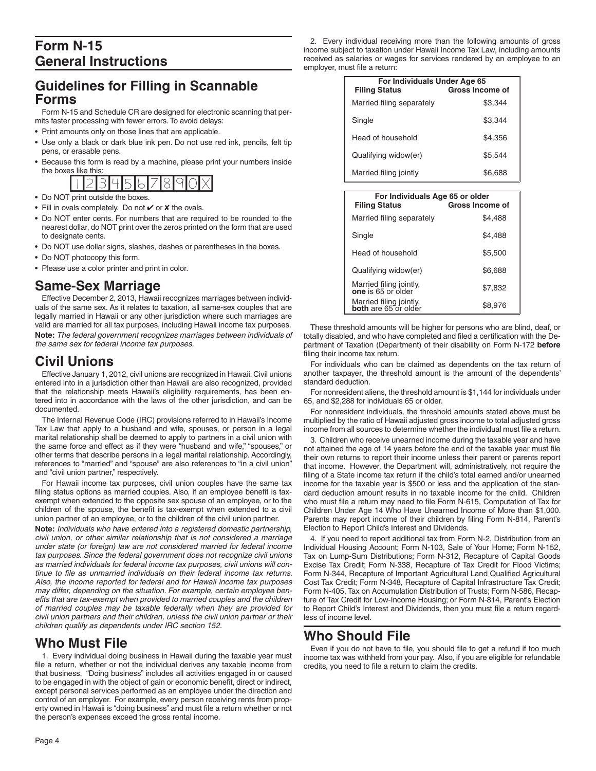# Form N-15 General Instructions

## Guidelines for Filling in Scannable Forms

Form N-15 and Schedule CR are designed for electronic scanning that permits faster processing with fewer errors. To avoid delays:

- Print amounts only on those lines that are applicable.
- Use only a black or dark blue ink pen. Do not use red ink, pencils, felt tip pens, or erasable pens.
- Because this form is read by a machine, please print your numbers inside the boxes like this:

| 1 | 2 | 3 | 4 | 5 | 6 | 7 | 8 | 9 | 0 | X |
|---|---|---|---|---|---|---|---|---|---|---|

- Do NOT print outside the boxes.
- Fill in ovals completely. Do not ✔ or ✘ the ovals.
- Do NOT enter cents. For numbers that are required to be rounded to the nearest dollar, do NOT print over the zeros printed on the form that are used to designate cents.
- Do NOT use dollar signs, slashes, dashes or parentheses in the boxes.
- Do NOT photocopy this form.
- Please use a color printer and print in color.

## Same-Sex Marriage

Effective December 2, 2013, Hawaii recognizes marriages between individuals of the same sex. As it relates to taxation, all same-sex couples that are legally married in Hawaii or any other jurisdiction where such marriages are valid are married for all tax purposes, including Hawaii income tax purposes.

**Note:** *The federal government recognizes marriages between individuals of the same sex for federal income tax purposes.*

## Civil Unions

Effective January 1, 2012, civil unions are recognized in Hawaii. Civil unions entered into in a jurisdiction other than Hawaii are also recognized, provided that the relationship meets Hawaii's eligibility requirements, has been entered into in accordance with the laws of the other jurisdiction, and can be documented.

The Internal Revenue Code (IRC) provisions referred to in Hawaii's Income Tax Law that apply to a husband and wife, spouses, or person in a legal marital relationship shall be deemed to apply to partners in a civil union with the same force and effect as if they were "husband and wife," "spouses," or other terms that describe persons in a legal marital relationship. Accordingly, references to "married" and "spouse" are also references to "in a civil union" and "civil union partner," respectively.

For Hawaii income tax purposes, civil union couples have the same tax filing status options as married couples. Also, if an employee benefit is tax-exempt when extended to the opposite sex spouse of an employee, or to the children of the spouse, the benefit is tax-exempt when extended to a civil union partner of an employee, or to the children of the civil union partner.

**Note:** *Individuals who have entered into a registered domestic partnership, civil union, or other similar relationship that is not considered a marriage under state (or foreign) law are not considered married for federal income tax purposes. Since the federal government does not recognize civil unions as married individuals for federal income tax purposes, civil unions will continue to file as unmarried individuals on their federal income tax returns. Also, the income reported for federal and for Hawaii income tax purposes may differ, depending on the situation. For example, certain employee benefits that are tax-exempt when provided to married couples and the children of married couples may be taxable federally when they are provided for civil union partners and their children, unless the civil union partner or their children qualify as dependents under IRC section 152.*

## Who Must File

1. Every individual doing business in Hawaii during the taxable year must file a return, whether or not the individual derives any taxable income from that business. "Doing business" includes all activities engaged in or caused to be engaged in with the object of gain or economic benefit, direct or indirect, except personal services performed as an employee under the direction and control of an employer. For example, every person receiving rents from property owned in Hawaii is "doing business" and must file a return whether or not the person's expenses exceed the gross rental income.

2. Every individual receiving more than the following amounts of gross income subject to taxation under Hawaii Income Tax Law, including amounts received as salaries or wages for services rendered by an employee to an employer, must file a return:

| For Individuals Under Age 65 | |
|---|---|
| **Filing Status** | **Gross Income of** |
| Married filing separately | $3,344 |
| Single | $3,344 |
| Head of household | $4,356 |
| Qualifying widow(er) | $5,544 |
| Married filing jointly | $6,688 |

| For Individuals Age 65 or older | |
|---|---|
| **Filing Status** | **Gross Income of** |
| Married filing separately | $4,488 |
| Single | $4,488 |
| Head of household | $5,500 |
| Qualifying widow(er) | $6,688 |
| Married filing jointly, **one** is 65 or older | $7,832 |
| Married filing jointly, **both** are 65 or older | $8,976 |

These threshold amounts will be higher for persons who are blind, deaf, or totally disabled, and who have completed and filed a certification with the Department of Taxation (Department) of their disability on Form N-172 **before** filing their income tax return.

For individuals who can be claimed as dependents on the tax return of another taxpayer, the threshold amount is the amount of the dependents' standard deduction.

For nonresident aliens, the threshold amount is $1,144 for individuals under 65, and $2,288 for individuals 65 or older.

For nonresident individuals, the threshold amounts stated above must be multiplied by the ratio of Hawaii adjusted gross income to total adjusted gross income from all sources to determine whether the individual must file a return.

3. Children who receive unearned income during the taxable year and have not attained the age of 14 years before the end of the taxable year must file their own returns to report their income unless their parent or parents report that income. However, the Department will, administratively, not require the filing of a State income tax return if the child's total earned and/or unearned income for the taxable year is $500 or less and the application of the standard deduction amount results in no taxable income for the child. Children who must file a return may need to file Form N-615, Computation of Tax for Children Under Age 14 Who Have Unearned Income of More than $1,000. Parents may report income of their children by filing Form N-814, Parent's Election to Report Child's Interest and Dividends.

4. If you need to report additional tax from Form N-2, Distribution from an Individual Housing Account; Form N-103, Sale of Your Home; Form N-152, Tax on Lump-Sum Distributions; Form N-312, Recapture of Capital Goods Excise Tax Credit; Form N-338, Recapture of Tax Credit for Flood Victims; Form N-344, Recapture of Important Agricultural Land Qualified Agricultural Cost Tax Credit; Form N-348, Recapture of Capital Infrastructure Tax Credit; Form N-405, Tax on Accumulation Distribution of Trusts; Form N-586, Recapture of Tax Credit for Low-Income Housing; or Form N-814, Parent's Election to Report Child's Interest and Dividends, then you must file a return regardless of income level.

## Who Should File

Even if you do not have to file, you should file to get a refund if too much income tax was withheld from your pay. Also, if you are eligible for refundable credits, you need to file a return to claim the credits.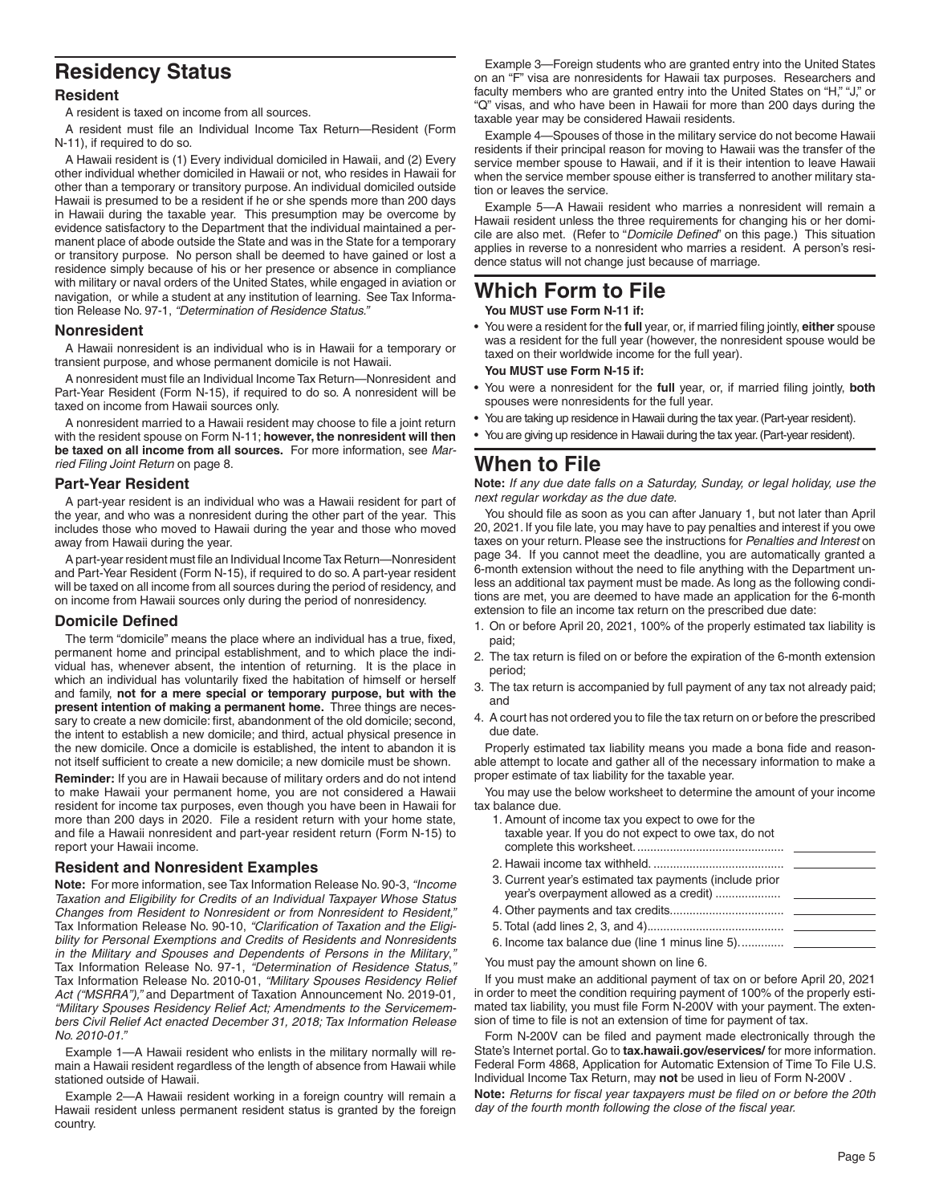# Residency Status

### Resident

A resident is taxed on income from all sources.

A resident must file an Individual Income Tax Return—Resident (Form N-11), if required to do so.

A Hawaii resident is (1) Every individual domiciled in Hawaii, and (2) Every other individual whether domiciled in Hawaii or not, who resides in Hawaii for other than a temporary or transitory purpose. An individual domiciled outside Hawaii is presumed to be a resident if he or she spends more than 200 days in Hawaii during the taxable year. This presumption may be overcome by evidence satisfactory to the Department that the individual maintained a permanent place of abode outside the State and was in the State for a temporary or transitory purpose. No person shall be deemed to have gained or lost a residence simply because of his or her presence or absence in compliance with military or naval orders of the United States, while engaged in aviation or navigation, or while a student at any institution of learning. See Tax Information Release No. 97-1, *"Determination of Residence Status."*

### Nonresident

A Hawaii nonresident is an individual who is in Hawaii for a temporary or transient purpose, and whose permanent domicile is not Hawaii.

A nonresident must file an Individual Income Tax Return—Nonresident and Part-Year Resident (Form N-15), if required to do so. A nonresident will be taxed on income from Hawaii sources only.

A nonresident married to a Hawaii resident may choose to file a joint return with the resident spouse on Form N-11; **however, the nonresident will then be taxed on all income from all sources.** For more information, see *Married Filing Joint Return* on page 8.

### Part-Year Resident

A part-year resident is an individual who was a Hawaii resident for part of the year, and who was a nonresident during the other part of the year. This includes those who moved to Hawaii during the year and those who moved away from Hawaii during the year.

A part-year resident must file an Individual Income Tax Return—Nonresident and Part-Year Resident (Form N-15), if required to do so. A part-year resident will be taxed on all income from all sources during the period of residency, and on income from Hawaii sources only during the period of nonresidency.

### Domicile Defined

The term "domicile" means the place where an individual has a true, fixed, permanent home and principal establishment, and to which place the individual has, whenever absent, the intention of returning. It is the place in which an individual has voluntarily fixed the habitation of himself or herself and family, **not for a mere special or temporary purpose, but with the present intention of making a permanent home.** Three things are necessary to create a new domicile: first, abandonment of the old domicile; second, the intent to establish a new domicile; and third, actual physical presence in the new domicile. Once a domicile is established, the intent to abandon it is not itself sufficient to create a new domicile; a new domicile must be shown.

**Reminder:** If you are in Hawaii because of military orders and do not intend to make Hawaii your permanent home, you are not considered a Hawaii resident for income tax purposes, even though you have been in Hawaii for more than 200 days in 2020. File a resident return with your home state, and file a Hawaii nonresident and part-year resident return (Form N-15) to report your Hawaii income.

### Resident and Nonresident Examples

**Note:** For more information, see Tax Information Release No. 90-3, *"Income Taxation and Eligibility for Credits of an Individual Taxpayer Whose Status Changes from Resident to Nonresident or from Nonresident to Resident,"* Tax Information Release No. 90-10, *"Clarification of Taxation and the Eligibility for Personal Exemptions and Credits of Residents and Nonresidents in the Military and Spouses and Dependents of Persons in the Military,"* Tax Information Release No. 97-1, *"Determination of Residence Status,"* Tax Information Release No. 2010-01, *"Military Spouses Residency Relief Act ("MSRRA"),"* and Department of Taxation Announcement No. 2019-01, *"Military Spouses Residency Relief Act; Amendments to the Servicemembers Civil Relief Act enacted December 31, 2018; Tax Information Release No. 2010-01."*

Example 1—A Hawaii resident who enlists in the military normally will remain a Hawaii resident regardless of the length of absence from Hawaii while stationed outside of Hawaii.

Example 2—A Hawaii resident working in a foreign country will remain a Hawaii resident unless permanent resident status is granted by the foreign country.

Example 3—Foreign students who are granted entry into the United States on an "F" visa are nonresidents for Hawaii tax purposes. Researchers and faculty members who are granted entry into the United States on "H," "J," or "Q" visas, and who have been in Hawaii for more than 200 days during the taxable year may be considered Hawaii residents.

Example 4—Spouses of those in the military service do not become Hawaii residents if their principal reason for moving to Hawaii was the transfer of the service member spouse to Hawaii, and if it is their intention to leave Hawaii when the service member spouse either is transferred to another military station or leaves the service.

Example 5—A Hawaii resident who marries a nonresident will remain a Hawaii resident unless the three requirements for changing his or her domicile are also met. (Refer to "*Domicile Defined*" on this page.) This situation applies in reverse to a nonresident who marries a resident. A person's residence status will not change just because of marriage.

# Which Form to File

**You MUST use Form N-11 if:**

- You were a resident for the **full** year, or, if married filing jointly, **either** spouse was a resident for the full year (however, the nonresident spouse would be taxed on their worldwide income for the full year).

**You MUST use Form N-15 if:**

- You were a nonresident for the **full** year, or, if married filing jointly, **both** spouses were nonresidents for the full year.
- You are taking up residence in Hawaii during the tax year. (Part-year resident).
- You are giving up residence in Hawaii during the tax year. (Part-year resident).

# When to File

**Note:** *If any due date falls on a Saturday, Sunday, or legal holiday, use the next regular workday as the due date.*

You should file as soon as you can after January 1, but not later than April 20, 2021. If you file late, you may have to pay penalties and interest if you owe taxes on your return. Please see the instructions for *Penalties and Interest* on page 34. If you cannot meet the deadline, you are automatically granted a 6-month extension without the need to file anything with the Department unless an additional tax payment must be made. As long as the following conditions are met, you are deemed to have made an application for the 6-month extension to file an income tax return on the prescribed due date:

1. On or before April 20, 2021, 100% of the properly estimated tax liability is paid;
2. The tax return is filed on or before the expiration of the 6-month extension period;
3. The tax return is accompanied by full payment of any tax not already paid; and
4. A court has not ordered you to file the tax return on or before the prescribed due date.

Properly estimated tax liability means you made a bona fide and reasonable attempt to locate and gather all of the necessary information to make a proper estimate of tax liability for the taxable year.

You may use the below worksheet to determine the amount of your income tax balance due.

| | |
|---|---|
| 1. Amount of income tax you expect to owe for the taxable year. If you do not expect to owe tax, do not complete this worksheet. | |
| 2. Hawaii income tax withheld. | |
| 3. Current year's estimated tax payments (include prior year's overpayment allowed as a credit) | |
| 4. Other payments and tax credits | |
| 5. Total (add lines 2, 3, and 4) | |
| 6. Income tax balance due (line 1 minus line 5) | |

You must pay the amount shown on line 6.

If you must make an additional payment of tax on or before April 20, 2021 in order to meet the condition requiring payment of 100% of the properly estimated tax liability, you must file Form N-200V with your payment. The extension of time to file is not an extension of time for payment of tax.

Form N-200V can be filed and payment made electronically through the State's Internet portal. Go to **tax.hawaii.gov/eservices/** for more information. Federal Form 4868, Application for Automatic Extension of Time To File U.S. Individual Income Tax Return, may **not** be used in lieu of Form N-200V .

**Note:** *Returns for fiscal year taxpayers must be filed on or before the 20th day of the fourth month following the close of the fiscal year.*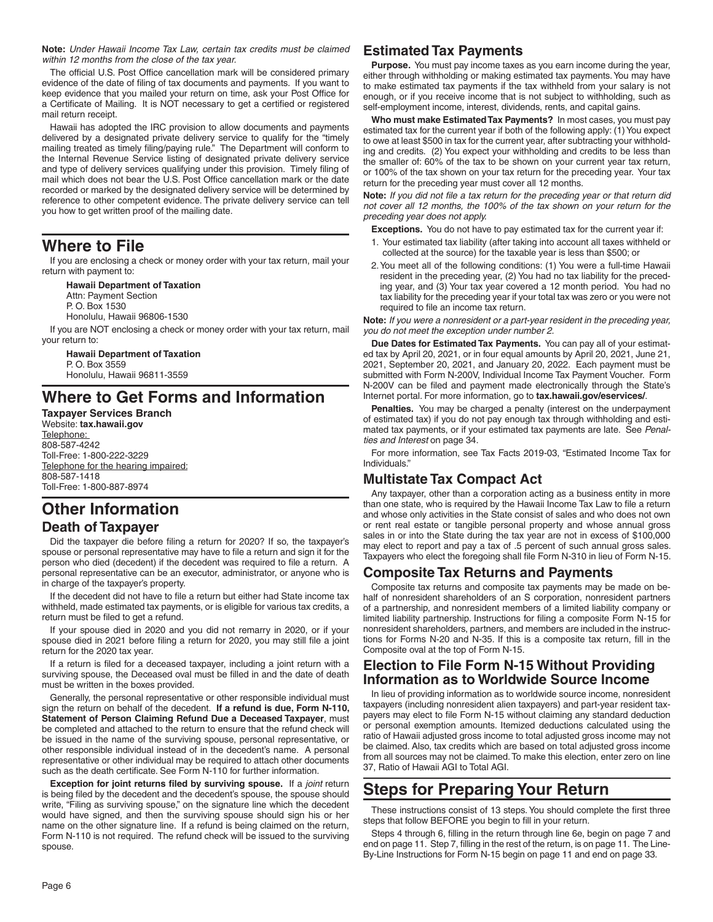**Note:** *Under Hawaii Income Tax Law, certain tax credits must be claimed within 12 months from the close of the tax year.*

The official U.S. Post Office cancellation mark will be considered primary evidence of the date of filing of tax documents and payments. If you want to keep evidence that you mailed your return on time, ask your Post Office for a Certificate of Mailing. It is NOT necessary to get a certified or registered mail return receipt.

Hawaii has adopted the IRC provision to allow documents and payments delivered by a designated private delivery service to qualify for the "timely mailing treated as timely filing/paying rule." The Department will conform to the Internal Revenue Service listing of designated private delivery service and type of delivery services qualifying under this provision. Timely filing of mail which does not bear the U.S. Post Office cancellation mark or the date recorded or marked by the designated delivery service will be determined by reference to other competent evidence. The private delivery service can tell you how to get written proof of the mailing date.

# Where to File

If you are enclosing a check or money order with your tax return, mail your return with payment to:

**Hawaii Department of Taxation**
Attn: Payment Section
P. O. Box 1530
Honolulu, Hawaii 96806-1530

If you are NOT enclosing a check or money order with your tax return, mail your return to:

**Hawaii Department of Taxation**
P. O. Box 3559
Honolulu, Hawaii 96811-3559

# Where to Get Forms and Information

**Taxpayer Services Branch**
Website: **tax.hawaii.gov**
Telephone:
808-587-4242
Toll-Free: 1-800-222-3229
Telephone for the hearing impaired:
808-587-1418
Toll-Free: 1-800-887-8974

# Other Information

## Death of Taxpayer

Did the taxpayer die before filing a return for 2020? If so, the taxpayer's spouse or personal representative may have to file a return and sign it for the person who died (decedent) if the decedent was required to file a return. A personal representative can be an executor, administrator, or anyone who is in charge of the taxpayer's property.

If the decedent did not have to file a return but either had State income tax withheld, made estimated tax payments, or is eligible for various tax credits, a return must be filed to get a refund.

If your spouse died in 2020 and you did not remarry in 2020, or if your spouse died in 2021 before filing a return for 2020, you may still file a joint return for the 2020 tax year.

If a return is filed for a deceased taxpayer, including a joint return with a surviving spouse, the Deceased oval must be filled in and the date of death must be written in the boxes provided.

Generally, the personal representative or other responsible individual must sign the return on behalf of the decedent. **If a refund is due, Form N-110, Statement of Person Claiming Refund Due a Deceased Taxpayer**, must be completed and attached to the return to ensure that the refund check will be issued in the name of the surviving spouse, personal representative, or other responsible individual instead of in the decedent's name. A personal representative or other individual may be required to attach other documents such as the death certificate. See Form N-110 for further information.

**Exception for joint returns filed by surviving spouse.** If a *joint* return is being filed by the decedent and the decedent's spouse, the spouse should write, "Filing as surviving spouse," on the signature line which the decedent would have signed, and then the surviving spouse should sign his or her name on the other signature line. If a refund is being claimed on the return, Form N-110 is not required. The refund check will be issued to the surviving spouse.

## Estimated Tax Payments

**Purpose.** You must pay income taxes as you earn income during the year, either through withholding or making estimated tax payments. You may have to make estimated tax payments if the tax withheld from your salary is not enough, or if you receive income that is not subject to withholding, such as self-employment income, interest, dividends, rents, and capital gains.

**Who must make Estimated Tax Payments?** In most cases, you must pay estimated tax for the current year if both of the following apply: (1) You expect to owe at least $500 in tax for the current year, after subtracting your withholding and credits. (2) You expect your withholding and credits to be less than the smaller of: 60% of the tax to be shown on your current year tax return, or 100% of the tax shown on your tax return for the preceding year. Your tax return for the preceding year must cover all 12 months.

**Note:** *If you did not file a tax return for the preceding year or that return did not cover all 12 months, the 100% of the tax shown on your return for the preceding year does not apply.*

**Exceptions.** You do not have to pay estimated tax for the current year if:

1. Your estimated tax liability (after taking into account all taxes withheld or collected at the source) for the taxable year is less than $500; or
2. You meet all of the following conditions: (1) You were a full-time Hawaii resident in the preceding year, (2) You had no tax liability for the preceding year, and (3) Your tax year covered a 12 month period. You had no tax liability for the preceding year if your total tax was zero or you were not required to file an income tax return.

**Note:** *If you were a nonresident or a part-year resident in the preceding year, you do not meet the exception under number 2.*

**Due Dates for Estimated Tax Payments.** You can pay all of your estimated tax by April 20, 2021, or in four equal amounts by April 20, 2021, June 21, 2021, September 20, 2021, and January 20, 2022. Each payment must be submitted with Form N-200V, Individual Income Tax Payment Voucher. Form N-200V can be filed and payment made electronically through the State's Internet portal. For more information, go to **tax.hawaii.gov/eservices/**.

**Penalties.** You may be charged a penalty (interest on the underpayment of estimated tax) if you do not pay enough tax through withholding and estimated tax payments, or if your estimated tax payments are late. See *Penalties and Interest* on page 34.

For more information, see Tax Facts 2019-03, "Estimated Income Tax for Individuals."

## Multistate Tax Compact Act

Any taxpayer, other than a corporation acting as a business entity in more than one state, who is required by the Hawaii Income Tax Law to file a return and whose only activities in the State consist of sales and who does not own or rent real estate or tangible personal property and whose annual gross sales in or into the State during the tax year are not in excess of $100,000 may elect to report and pay a tax of .5 percent of such annual gross sales. Taxpayers who elect the foregoing shall file Form N-310 in lieu of Form N-15.

## Composite Tax Returns and Payments

Composite tax returns and composite tax payments may be made on behalf of nonresident shareholders of an S corporation, nonresident partners of a partnership, and nonresident members of a limited liability company or limited liability partnership. Instructions for filing a composite Form N-15 for nonresident shareholders, partners, and members are included in the instructions for Forms N-20 and N-35. If this is a composite tax return, fill in the Composite oval at the top of Form N-15.

## Election to File Form N-15 Without Providing Information as to Worldwide Source Income

In lieu of providing information as to worldwide source income, nonresident taxpayers (including nonresident alien taxpayers) and part-year resident taxpayers may elect to file Form N-15 without claiming any standard deduction or personal exemption amounts. Itemized deductions calculated using the ratio of Hawaii adjusted gross income to total adjusted gross income may not be claimed. Also, tax credits which are based on total adjusted gross income from all sources may not be claimed. To make this election, enter zero on line 37, Ratio of Hawaii AGI to Total AGI.

# Steps for Preparing Your Return

These instructions consist of 13 steps. You should complete the first three steps that follow BEFORE you begin to fill in your return.

Steps 4 through 6, filling in the return through line 6e, begin on page 7 and end on page 11. Step 7, filling in the rest of the return, is on page 11. The Line-By-Line Instructions for Form N-15 begin on page 11 and end on page 33.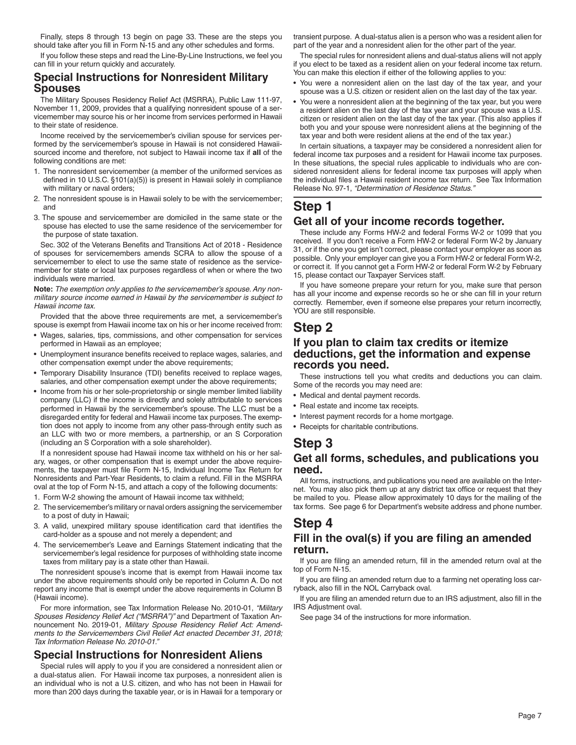Finally, steps 8 through 13 begin on page 33. These are the steps you should take after you fill in Form N-15 and any other schedules and forms.

If you follow these steps and read the Line-By-Line Instructions, we feel you can fill in your return quickly and accurately.

## Special Instructions for Nonresident Military Spouses

The Military Spouses Residency Relief Act (MSRRA), Public Law 111-97, November 11, 2009, provides that a qualifying nonresident spouse of a servicemember may source his or her income from services performed in Hawaii to their state of residence.

Income received by the servicemember's civilian spouse for services performed by the servicemember's spouse in Hawaii is not considered Hawaii-sourced income and therefore, not subject to Hawaii income tax if **all** of the following conditions are met:

1. The nonresident servicemember (a member of the uniformed services as defined in 10 U.S.C. §101(a)(5)) is present in Hawaii solely in compliance with military or naval orders;
2. The nonresident spouse is in Hawaii solely to be with the servicemember; and
3. The spouse and servicemember are domiciled in the same state or the spouse has elected to use the same residence of the servicemember for the purpose of state taxation.

Sec. 302 of the Veterans Benefits and Transitions Act of 2018 - Residence of spouses for servicemembers amends SCRA to allow the spouse of a servicemember to elect to use the same state of residence as the servicemember for state or local tax purposes regardless of when or where the two individuals were married.

**Note:** *The exemption only applies to the servicemember's spouse. Any non-military source income earned in Hawaii by the servicemember is subject to Hawaii income tax.*

Provided that the above three requirements are met, a servicemember's spouse is exempt from Hawaii income tax on his or her income received from:

- Wages, salaries, tips, commissions, and other compensation for services performed in Hawaii as an employee;
- Unemployment insurance benefits received to replace wages, salaries, and other compensation exempt under the above requirements;
- Temporary Disability Insurance (TDI) benefits received to replace wages, salaries, and other compensation exempt under the above requirements;
- Income from his or her sole-proprietorship or single member limited liability company (LLC) if the income is directly and solely attributable to services performed in Hawaii by the servicemember's spouse. The LLC must be a disregarded entity for federal and Hawaii income tax purposes. The exemption does not apply to income from any other pass-through entity such as an LLC with two or more members, a partnership, or an S Corporation (including an S Corporation with a sole shareholder).

If a nonresident spouse had Hawaii income tax withheld on his or her salary, wages, or other compensation that is exempt under the above requirements, the taxpayer must file Form N-15, Individual Income Tax Return for Nonresidents and Part-Year Residents, to claim a refund. Fill in the MSRRA oval at the top of Form N-15, and attach a copy of the following documents:

1. Form W-2 showing the amount of Hawaii income tax withheld;
2. The servicemember's military or naval orders assigning the servicemember to a post of duty in Hawaii;
3. A valid, unexpired military spouse identification card that identifies the card-holder as a spouse and not merely a dependent; and
4. The servicemember's Leave and Earnings Statement indicating that the servicemember's legal residence for purposes of withholding state income taxes from military pay is a state other than Hawaii.

The nonresident spouse's income that is exempt from Hawaii income tax under the above requirements should only be reported in Column A. Do not report any income that is exempt under the above requirements in Column B (Hawaii income).

For more information, see Tax Information Release No. 2010-01, *"Military Spouses Residency Relief Act ("MSRRA")"* and Department of Taxation Announcement No. 2019-01*, Military Spouse Residency Relief Act: Amendments to the Servicemembers Civil Relief Act enacted December 31, 2018; Tax Information Release No. 2010-01*."

## Special Instructions for Nonresident Aliens

Special rules will apply to you if you are considered a nonresident alien or a dual-status alien. For Hawaii income tax purposes, a nonresident alien is an individual who is not a U.S. citizen, and who has not been in Hawaii for more than 200 days during the taxable year, or is in Hawaii for a temporary or transient purpose. A dual-status alien is a person who was a resident alien for part of the year and a nonresident alien for the other part of the year.

The special rules for nonresident aliens and dual-status aliens will not apply if you elect to be taxed as a resident alien on your federal income tax return. You can make this election if either of the following applies to you:

- You were a nonresident alien on the last day of the tax year, and your spouse was a U.S. citizen or resident alien on the last day of the tax year.
- You were a nonresident alien at the beginning of the tax year, but you were a resident alien on the last day of the tax year and your spouse was a U.S. citizen or resident alien on the last day of the tax year. (This also applies if both you and your spouse were nonresident aliens at the beginning of the tax year and both were resident aliens at the end of the tax year.)

In certain situations, a taxpayer may be considered a nonresident alien for federal income tax purposes and a resident for Hawaii income tax purposes. In these situations, the special rules applicable to individuals who are considered nonresident aliens for federal income tax purposes will apply when the individual files a Hawaii resident income tax return. See Tax Information Release No. 97-1, *"Determination of Residence Status."*

# Step 1

## Get all of your income records together.

These include any Forms HW-2 and federal Forms W-2 or 1099 that you received. If you don't receive a Form HW-2 or federal Form W-2 by January 31, or if the one you get isn't correct, please contact your employer as soon as possible. Only your employer can give you a Form HW-2 or federal Form W-2, or correct it. If you cannot get a Form HW-2 or federal Form W-2 by February 15, please contact our Taxpayer Services staff.

If you have someone prepare your return for you, make sure that person has all your income and expense records so he or she can fill in your return correctly. Remember, even if someone else prepares your return incorrectly, YOU are still responsible.

# Step 2

## If you plan to claim tax credits or itemize deductions, get the information and expense records you need.

These instructions tell you what credits and deductions you can claim. Some of the records you may need are:

- Medical and dental payment records.
- Real estate and income tax receipts.
- Interest payment records for a home mortgage.
- Receipts for charitable contributions.

# Step 3

## Get all forms, schedules, and publications you need.

All forms, instructions, and publications you need are available on the Internet. You may also pick them up at any district tax office or request that they be mailed to you. Please allow approximately 10 days for the mailing of the tax forms. See page 6 for Department's website address and phone number.

# Step 4

## Fill in the oval(s) if you are filing an amended return.

If you are filing an amended return, fill in the amended return oval at the top of Form N-15.

If you are filing an amended return due to a farming net operating loss carryback, also fill in the NOL Carryback oval.

If you are filing an amended return due to an IRS adjustment, also fill in the IRS Adjustment oval.

See page 34 of the instructions for more information.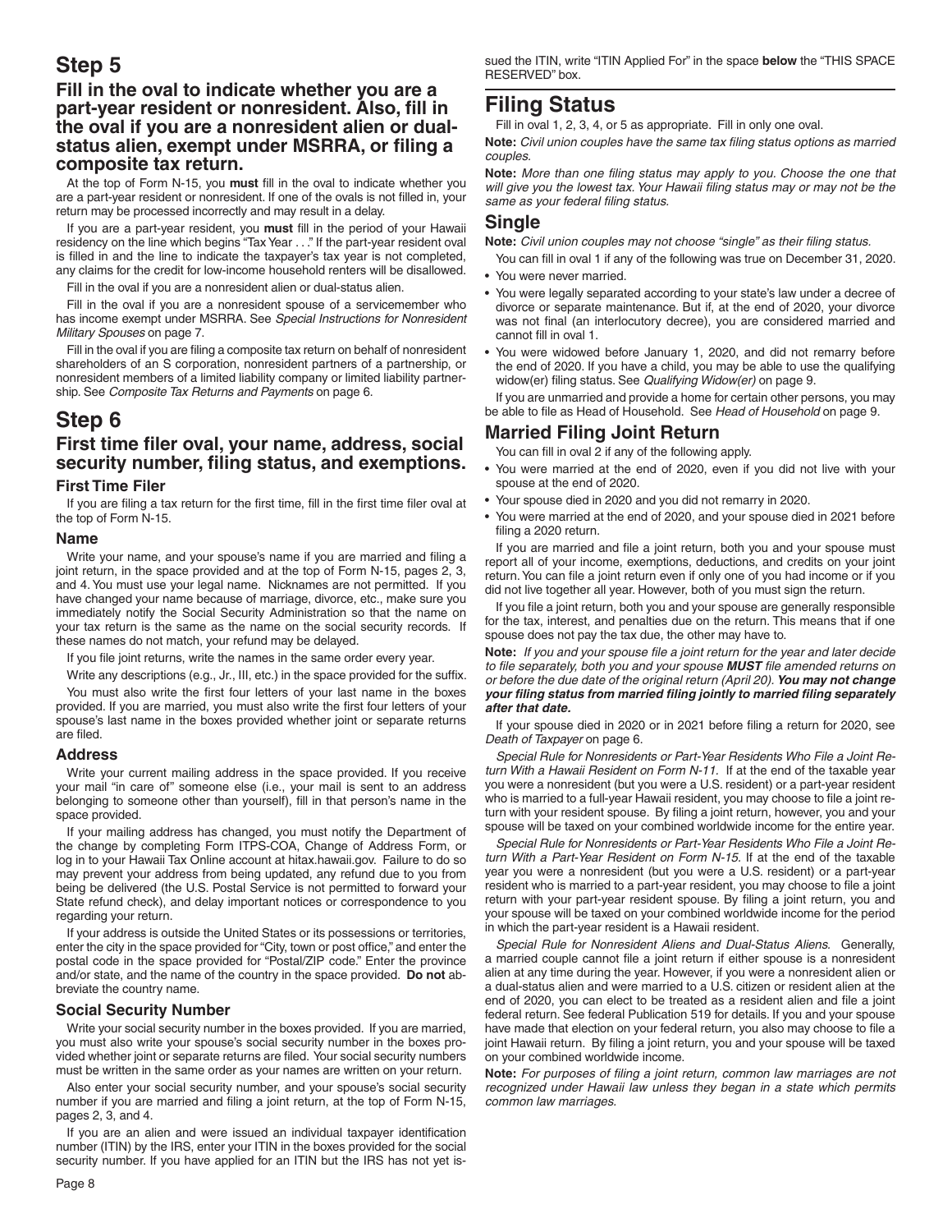# Step 5

## Fill in the oval to indicate whether you are a part-year resident or nonresident. Also, fill in the oval if you are a nonresident alien or dual-status alien, exempt under MSRRA, or filing a composite tax return.

At the top of Form N-15, you **must** fill in the oval to indicate whether you are a part-year resident or nonresident. If one of the ovals is not filled in, your return may be processed incorrectly and may result in a delay.

If you are a part-year resident, you **must** fill in the period of your Hawaii residency on the line which begins "Tax Year . . ." If the part-year resident oval is filled in and the line to indicate the taxpayer's tax year is not completed, any claims for the credit for low-income household renters will be disallowed.

Fill in the oval if you are a nonresident alien or dual-status alien.

Fill in the oval if you are a nonresident spouse of a servicemember who has income exempt under MSRRA. See *Special Instructions for Nonresident Military Spouses* on page 7.

Fill in the oval if you are filing a composite tax return on behalf of nonresident shareholders of an S corporation, nonresident partners of a partnership, or nonresident members of a limited liability company or limited liability partnership. See *Composite Tax Returns and Payments* on page 6.

# Step 6

## First time filer oval, your name, address, social security number, filing status, and exemptions.

### First Time Filer

If you are filing a tax return for the first time, fill in the first time filer oval at the top of Form N-15.

### Name

Write your name, and your spouse's name if you are married and filing a joint return, in the space provided and at the top of Form N-15, pages 2, 3, and 4. You must use your legal name. Nicknames are not permitted. If you have changed your name because of marriage, divorce, etc., make sure you immediately notify the Social Security Administration so that the name on your tax return is the same as the name on the social security records. If these names do not match, your refund may be delayed.

If you file joint returns, write the names in the same order every year.

Write any descriptions (e.g., Jr., III, etc.) in the space provided for the suffix.

You must also write the first four letters of your last name in the boxes provided. If you are married, you must also write the first four letters of your spouse's last name in the boxes provided whether joint or separate returns are filed.

### Address

Write your current mailing address in the space provided. If you receive your mail "in care of" someone else (i.e., your mail is sent to an address belonging to someone other than yourself), fill in that person's name in the space provided.

If your mailing address has changed, you must notify the Department of the change by completing Form ITPS-COA, Change of Address Form, or log in to your Hawaii Tax Online account at hitax.hawaii.gov. Failure to do so may prevent your address from being updated, any refund due to you from being delivered (the U.S. Postal Service is not permitted to forward your State refund check), and delay important notices or correspondence to you regarding your return.

If your address is outside the United States or its possessions or territories, enter the city in the space provided for "City, town or post office," and enter the postal code in the space provided for "Postal/ZIP code." Enter the province and/or state, and the name of the country in the space provided. **Do not** abbreviate the country name.

### Social Security Number

Write your social security number in the boxes provided. If you are married, you must also write your spouse's social security number in the boxes provided whether joint or separate returns are filed. Your social security numbers must be written in the same order as your names are written on your return.

Also enter your social security number, and your spouse's social security number if you are married and filing a joint return, at the top of Form N-15, pages 2, 3, and 4.

If you are an alien and were issued an individual taxpayer identification number (ITIN) by the IRS, enter your ITIN in the boxes provided for the social security number. If you have applied for an ITIN but the IRS has not yet issued the ITIN, write "ITIN Applied For" in the space **below** the "THIS SPACE RESERVED" box.

# Filing Status

Fill in oval 1, 2, 3, 4, or 5 as appropriate. Fill in only one oval.

**Note:** *Civil union couples have the same tax filing status options as married couples.*

**Note:** *More than one filing status may apply to you. Choose the one that will give you the lowest tax. Your Hawaii filing status may or may not be the same as your federal filing status.*

## Single

**Note:** *Civil union couples may not choose "single" as their filing status.*

You can fill in oval 1 if any of the following was true on December 31, 2020.

- You were never married.
- You were legally separated according to your state's law under a decree of divorce or separate maintenance. But if, at the end of 2020, your divorce was not final (an interlocutory decree), you are considered married and cannot fill in oval 1.
- You were widowed before January 1, 2020, and did not remarry before the end of 2020. If you have a child, you may be able to use the qualifying widow(er) filing status. See *Qualifying Widow(er)* on page 9.

If you are unmarried and provide a home for certain other persons, you may be able to file as Head of Household. See *Head of Household* on page 9.

## Married Filing Joint Return

You can fill in oval 2 if any of the following apply.

- You were married at the end of 2020, even if you did not live with your spouse at the end of 2020.
- Your spouse died in 2020 and you did not remarry in 2020.
- You were married at the end of 2020, and your spouse died in 2021 before filing a 2020 return.

If you are married and file a joint return, both you and your spouse must report all of your income, exemptions, deductions, and credits on your joint return. You can file a joint return even if only one of you had income or if you did not live together all year. However, both of you must sign the return.

If you file a joint return, both you and your spouse are generally responsible for the tax, interest, and penalties due on the return. This means that if one spouse does not pay the tax due, the other may have to.

**Note:** *If you and your spouse file a joint return for the year and later decide to file separately, both you and your spouse **MUST** file amended returns on or before the due date of the original return (April 20). **You may not change your filing status from married filing jointly to married filing separately after that date.***

If your spouse died in 2020 or in 2021 before filing a return for 2020, see *Death of Taxpayer* on page 6.

*Special Rule for Nonresidents or Part-Year Residents Who File a Joint Return With a Hawaii Resident on Form N-11.* If at the end of the taxable year you were a nonresident (but you were a U.S. resident) or a part-year resident who is married to a full-year Hawaii resident, you may choose to file a joint return with your resident spouse. By filing a joint return, however, you and your spouse will be taxed on your combined worldwide income for the entire year.

*Special Rule for Nonresidents or Part-Year Residents Who File a Joint Return With a Part-Year Resident on Form N-15.* If at the end of the taxable year you were a nonresident (but you were a U.S. resident) or a part-year resident who is married to a part-year resident, you may choose to file a joint return with your part-year resident spouse. By filing a joint return, you and your spouse will be taxed on your combined worldwide income for the period in which the part-year resident is a Hawaii resident.

*Special Rule for Nonresident Aliens and Dual-Status Aliens.* Generally, a married couple cannot file a joint return if either spouse is a nonresident alien at any time during the year. However, if you were a nonresident alien or a dual-status alien and were married to a U.S. citizen or resident alien at the end of 2020, you can elect to be treated as a resident alien and file a joint federal return. See federal Publication 519 for details. If you and your spouse have made that election on your federal return, you also may choose to file a joint Hawaii return. By filing a joint return, you and your spouse will be taxed on your combined worldwide income.

**Note:** *For purposes of filing a joint return, common law marriages are not recognized under Hawaii law unless they began in a state which permits common law marriages.*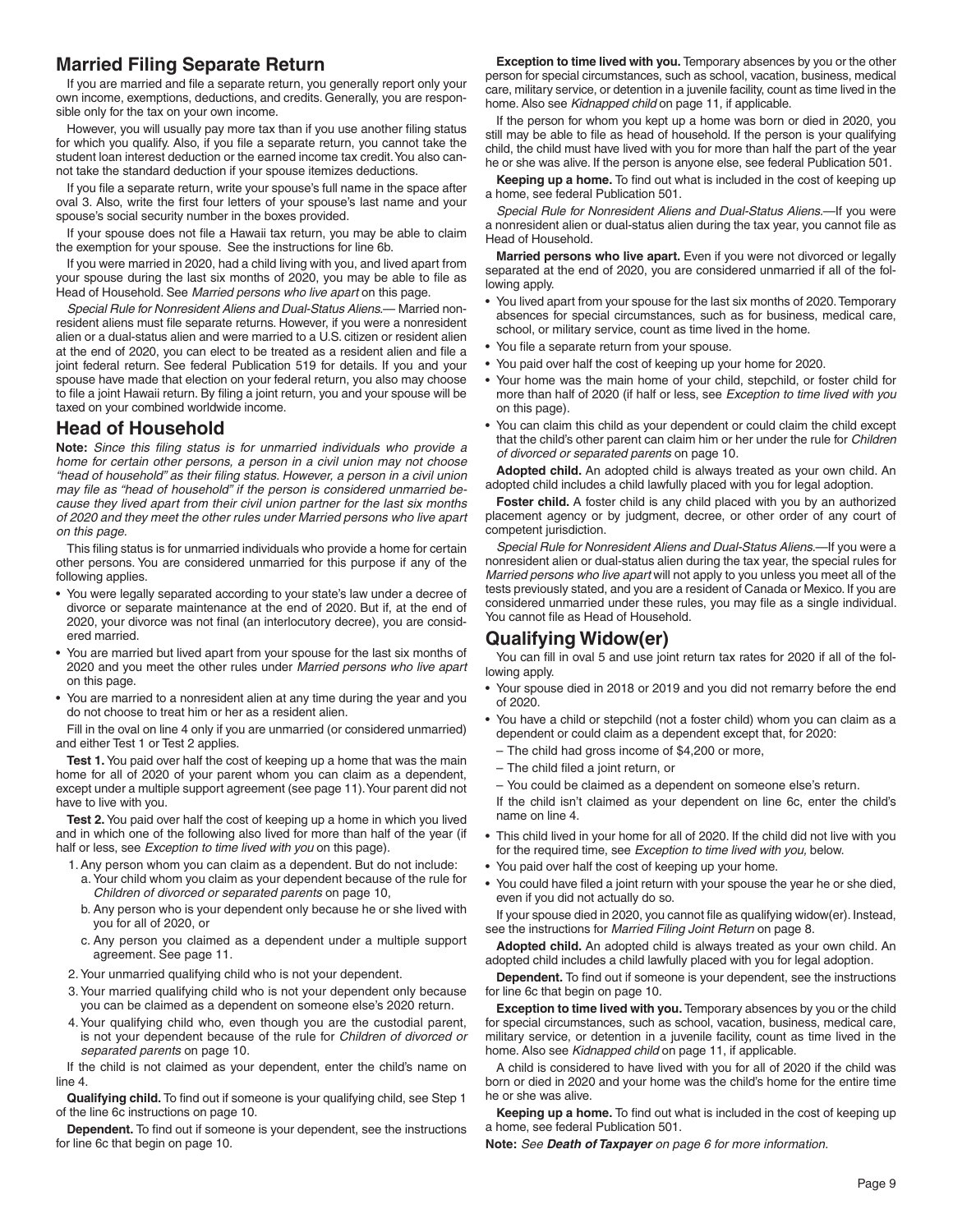## Married Filing Separate Return

If you are married and file a separate return, you generally report only your own income, exemptions, deductions, and credits. Generally, you are responsible only for the tax on your own income.

However, you will usually pay more tax than if you use another filing status for which you qualify. Also, if you file a separate return, you cannot take the student loan interest deduction or the earned income tax credit. You also cannot take the standard deduction if your spouse itemizes deductions.

If you file a separate return, write your spouse's full name in the space after oval 3. Also, write the first four letters of your spouse's last name and your spouse's social security number in the boxes provided.

If your spouse does not file a Hawaii tax return, you may be able to claim the exemption for your spouse. See the instructions for line 6b.

If you were married in 2020, had a child living with you, and lived apart from your spouse during the last six months of 2020, you may be able to file as Head of Household. See *Married persons who live apart* on this page.

*Special Rule for Nonresident Aliens and Dual-Status Aliens.*— Married nonresident aliens must file separate returns. However, if you were a nonresident alien or a dual-status alien and were married to a U.S. citizen or resident alien at the end of 2020, you can elect to be treated as a resident alien and file a joint federal return. See federal Publication 519 for details. If you and your spouse have made that election on your federal return, you also may choose to file a joint Hawaii return. By filing a joint return, you and your spouse will be taxed on your combined worldwide income.

## Head of Household

**Note:** *Since this filing status is for unmarried individuals who provide a home for certain other persons, a person in a civil union may not choose "head of household" as their filing status. However, a person in a civil union may file as "head of household" if the person is considered unmarried because they lived apart from their civil union partner for the last six months of 2020 and they meet the other rules under Married persons who live apart on this page.*

This filing status is for unmarried individuals who provide a home for certain other persons. You are considered unmarried for this purpose if any of the following applies.

- You were legally separated according to your state's law under a decree of divorce or separate maintenance at the end of 2020. But if, at the end of 2020, your divorce was not final (an interlocutory decree), you are considered married.
- You are married but lived apart from your spouse for the last six months of 2020 and you meet the other rules under *Married persons who live apart* on this page.
- You are married to a nonresident alien at any time during the year and you do not choose to treat him or her as a resident alien.

Fill in the oval on line 4 only if you are unmarried (or considered unmarried) and either Test 1 or Test 2 applies.

**Test 1.** You paid over half the cost of keeping up a home that was the main home for all of 2020 of your parent whom you can claim as a dependent, except under a multiple support agreement (see page 11). Your parent did not have to live with you.

**Test 2.** You paid over half the cost of keeping up a home in which you lived and in which one of the following also lived for more than half of the year (if half or less, see *Exception to time lived with you* on this page).

1. Any person whom you can claim as a dependent. But do not include:
   a. Your child whom you claim as your dependent because of the rule for *Children of divorced or separated parents* on page 10,
   b. Any person who is your dependent only because he or she lived with you for all of 2020, or
   c. Any person you claimed as a dependent under a multiple support agreement. See page 11.
2. Your unmarried qualifying child who is not your dependent.
3. Your married qualifying child who is not your dependent only because you can be claimed as a dependent on someone else's 2020 return.
4. Your qualifying child who, even though you are the custodial parent, is not your dependent because of the rule for *Children of divorced or separated parents* on page 10.

If the child is not claimed as your dependent, enter the child's name on line 4.

**Qualifying child.** To find out if someone is your qualifying child, see Step 1 of the line 6c instructions on page 10.

**Dependent.** To find out if someone is your dependent, see the instructions for line 6c that begin on page 10.

**Exception to time lived with you.** Temporary absences by you or the other person for special circumstances, such as school, vacation, business, medical care, military service, or detention in a juvenile facility, count as time lived in the home. Also see *Kidnapped child* on page 11, if applicable.

If the person for whom you kept up a home was born or died in 2020, you still may be able to file as head of household. If the person is your qualifying child, the child must have lived with you for more than half the part of the year he or she was alive. If the person is anyone else, see federal Publication 501.

**Keeping up a home.** To find out what is included in the cost of keeping up a home, see federal Publication 501.

*Special Rule for Nonresident Aliens and Dual-Status Aliens.*—If you were a nonresident alien or dual-status alien during the tax year, you cannot file as Head of Household.

**Married persons who live apart.** Even if you were not divorced or legally separated at the end of 2020, you are considered unmarried if all of the following apply.

- You lived apart from your spouse for the last six months of 2020. Temporary absences for special circumstances, such as for business, medical care, school, or military service, count as time lived in the home.
- You file a separate return from your spouse.
- You paid over half the cost of keeping up your home for 2020.
- Your home was the main home of your child, stepchild, or foster child for more than half of 2020 (if half or less, see *Exception to time lived with you* on this page).
- You can claim this child as your dependent or could claim the child except that the child's other parent can claim him or her under the rule for *Children of divorced or separated parents* on page 10.

**Adopted child.** An adopted child is always treated as your own child. An adopted child includes a child lawfully placed with you for legal adoption.

**Foster child.** A foster child is any child placed with you by an authorized placement agency or by judgment, decree, or other order of any court of competent jurisdiction.

*Special Rule for Nonresident Aliens and Dual-Status Aliens.*—If you were a nonresident alien or dual-status alien during the tax year, the special rules for *Married persons who live apart* will not apply to you unless you meet all of the tests previously stated, and you are a resident of Canada or Mexico. If you are considered unmarried under these rules, you may file as a single individual. You cannot file as Head of Household.

## Qualifying Widow(er)

You can fill in oval 5 and use joint return tax rates for 2020 if all of the following apply.

- Your spouse died in 2018 or 2019 and you did not remarry before the end of 2020.
- You have a child or stepchild (not a foster child) whom you can claim as a dependent or could claim as a dependent except that, for 2020:
  - The child had gross income of $4,200 or more,
  - The child filed a joint return, or
  - You could be claimed as a dependent on someone else's return.

  If the child isn't claimed as your dependent on line 6c, enter the child's name on line 4.
- This child lived in your home for all of 2020. If the child did not live with you for the required time, see *Exception to time lived with you,* below.
- You paid over half the cost of keeping up your home.
- You could have filed a joint return with your spouse the year he or she died, even if you did not actually do so.

If your spouse died in 2020, you cannot file as qualifying widow(er). Instead, see the instructions for *Married Filing Joint Return* on page 8.

**Adopted child.** An adopted child is always treated as your own child. An adopted child includes a child lawfully placed with you for legal adoption.

**Dependent.** To find out if someone is your dependent, see the instructions for line 6c that begin on page 10.

**Exception to time lived with you.** Temporary absences by you or the child for special circumstances, such as school, vacation, business, medical care, military service, or detention in a juvenile facility, count as time lived in the home. Also see *Kidnapped child* on page 11, if applicable.

A child is considered to have lived with you for all of 2020 if the child was born or died in 2020 and your home was the child's home for the entire time he or she was alive.

**Keeping up a home.** To find out what is included in the cost of keeping up a home, see federal Publication 501.

**Note:** *See **Death of Taxpayer** on page 6 for more information.*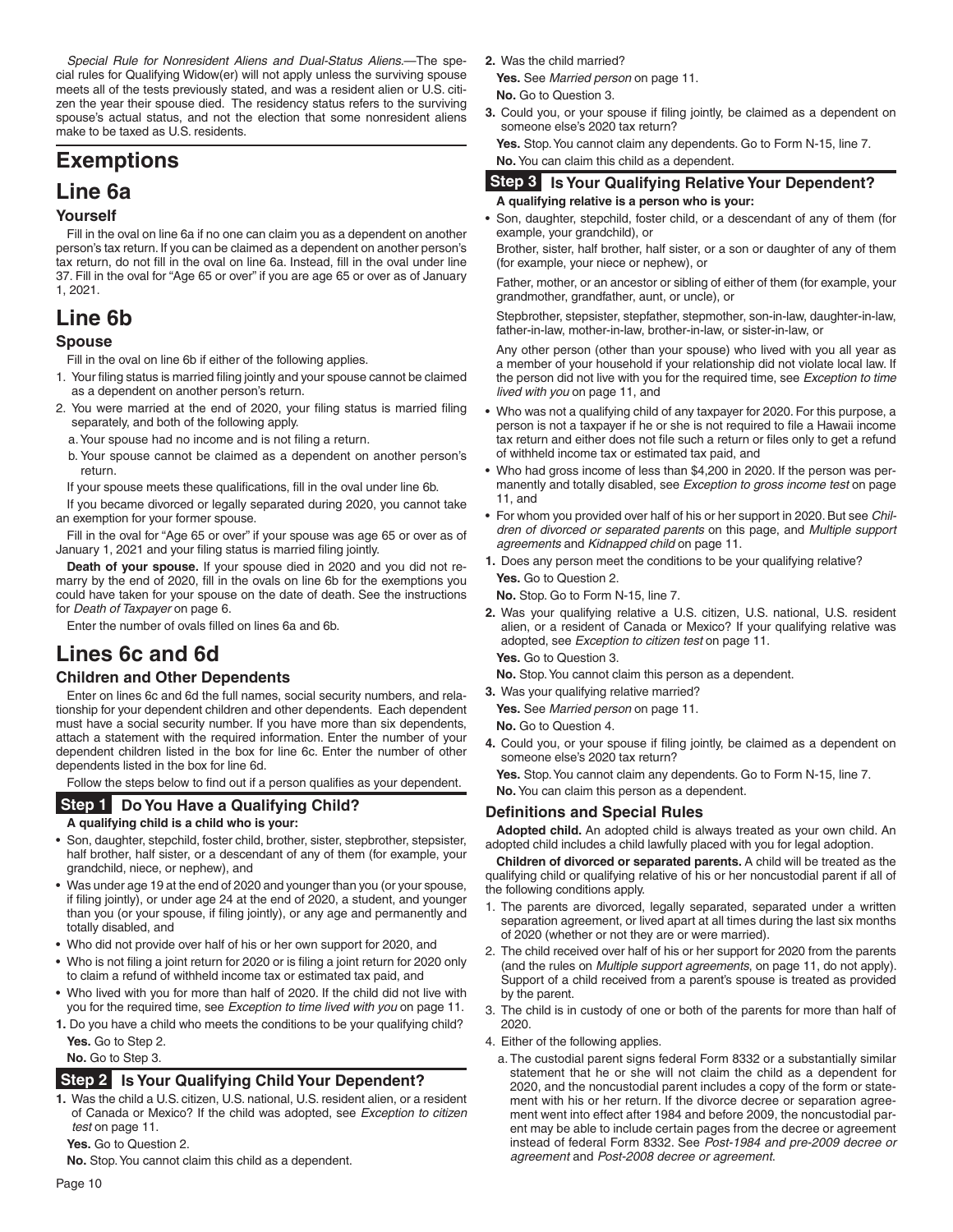*Special Rule for Nonresident Aliens and Dual-Status Aliens.*—The special rules for Qualifying Widow(er) will not apply unless the surviving spouse meets all of the tests previously stated, and was a resident alien or U.S. citizen the year their spouse died. The residency status refers to the surviving spouse's actual status, and not the election that some nonresident aliens make to be taxed as U.S. residents.

# Exemptions

## Line 6a

### Yourself

Fill in the oval on line 6a if no one can claim you as a dependent on another person's tax return. If you can be claimed as a dependent on another person's tax return, do not fill in the oval on line 6a. Instead, fill in the oval under line 37. Fill in the oval for "Age 65 or over" if you are age 65 or over as of January 1, 2021.

## Line 6b

### Spouse

Fill in the oval on line 6b if either of the following applies.

1. Your filing status is married filing jointly and your spouse cannot be claimed as a dependent on another person's return.
2. You were married at the end of 2020, your filing status is married filing separately, and both of the following apply.
   a. Your spouse had no income and is not filing a return.
   b. Your spouse cannot be claimed as a dependent on another person's return.

If your spouse meets these qualifications, fill in the oval under line 6b.

If you became divorced or legally separated during 2020, you cannot take an exemption for your former spouse.

Fill in the oval for "Age 65 or over" if your spouse was age 65 or over as of January 1, 2021 and your filing status is married filing jointly.

**Death of your spouse.** If your spouse died in 2020 and you did not remarry by the end of 2020, fill in the ovals on line 6b for the exemptions you could have taken for your spouse on the date of death. See the instructions for *Death of Taxpayer* on page 6.

Enter the number of ovals filled on lines 6a and 6b.

## Lines 6c and 6d

### Children and Other Dependents

Enter on lines 6c and 6d the full names, social security numbers, and relationship for your dependent children and other dependents. Each dependent must have a social security number. If you have more than six dependents, attach a statement with the required information. Enter the number of your dependent children listed in the box for line 6c. Enter the number of other dependents listed in the box for line 6d.

Follow the steps below to find out if a person qualifies as your dependent.

### Step 1 Do You Have a Qualifying Child?

**A qualifying child is a child who is your:**

- Son, daughter, stepchild, foster child, brother, sister, stepbrother, stepsister, half brother, half sister, or a descendant of any of them (for example, your grandchild, niece, or nephew), and
- Was under age 19 at the end of 2020 and younger than you (or your spouse, if filing jointly), or under age 24 at the end of 2020, a student, and younger than you (or your spouse, if filing jointly), or any age and permanently and totally disabled, and
- Who did not provide over half of his or her own support for 2020, and
- Who is not filing a joint return for 2020 or is filing a joint return for 2020 only to claim a refund of withheld income tax or estimated tax paid, and
- Who lived with you for more than half of 2020. If the child did not live with you for the required time, see *Exception to time lived with you* on page 11.

**1.** Do you have a child who meets the conditions to be your qualifying child?

**Yes.** Go to Step 2.

**No.** Go to Step 3.

### Step 2 Is Your Qualifying Child Your Dependent?

**1.** Was the child a U.S. citizen, U.S. national, U.S. resident alien, or a resident of Canada or Mexico? If the child was adopted, see *Exception to citizen test* on page 11.

**Yes.** Go to Question 2.

**No.** Stop. You cannot claim this child as a dependent.

**2.** Was the child married?

**Yes.** See *Married person* on page 11.

**No.** Go to Question 3.

**3.** Could you, or your spouse if filing jointly, be claimed as a dependent on someone else's 2020 tax return?

**Yes.** Stop. You cannot claim any dependents. Go to Form N-15, line 7.

**No.** You can claim this child as a dependent.

### Step 3 Is Your Qualifying Relative Your Dependent?

**A qualifying relative is a person who is your:**

- Son, daughter, stepchild, foster child, or a descendant of any of them (for example, your grandchild), or

  Brother, sister, half brother, half sister, or a son or daughter of any of them (for example, your niece or nephew), or

  Father, mother, or an ancestor or sibling of either of them (for example, your grandmother, grandfather, aunt, or uncle), or

  Stepbrother, stepsister, stepfather, stepmother, son-in-law, daughter-in-law, father-in-law, mother-in-law, brother-in-law, or sister-in-law, or

  Any other person (other than your spouse) who lived with you all year as a member of your household if your relationship did not violate local law. If the person did not live with you for the required time, see *Exception to time lived with you* on page 11, and
- Who was not a qualifying child of any taxpayer for 2020. For this purpose, a person is not a taxpayer if he or she is not required to file a Hawaii income tax return and either does not file such a return or files only to get a refund of withheld income tax or estimated tax paid, and
- Who had gross income of less than $4,200 in 2020. If the person was permanently and totally disabled, see *Exception to gross income test* on page 11, and
- For whom you provided over half of his or her support in 2020. But see *Children of divorced or separated parents* on this page, and *Multiple support agreements* and *Kidnapped child* on page 11.

**1.** Does any person meet the conditions to be your qualifying relative?

**Yes.** Go to Question 2.

**No.** Stop. Go to Form N-15, line 7.

**2.** Was your qualifying relative a U.S. citizen, U.S. national, U.S. resident alien, or a resident of Canada or Mexico? If your qualifying relative was adopted, see *Exception to citizen test* on page 11.

**Yes.** Go to Question 3.

**No.** Stop. You cannot claim this person as a dependent.

**3.** Was your qualifying relative married?

**Yes.** See *Married person* on page 11.

**No.** Go to Question 4.

**4.** Could you, or your spouse if filing jointly, be claimed as a dependent on someone else's 2020 tax return?

**Yes.** Stop. You cannot claim any dependents. Go to Form N-15, line 7.

**No.** You can claim this person as a dependent.

### Definitions and Special Rules

**Adopted child.** An adopted child is always treated as your own child. An adopted child includes a child lawfully placed with you for legal adoption.

**Children of divorced or separated parents.** A child will be treated as the qualifying child or qualifying relative of his or her noncustodial parent if all of the following conditions apply.

1. The parents are divorced, legally separated, separated under a written separation agreement, or lived apart at all times during the last six months of 2020 (whether or not they are or were married).
2. The child received over half of his or her support for 2020 from the parents (and the rules on *Multiple support agreements*, on page 11, do not apply). Support of a child received from a parent's spouse is treated as provided by the parent.
3. The child is in custody of one or both of the parents for more than half of 2020.
4. Either of the following applies.
   a. The custodial parent signs federal Form 8332 or a substantially similar statement that he or she will not claim the child as a dependent for 2020, and the noncustodial parent includes a copy of the form or statement with his or her return. If the divorce decree or separation agreement went into effect after 1984 and before 2009, the noncustodial parent may be able to include certain pages from the decree or agreement instead of federal Form 8332. See *Post-1984 and pre-2009 decree or agreement* and *Post-2008 decree or agreement*.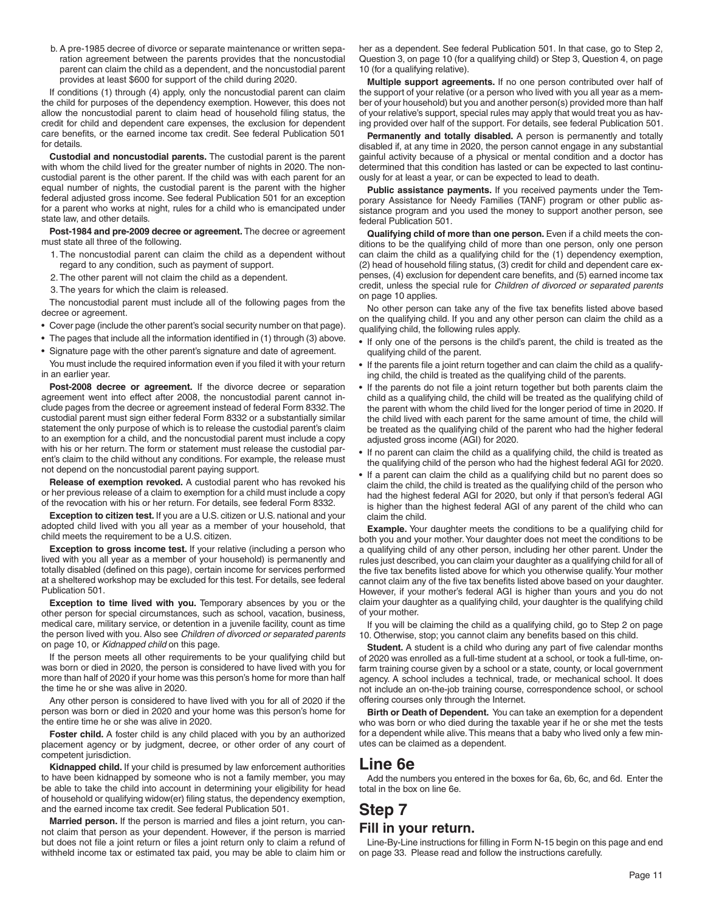b. A pre-1985 decree of divorce or separate maintenance or written separation agreement between the parents provides that the noncustodial parent can claim the child as a dependent, and the noncustodial parent provides at least $600 for support of the child during 2020.

If conditions (1) through (4) apply, only the noncustodial parent can claim the child for purposes of the dependency exemption. However, this does not allow the noncustodial parent to claim head of household filing status, the credit for child and dependent care expenses, the exclusion for dependent care benefits, or the earned income tax credit. See federal Publication 501 for details.

**Custodial and noncustodial parents.** The custodial parent is the parent with whom the child lived for the greater number of nights in 2020. The noncustodial parent is the other parent. If the child was with each parent for an equal number of nights, the custodial parent is the parent with the higher federal adjusted gross income. See federal Publication 501 for an exception for a parent who works at night, rules for a child who is emancipated under state law, and other details.

**Post-1984 and pre-2009 decree or agreement.** The decree or agreement must state all three of the following.

1. The noncustodial parent can claim the child as a dependent without regard to any condition, such as payment of support.
2. The other parent will not claim the child as a dependent.
3. The years for which the claim is released.

The noncustodial parent must include all of the following pages from the decree or agreement.

- Cover page (include the other parent's social security number on that page).
- The pages that include all the information identified in (1) through (3) above.
- Signature page with the other parent's signature and date of agreement.

You must include the required information even if you filed it with your return in an earlier year.

**Post-2008 decree or agreement.** If the divorce decree or separation agreement went into effect after 2008, the noncustodial parent cannot include pages from the decree or agreement instead of federal Form 8332. The custodial parent must sign either federal Form 8332 or a substantially similar statement the only purpose of which is to release the custodial parent's claim to an exemption for a child, and the noncustodial parent must include a copy with his or her return. The form or statement must release the custodial parent's claim to the child without any conditions. For example, the release must not depend on the noncustodial parent paying support.

**Release of exemption revoked.** A custodial parent who has revoked his or her previous release of a claim to exemption for a child must include a copy of the revocation with his or her return. For details, see federal Form 8332.

**Exception to citizen test.** If you are a U.S. citizen or U.S. national and your adopted child lived with you all year as a member of your household, that child meets the requirement to be a U.S. citizen.

**Exception to gross income test.** If your relative (including a person who lived with you all year as a member of your household) is permanently and totally disabled (defined on this page), certain income for services performed at a sheltered workshop may be excluded for this test. For details, see federal Publication 501.

**Exception to time lived with you.** Temporary absences by you or the other person for special circumstances, such as school, vacation, business, medical care, military service, or detention in a juvenile facility, count as time the person lived with you. Also see *Children of divorced or separated parents* on page 10, or *Kidnapped child* on this page.

If the person meets all other requirements to be your qualifying child but was born or died in 2020, the person is considered to have lived with you for more than half of 2020 if your home was this person's home for more than half the time he or she was alive in 2020.

Any other person is considered to have lived with you for all of 2020 if the person was born or died in 2020 and your home was this person's home for the entire time he or she was alive in 2020.

**Foster child.** A foster child is any child placed with you by an authorized placement agency or by judgment, decree, or other order of any court of competent jurisdiction.

**Kidnapped child.** If your child is presumed by law enforcement authorities to have been kidnapped by someone who is not a family member, you may be able to take the child into account in determining your eligibility for head of household or qualifying widow(er) filing status, the dependency exemption, and the earned income tax credit. See federal Publication 501.

**Married person.** If the person is married and files a joint return, you cannot claim that person as your dependent. However, if the person is married but does not file a joint return or files a joint return only to claim a refund of withheld income tax or estimated tax paid, you may be able to claim him or her as a dependent. See federal Publication 501. In that case, go to Step 2, Question 3, on page 10 (for a qualifying child) or Step 3, Question 4, on page 10 (for a qualifying relative).

**Multiple support agreements.** If no one person contributed over half of the support of your relative (or a person who lived with you all year as a member of your household) but you and another person(s) provided more than half of your relative's support, special rules may apply that would treat you as having provided over half of the support. For details, see federal Publication 501.

**Permanently and totally disabled.** A person is permanently and totally disabled if, at any time in 2020, the person cannot engage in any substantial gainful activity because of a physical or mental condition and a doctor has determined that this condition has lasted or can be expected to last continuously for at least a year, or can be expected to lead to death.

**Public assistance payments.** If you received payments under the Temporary Assistance for Needy Families (TANF) program or other public assistance program and you used the money to support another person, see federal Publication 501.

**Qualifying child of more than one person.** Even if a child meets the conditions to be the qualifying child of more than one person, only one person can claim the child as a qualifying child for the (1) dependency exemption, (2) head of household filing status, (3) credit for child and dependent care expenses, (4) exclusion for dependent care benefits, and (5) earned income tax credit, unless the special rule for *Children of divorced or separated parents* on page 10 applies.

No other person can take any of the five tax benefits listed above based on the qualifying child. If you and any other person can claim the child as a qualifying child, the following rules apply.

- If only one of the persons is the child's parent, the child is treated as the qualifying child of the parent.
- If the parents file a joint return together and can claim the child as a qualifying child, the child is treated as the qualifying child of the parents.
- If the parents do not file a joint return together but both parents claim the child as a qualifying child, the child will be treated as the qualifying child of the parent with whom the child lived for the longer period of time in 2020. If the child lived with each parent for the same amount of time, the child will be treated as the qualifying child of the parent who had the higher federal adjusted gross income (AGI) for 2020.
- If no parent can claim the child as a qualifying child, the child is treated as the qualifying child of the person who had the highest federal AGI for 2020.
- If a parent can claim the child as a qualifying child but no parent does so claim the child, the child is treated as the qualifying child of the person who had the highest federal AGI for 2020, but only if that person's federal AGI is higher than the highest federal AGI of any parent of the child who can claim the child.

**Example.** Your daughter meets the conditions to be a qualifying child for both you and your mother. Your daughter does not meet the conditions to be a qualifying child of any other person, including her other parent. Under the rules just described, you can claim your daughter as a qualifying child for all of the five tax benefits listed above for which you otherwise qualify. Your mother cannot claim any of the five tax benefits listed above based on your daughter. However, if your mother's federal AGI is higher than yours and you do not claim your daughter as a qualifying child, your daughter is the qualifying child of your mother.

If you will be claiming the child as a qualifying child, go to Step 2 on page 10. Otherwise, stop; you cannot claim any benefits based on this child.

**Student.** A student is a child who during any part of five calendar months of 2020 was enrolled as a full-time student at a school, or took a full-time, on-farm training course given by a school or a state, county, or local government agency. A school includes a technical, trade, or mechanical school. It does not include an on-the-job training course, correspondence school, or school offering courses only through the Internet.

**Birth or Death of Dependent.** You can take an exemption for a dependent who was born or who died during the taxable year if he or she met the tests for a dependent while alive. This means that a baby who lived only a few minutes can be claimed as a dependent.

# Line 6e

Add the numbers you entered in the boxes for 6a, 6b, 6c, and 6d. Enter the total in the box on line 6e.

# Step 7

## Fill in your return.

Line-By-Line instructions for filling in Form N-15 begin on this page and end on page 33. Please read and follow the instructions carefully.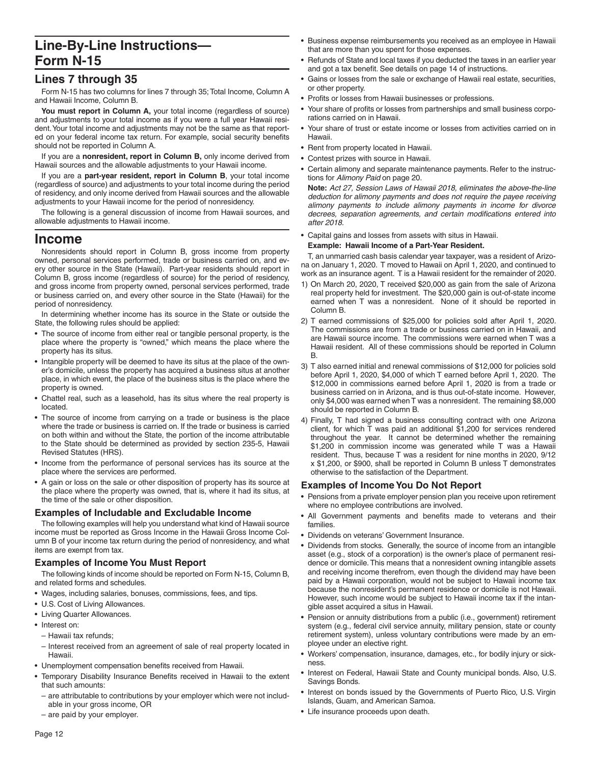# Line-By-Line Instructions— Form N-15

## Lines 7 through 35

Form N-15 has two columns for lines 7 through 35; Total Income, Column A and Hawaii Income, Column B.

**You must report in Column A,** your total income (regardless of source) and adjustments to your total income as if you were a full year Hawaii resident. Your total income and adjustments may not be the same as that reported on your federal income tax return. For example, social security benefits should not be reported in Column A.

If you are a **nonresident, report in Column B,** only income derived from Hawaii sources and the allowable adjustments to your Hawaii income.

If you are a **part-year resident, report in Column B**, your total income (regardless of source) and adjustments to your total income during the period of residency, and only income derived from Hawaii sources and the allowable adjustments to your Hawaii income for the period of nonresidency.

The following is a general discussion of income from Hawaii sources, and allowable adjustments to Hawaii income.

# Income

Nonresidents should report in Column B, gross income from property owned, personal services performed, trade or business carried on, and every other source in the State (Hawaii). Part-year residents should report in Column B, gross income (regardless of source) for the period of residency, and gross income from property owned, personal services performed, trade or business carried on, and every other source in the State (Hawaii) for the period of nonresidency.

In determining whether income has its source in the State or outside the State, the following rules should be applied:

- The source of income from either real or tangible personal property, is the place where the property is "owned," which means the place where the property has its situs.
- Intangible property will be deemed to have its situs at the place of the owner's domicile, unless the property has acquired a business situs at another place, in which event, the place of the business situs is the place where the property is owned.
- Chattel real, such as a leasehold, has its situs where the real property is located.
- The source of income from carrying on a trade or business is the place where the trade or business is carried on. If the trade or business is carried on both within and without the State, the portion of the income attributable to the State should be determined as provided by section 235-5, Hawaii Revised Statutes (HRS).
- Income from the performance of personal services has its source at the place where the services are performed.
- A gain or loss on the sale or other disposition of property has its source at the place where the property was owned, that is, where it had its situs, at the time of the sale or other disposition.

### Examples of Includable and Excludable Income

The following examples will help you understand what kind of Hawaii source income must be reported as Gross Income in the Hawaii Gross Income Column B of your income tax return during the period of nonresidency, and what items are exempt from tax.

### Examples of Income You Must Report

The following kinds of income should be reported on Form N-15, Column B, and related forms and schedules.

- Wages, including salaries, bonuses, commissions, fees, and tips.
- U.S. Cost of Living Allowances.
- Living Quarter Allowances.
- Interest on:
  - Hawaii tax refunds;
  - Interest received from an agreement of sale of real property located in Hawaii.
- Unemployment compensation benefits received from Hawaii.
- Temporary Disability Insurance Benefits received in Hawaii to the extent that such amounts:
  - are attributable to contributions by your employer which were not includable in your gross income, OR
  - are paid by your employer.
- Business expense reimbursements you received as an employee in Hawaii that are more than you spent for those expenses.
- Refunds of State and local taxes if you deducted the taxes in an earlier year and got a tax benefit. See details on page 14 of instructions.
- Gains or losses from the sale or exchange of Hawaii real estate, securities, or other property.
- Profits or losses from Hawaii businesses or professions.
- Your share of profits or losses from partnerships and small business corporations carried on in Hawaii.
- Your share of trust or estate income or losses from activities carried on in Hawaii.
- Rent from property located in Hawaii.
- Contest prizes with source in Hawaii.
- Certain alimony and separate maintenance payments. Refer to the instructions for *Alimony Paid* on page 20.

  **Note:** *Act 27, Session Laws of Hawaii 2018, eliminates the above-the-line deduction for alimony payments and does not require the payee receiving alimony payments to include alimony payments in income for divorce decrees, separation agreements, and certain modifications entered into after 2018.*
- Capital gains and losses from assets with situs in Hawaii.

**Example: Hawaii Income of a Part-Year Resident.**

T, an unmarried cash basis calendar year taxpayer, was a resident of Arizona on January 1, 2020. T moved to Hawaii on April 1, 2020, and continued to work as an insurance agent. T is a Hawaii resident for the remainder of 2020.

1) On March 20, 2020, T received $20,000 as gain from the sale of Arizona real property held for investment. The $20,000 gain is out-of-state income earned when T was a nonresident. None of it should be reported in Column B.
2) T earned commissions of $25,000 for policies sold after April 1, 2020. The commissions are from a trade or business carried on in Hawaii, and are Hawaii source income. The commissions were earned when T was a Hawaii resident. All of these commissions should be reported in Column B.
3) T also earned initial and renewal commissions of $12,000 for policies sold before April 1, 2020, $4,000 of which T earned before April 1, 2020. The $12,000 in commissions earned before April 1, 2020 is from a trade or business carried on in Arizona, and is thus out-of-state income. However, only $4,000 was earned when T was a nonresident. The remaining $8,000 should be reported in Column B.
4) Finally, T had signed a business consulting contract with one Arizona client, for which T was paid an additional $1,200 for services rendered throughout the year. It cannot be determined whether the remaining $1,200 in commission income was generated while T was a Hawaii resident. Thus, because T was a resident for nine months in 2020, 9/12 x $1,200, or $900, shall be reported in Column B unless T demonstrates otherwise to the satisfaction of the Department.

### Examples of Income You Do Not Report

- Pensions from a private employer pension plan you receive upon retirement where no employee contributions are involved.
- All Government payments and benefits made to veterans and their families.
- Dividends on veterans' Government Insurance.
- Dividends from stocks. Generally, the source of income from an intangible asset (e.g., stock of a corporation) is the owner's place of permanent residence or domicile. This means that a nonresident owning intangible assets and receiving income therefrom, even though the dividend may have been paid by a Hawaii corporation, would not be subject to Hawaii income tax because the nonresident's permanent residence or domicile is not Hawaii. However, such income would be subject to Hawaii income tax if the intangible asset acquired a situs in Hawaii.
- Pension or annuity distributions from a public (i.e., government) retirement system (e.g., federal civil service annuity, military pension, state or county retirement system), unless voluntary contributions were made by an employee under an elective right.
- Workers' compensation, insurance, damages, etc., for bodily injury or sickness.
- Interest on Federal, Hawaii State and County municipal bonds. Also, U.S. Savings Bonds.
- Interest on bonds issued by the Governments of Puerto Rico, U.S. Virgin Islands, Guam, and American Samoa.
- Life insurance proceeds upon death.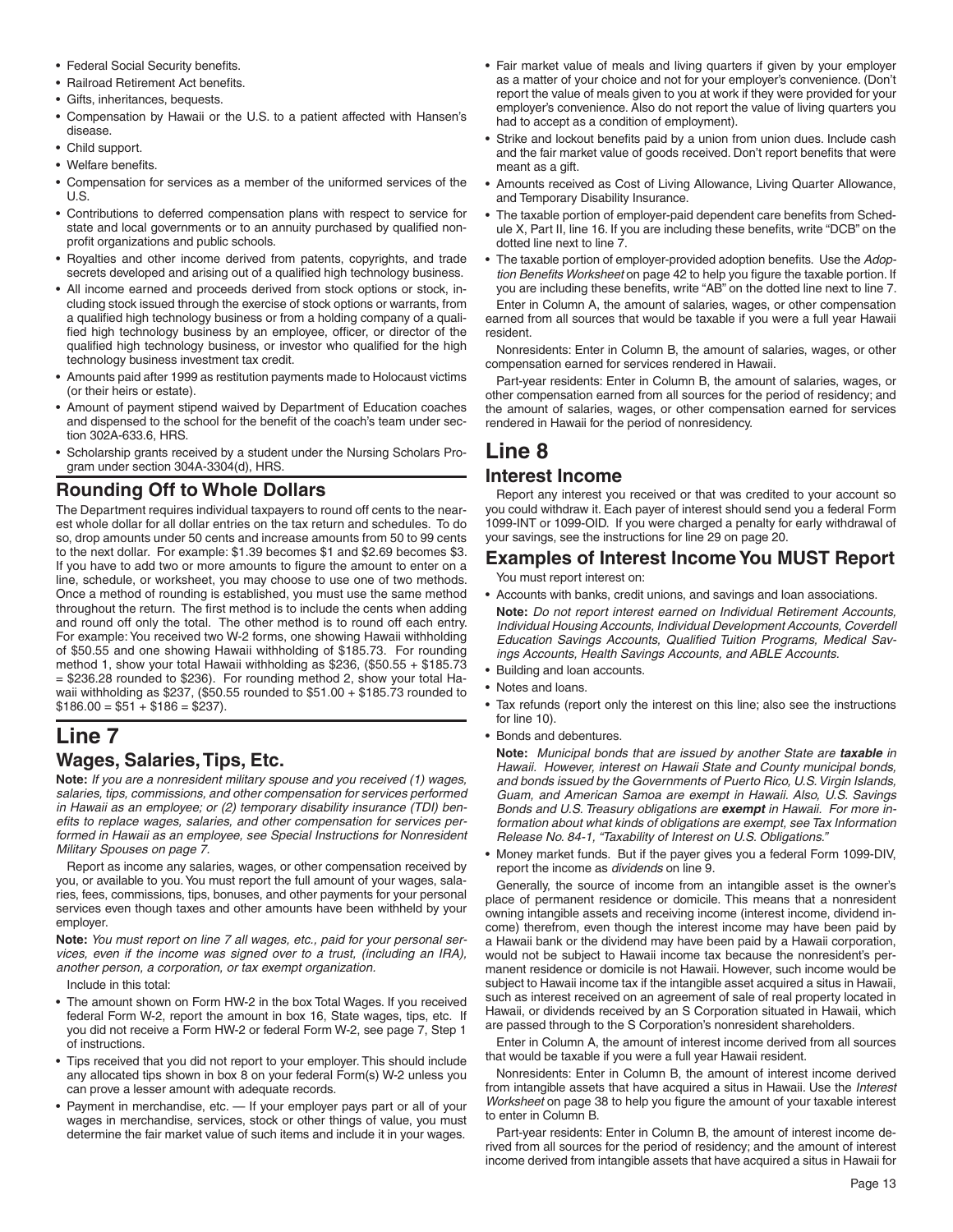- Federal Social Security benefits.
- Railroad Retirement Act benefits.
- Gifts, inheritances, bequests.
- Compensation by Hawaii or the U.S. to a patient affected with Hansen's disease.
- Child support.
- Welfare benefits.
- Compensation for services as a member of the uniformed services of the U.S.
- Contributions to deferred compensation plans with respect to service for state and local governments or to an annuity purchased by qualified nonprofit organizations and public schools.
- Royalties and other income derived from patents, copyrights, and trade secrets developed and arising out of a qualified high technology business.
- All income earned and proceeds derived from stock options or stock, including stock issued through the exercise of stock options or warrants, from a qualified high technology business or from a holding company of a qualified high technology business by an employee, officer, or director of the qualified high technology business, or investor who qualified for the high technology business investment tax credit.
- Amounts paid after 1999 as restitution payments made to Holocaust victims (or their heirs or estate).
- Amount of payment stipend waived by Department of Education coaches and dispensed to the school for the benefit of the coach's team under section 302A-633.6, HRS.
- Scholarship grants received by a student under the Nursing Scholars Program under section 304A-3304(d), HRS.

## Rounding Off to Whole Dollars

The Department requires individual taxpayers to round off cents to the nearest whole dollar for all dollar entries on the tax return and schedules. To do so, drop amounts under 50 cents and increase amounts from 50 to 99 cents to the next dollar. For example: $1.39 becomes $1 and $2.69 becomes $3. If you have to add two or more amounts to figure the amount to enter on a line, schedule, or worksheet, you may choose to use one of two methods. Once a method of rounding is established, you must use the same method throughout the return. The first method is to include the cents when adding and round off only the total. The other method is to round off each entry. For example: You received two W-2 forms, one showing Hawaii withholding of $50.55 and one showing Hawaii withholding of $185.73. For rounding method 1, show your total Hawaii withholding as $236, ($50.55 + $185.73 = $236.28 rounded to $236). For rounding method 2, show your total Hawaii withholding as $237, ($50.55 rounded to $51.00 + $185.73 rounded to $186.00 = $51 + $186 = $237).

# Line 7

## Wages, Salaries, Tips, Etc.

**Note:** *If you are a nonresident military spouse and you received (1) wages, salaries, tips, commissions, and other compensation for services performed in Hawaii as an employee; or (2) temporary disability insurance (TDI) benefits to replace wages, salaries, and other compensation for services performed in Hawaii as an employee, see Special Instructions for Nonresident Military Spouses on page 7.*

Report as income any salaries, wages, or other compensation received by you, or available to you. You must report the full amount of your wages, salaries, fees, commissions, tips, bonuses, and other payments for your personal services even though taxes and other amounts have been withheld by your employer.

**Note:** *You must report on line 7 all wages, etc., paid for your personal services, even if the income was signed over to a trust, (including an IRA), another person, a corporation, or tax exempt organization.*

Include in this total:

- The amount shown on Form HW-2 in the box Total Wages. If you received federal Form W-2, report the amount in box 16, State wages, tips, etc. If you did not receive a Form HW-2 or federal Form W-2, see page 7, Step 1 of instructions.
- Tips received that you did not report to your employer. This should include any allocated tips shown in box 8 on your federal Form(s) W-2 unless you can prove a lesser amount with adequate records.
- Payment in merchandise, etc. — If your employer pays part or all of your wages in merchandise, services, stock or other things of value, you must determine the fair market value of such items and include it in your wages.
- Fair market value of meals and living quarters if given by your employer as a matter of your choice and not for your employer's convenience. (Don't report the value of meals given to you at work if they were provided for your employer's convenience. Also do not report the value of living quarters you had to accept as a condition of employment).
- Strike and lockout benefits paid by a union from union dues. Include cash and the fair market value of goods received. Don't report benefits that were meant as a gift.
- Amounts received as Cost of Living Allowance, Living Quarter Allowance, and Temporary Disability Insurance.
- The taxable portion of employer-paid dependent care benefits from Schedule X, Part II, line 16. If you are including these benefits, write "DCB" on the dotted line next to line 7.
- The taxable portion of employer-provided adoption benefits. Use the *Adoption Benefits Worksheet* on page 42 to help you figure the taxable portion. If you are including these benefits, write "AB" on the dotted line next to line 7.

Enter in Column A, the amount of salaries, wages, or other compensation earned from all sources that would be taxable if you were a full year Hawaii resident.

Nonresidents: Enter in Column B, the amount of salaries, wages, or other compensation earned for services rendered in Hawaii.

Part-year residents: Enter in Column B, the amount of salaries, wages, or other compensation earned from all sources for the period of residency; and the amount of salaries, wages, or other compensation earned for services rendered in Hawaii for the period of nonresidency.

# Line 8

## Interest Income

Report any interest you received or that was credited to your account so you could withdraw it. Each payer of interest should send you a federal Form 1099-INT or 1099-OID. If you were charged a penalty for early withdrawal of your savings, see the instructions for line 29 on page 20.

## Examples of Interest Income You MUST Report

You must report interest on:

- Accounts with banks, credit unions, and savings and loan associations.

  **Note:** *Do not report interest earned on Individual Retirement Accounts, Individual Housing Accounts, Individual Development Accounts, Coverdell Education Savings Accounts, Qualified Tuition Programs, Medical Savings Accounts, Health Savings Accounts, and ABLE Accounts.*
- Building and loan accounts.
- Notes and loans.
- Tax refunds (report only the interest on this line; also see the instructions for line 10).
- Bonds and debentures.

  **Note:** *Municipal bonds that are issued by another State are **taxable** in Hawaii. However, interest on Hawaii State and County municipal bonds, and bonds issued by the Governments of Puerto Rico, U.S. Virgin Islands, Guam, and American Samoa are exempt in Hawaii. Also, U.S. Savings Bonds and U.S. Treasury obligations are **exempt** in Hawaii. For more information about what kinds of obligations are exempt, see Tax Information Release No. 84-1, "Taxability of Interest on U.S. Obligations."*
- Money market funds. But if the payer gives you a federal Form 1099-DIV, report the income as *dividends* on line 9.

Generally, the source of income from an intangible asset is the owner's place of permanent residence or domicile. This means that a nonresident owning intangible assets and receiving income (interest income, dividend income) therefrom, even though the interest income may have been paid by a Hawaii bank or the dividend may have been paid by a Hawaii corporation, would not be subject to Hawaii income tax because the nonresident's permanent residence or domicile is not Hawaii. However, such income would be subject to Hawaii income tax if the intangible asset acquired a situs in Hawaii, such as interest received on an agreement of sale of real property located in Hawaii, or dividends received by an S Corporation situated in Hawaii, which are passed through to the S Corporation's nonresident shareholders.

Enter in Column A, the amount of interest income derived from all sources that would be taxable if you were a full year Hawaii resident.

Nonresidents: Enter in Column B, the amount of interest income derived from intangible assets that have acquired a situs in Hawaii. Use the *Interest Worksheet* on page 38 to help you figure the amount of your taxable interest to enter in Column B.

Part-year residents: Enter in Column B, the amount of interest income derived from all sources for the period of residency; and the amount of interest income derived from intangible assets that have acquired a situs in Hawaii for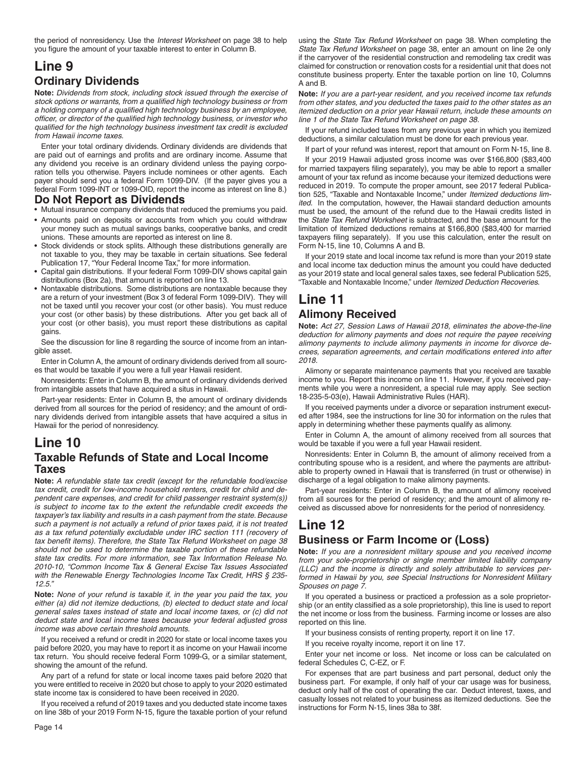the period of nonresidency. Use the *Interest Worksheet* on page 38 to help you figure the amount of your taxable interest to enter in Column B.

# Line 9

## Ordinary Dividends

**Note:** *Dividends from stock, including stock issued through the exercise of stock options or warrants, from a qualified high technology business or from a holding company of a qualified high technology business by an employee, officer, or director of the qualified high technology business, or investor who qualified for the high technology business investment tax credit is excluded from Hawaii income taxes.*

Enter your total ordinary dividends. Ordinary dividends are dividends that are paid out of earnings and profits and are ordinary income. Assume that any dividend you receive is an ordinary dividend unless the paying corporation tells you otherwise. Payers include nominees or other agents. Each payer should send you a federal Form 1099-DIV. (If the payer gives you a federal Form 1099-INT or 1099-OID, report the income as interest on line 8.)

## Do Not Report as Dividends

- Mutual insurance company dividends that reduced the premiums you paid.
- Amounts paid on deposits or accounts from which you could withdraw your money such as mutual savings banks, cooperative banks, and credit unions. These amounts are reported as interest on line 8.
- Stock dividends or stock splits. Although these distributions generally are not taxable to you, they may be taxable in certain situations. See federal Publication 17, "Your Federal Income Tax," for more information.
- Capital gain distributions. If your federal Form 1099-DIV shows capital gain distributions (Box 2a), that amount is reported on line 13.
- Nontaxable distributions. Some distributions are nontaxable because they are a return of your investment (Box 3 of federal Form 1099-DIV). They will not be taxed until you recover your cost (or other basis). You must reduce your cost (or other basis) by these distributions. After you get back all of your cost (or other basis), you must report these distributions as capital gains.

See the discussion for line 8 regarding the source of income from an intangible asset.

Enter in Column A, the amount of ordinary dividends derived from all sources that would be taxable if you were a full year Hawaii resident.

Nonresidents: Enter in Column B, the amount of ordinary dividends derived from intangible assets that have acquired a situs in Hawaii.

Part-year residents: Enter in Column B, the amount of ordinary dividends derived from all sources for the period of residency; and the amount of ordinary dividends derived from intangible assets that have acquired a situs in Hawaii for the period of nonresidency.

# Line 10

## Taxable Refunds of State and Local Income Taxes

**Note:** *A refundable state tax credit (except for the refundable food/excise tax credit, credit for low-income household renters, credit for child and dependent care expenses, and credit for child passenger restraint system(s)) is subject to income tax to the extent the refundable credit exceeds the taxpayer's tax liability and results in a cash payment from the state. Because such a payment is not actually a refund of prior taxes paid, it is not treated as a tax refund potentially excludable under IRC section 111 (recovery of tax benefit items). Therefore, the State Tax Refund Worksheet on page 38 should not be used to determine the taxable portion of these refundable state tax credits. For more information, see Tax Information Release No. 2010-10, "Common Income Tax & General Excise Tax Issues Associated with the Renewable Energy Technologies Income Tax Credit, HRS § 235-12.5."*

**Note:** *None of your refund is taxable if, in the year you paid the tax, you either (a) did not itemize deductions, (b) elected to deduct state and local general sales taxes instead of state and local income taxes, or (c) did not deduct state and local income taxes because your federal adjusted gross income was above certain threshold amounts.*

If you received a refund or credit in 2020 for state or local income taxes you paid before 2020, you may have to report it as income on your Hawaii income tax return. You should receive federal Form 1099-G, or a similar statement, showing the amount of the refund.

Any part of a refund for state or local income taxes paid before 2020 that you were entitled to receive in 2020 but chose to apply to your 2020 estimated state income tax is considered to have been received in 2020.

If you received a refund of 2019 taxes and you deducted state income taxes on line 38b of your 2019 Form N-15, figure the taxable portion of your refund using the *State Tax Refund Worksheet* on page 38. When completing the *State Tax Refund Worksheet* on page 38, enter an amount on line 2e only if the carryover of the residential construction and remodeling tax credit was claimed for construction or renovation costs for a residential unit that does not constitute business property. Enter the taxable portion on line 10, Columns A and B.

**Note:** *If you are a part-year resident, and you received income tax refunds from other states, and you deducted the taxes paid to the other states as an itemized deduction on a prior year Hawaii return, include these amounts on line 1 of the State Tax Refund Worksheet on page 38.*

If your refund included taxes from any previous year in which you itemized deductions, a similar calculation must be done for each previous year.

If part of your refund was interest, report that amount on Form N-15, line 8.

If your 2019 Hawaii adjusted gross income was over $166,800 ($83,400 for married taxpayers filing separately), you may be able to report a smaller amount of your tax refund as income because your itemized deductions were reduced in 2019. To compute the proper amount, see 2017 federal Publication 525, "Taxable and Nontaxable Income," under *Itemized deductions limited*. In the computation, however, the Hawaii standard deduction amounts must be used, the amount of the refund due to the Hawaii credits listed in the *State Tax Refund Worksheet* is subtracted, and the base amount for the limitation of itemized deductions remains at $166,800 ($83,400 for married taxpayers filing separately). If you use this calculation, enter the result on Form N-15, line 10, Columns A and B.

If your 2019 state and local income tax refund is more than your 2019 state and local income tax deduction minus the amount you could have deducted as your 2019 state and local general sales taxes, see federal Publication 525, "Taxable and Nontaxable Income," under *Itemized Deduction Recoveries*.

# Line 11

## Alimony Received

**Note:** *Act 27, Session Laws of Hawaii 2018, eliminates the above-the-line deduction for alimony payments and does not require the payee receiving alimony payments to include alimony payments in income for divorce decrees, separation agreements, and certain modifications entered into after 2018.*

Alimony or separate maintenance payments that you received are taxable income to you. Report this income on line 11. However, if you received payments while you were a nonresident, a special rule may apply. See section 18-235-5-03(e), Hawaii Administrative Rules (HAR).

If you received payments under a divorce or separation instrument executed after 1984, see the instructions for line 30 for information on the rules that apply in determining whether these payments qualify as alimony.

Enter in Column A, the amount of alimony received from all sources that would be taxable if you were a full year Hawaii resident.

Nonresidents: Enter in Column B, the amount of alimony received from a contributing spouse who is a resident, and where the payments are attributable to property owned in Hawaii that is transferred (in trust or otherwise) in discharge of a legal obligation to make alimony payments.

Part-year residents: Enter in Column B, the amount of alimony received from all sources for the period of residency; and the amount of alimony received as discussed above for nonresidents for the period of nonresidency.

# Line 12

## Business or Farm Income or (Loss)

**Note:** *If you are a nonresident military spouse and you received income from your sole-proprietorship or single member limited liability company (LLC) and the income is directly and solely attributable to services performed in Hawaii by you, see Special Instructions for Nonresident Military Spouses on page 7.*

If you operated a business or practiced a profession as a sole proprietorship (or an entity classified as a sole proprietorship), this line is used to report the net income or loss from the business. Farming income or losses are also reported on this line.

If your business consists of renting property, report it on line 17.

If you receive royalty income, report it on line 17.

Enter your net income or loss. Net income or loss can be calculated on federal Schedules C, C-EZ, or F.

For expenses that are part business and part personal, deduct only the business part. For example, if only half of your car usage was for business, deduct only half of the cost of operating the car. Deduct interest, taxes, and casualty losses not related to your business as itemized deductions. See the instructions for Form N-15, lines 38a to 38f.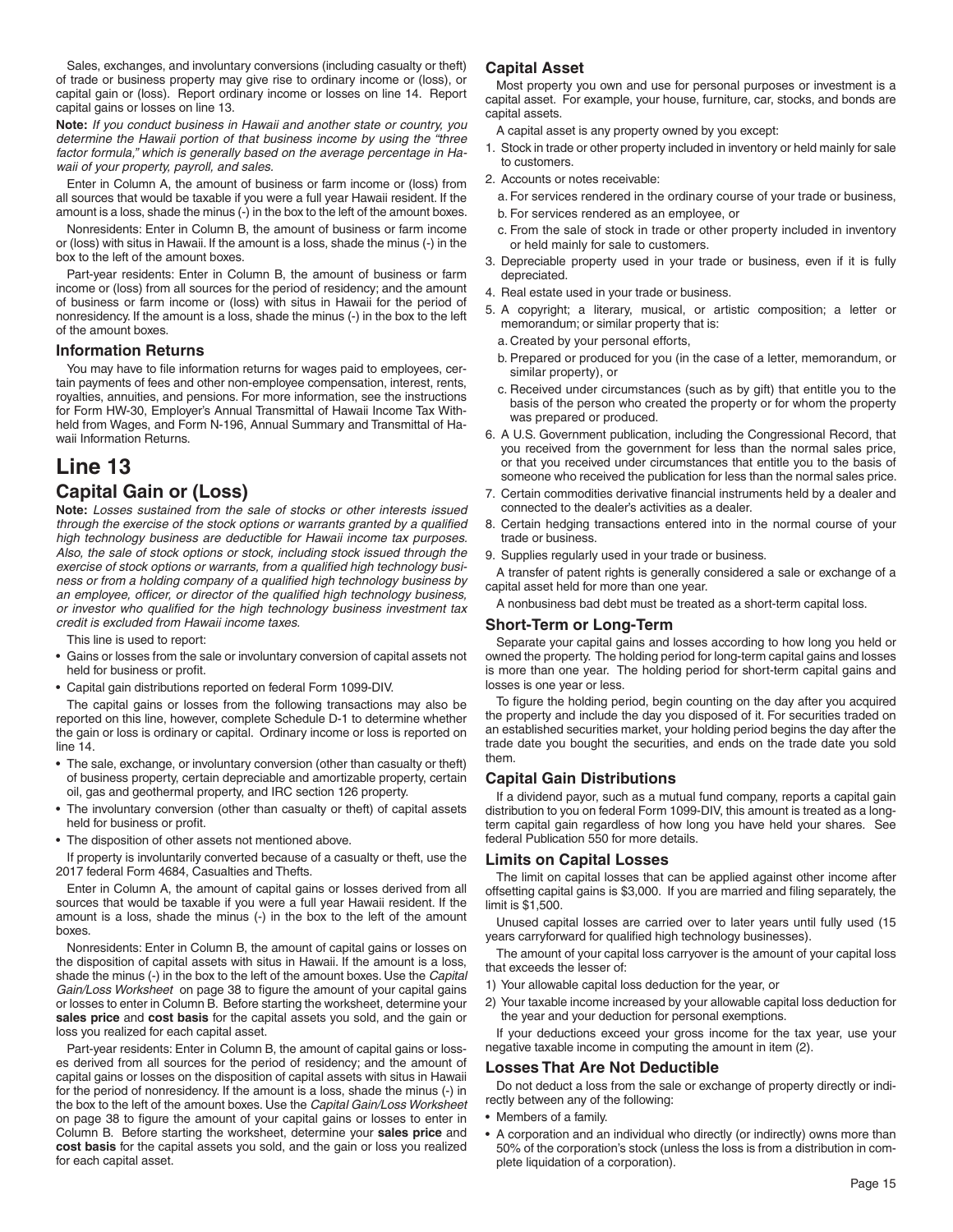Sales, exchanges, and involuntary conversions (including casualty or theft) of trade or business property may give rise to ordinary income or (loss), or capital gain or (loss). Report ordinary income or losses on line 14. Report capital gains or losses on line 13.

**Note:** *If you conduct business in Hawaii and another state or country, you determine the Hawaii portion of that business income by using the "three factor formula," which is generally based on the average percentage in Hawaii of your property, payroll, and sales.*

Enter in Column A, the amount of business or farm income or (loss) from all sources that would be taxable if you were a full year Hawaii resident. If the amount is a loss, shade the minus (-) in the box to the left of the amount boxes.

Nonresidents: Enter in Column B, the amount of business or farm income or (loss) with situs in Hawaii. If the amount is a loss, shade the minus (-) in the box to the left of the amount boxes.

Part-year residents: Enter in Column B, the amount of business or farm income or (loss) from all sources for the period of residency; and the amount of business or farm income or (loss) with situs in Hawaii for the period of nonresidency. If the amount is a loss, shade the minus (-) in the box to the left of the amount boxes.

### Information Returns

You may have to file information returns for wages paid to employees, certain payments of fees and other non-employee compensation, interest, rents, royalties, annuities, and pensions. For more information, see the instructions for Form HW-30, Employer's Annual Transmittal of Hawaii Income Tax Withheld from Wages, and Form N-196, Annual Summary and Transmittal of Hawaii Information Returns.

# Line 13

## Capital Gain or (Loss)

**Note:** *Losses sustained from the sale of stocks or other interests issued through the exercise of the stock options or warrants granted by a qualified high technology business are deductible for Hawaii income tax purposes. Also, the sale of stock options or stock, including stock issued through the exercise of stock options or warrants, from a qualified high technology business or from a holding company of a qualified high technology business by an employee, officer, or director of the qualified high technology business, or investor who qualified for the high technology business investment tax credit is excluded from Hawaii income taxes.*

This line is used to report:

- Gains or losses from the sale or involuntary conversion of capital assets not held for business or profit.
- Capital gain distributions reported on federal Form 1099-DIV.

The capital gains or losses from the following transactions may also be reported on this line, however, complete Schedule D-1 to determine whether the gain or loss is ordinary or capital. Ordinary income or loss is reported on line 14.

- The sale, exchange, or involuntary conversion (other than casualty or theft) of business property, certain depreciable and amortizable property, certain oil, gas and geothermal property, and IRC section 126 property.
- The involuntary conversion (other than casualty or theft) of capital assets held for business or profit.
- The disposition of other assets not mentioned above.

If property is involuntarily converted because of a casualty or theft, use the 2017 federal Form 4684, Casualties and Thefts.

Enter in Column A, the amount of capital gains or losses derived from all sources that would be taxable if you were a full year Hawaii resident. If the amount is a loss, shade the minus (-) in the box to the left of the amount boxes.

Nonresidents: Enter in Column B, the amount of capital gains or losses on the disposition of capital assets with situs in Hawaii. If the amount is a loss, shade the minus (-) in the box to the left of the amount boxes. Use the *Capital Gain/Loss Worksheet* on page 38 to figure the amount of your capital gains or losses to enter in Column B. Before starting the worksheet, determine your **sales price** and **cost basis** for the capital assets you sold, and the gain or loss you realized for each capital asset.

Part-year residents: Enter in Column B, the amount of capital gains or losses derived from all sources for the period of residency; and the amount of capital gains or losses on the disposition of capital assets with situs in Hawaii for the period of nonresidency. If the amount is a loss, shade the minus (-) in the box to the left of the amount boxes. Use the *Capital Gain/Loss Worksheet* on page 38 to figure the amount of your capital gains or losses to enter in Column B. Before starting the worksheet, determine your **sales price** and **cost basis** for the capital assets you sold, and the gain or loss you realized for each capital asset.

### Capital Asset

Most property you own and use for personal purposes or investment is a capital asset. For example, your house, furniture, car, stocks, and bonds are capital assets.

A capital asset is any property owned by you except:

1. Stock in trade or other property included in inventory or held mainly for sale to customers.
2. Accounts or notes receivable:
   a. For services rendered in the ordinary course of your trade or business,
   b. For services rendered as an employee, or
   c. From the sale of stock in trade or other property included in inventory or held mainly for sale to customers.
3. Depreciable property used in your trade or business, even if it is fully depreciated.
4. Real estate used in your trade or business.
5. A copyright; a literary, musical, or artistic composition; a letter or memorandum; or similar property that is:
   a. Created by your personal efforts,
   b. Prepared or produced for you (in the case of a letter, memorandum, or similar property), or
   c. Received under circumstances (such as by gift) that entitle you to the basis of the person who created the property or for whom the property was prepared or produced.
6. A U.S. Government publication, including the Congressional Record, that you received from the government for less than the normal sales price, or that you received under circumstances that entitle you to the basis of someone who received the publication for less than the normal sales price.
7. Certain commodities derivative financial instruments held by a dealer and connected to the dealer's activities as a dealer.
8. Certain hedging transactions entered into in the normal course of your trade or business.
9. Supplies regularly used in your trade or business.

A transfer of patent rights is generally considered a sale or exchange of a capital asset held for more than one year.

A nonbusiness bad debt must be treated as a short-term capital loss.

### Short-Term or Long-Term

Separate your capital gains and losses according to how long you held or owned the property. The holding period for long-term capital gains and losses is more than one year. The holding period for short-term capital gains and losses is one year or less.

To figure the holding period, begin counting on the day after you acquired the property and include the day you disposed of it. For securities traded on an established securities market, your holding period begins the day after the trade date you bought the securities, and ends on the trade date you sold them.

### Capital Gain Distributions

If a dividend payor, such as a mutual fund company, reports a capital gain distribution to you on federal Form 1099-DIV, this amount is treated as a long-term capital gain regardless of how long you have held your shares. See federal Publication 550 for more details.

### Limits on Capital Losses

The limit on capital losses that can be applied against other income after offsetting capital gains is $3,000. If you are married and filing separately, the limit is $1,500.

Unused capital losses are carried over to later years until fully used (15 years carryforward for qualified high technology businesses).

The amount of your capital loss carryover is the amount of your capital loss that exceeds the lesser of:

1) Your allowable capital loss deduction for the year, or
2) Your taxable income increased by your allowable capital loss deduction for the year and your deduction for personal exemptions.

If your deductions exceed your gross income for the tax year, use your negative taxable income in computing the amount in item (2).

### Losses That Are Not Deductible

Do not deduct a loss from the sale or exchange of property directly or indirectly between any of the following:

- Members of a family.
- A corporation and an individual who directly (or indirectly) owns more than 50% of the corporation's stock (unless the loss is from a distribution in complete liquidation of a corporation).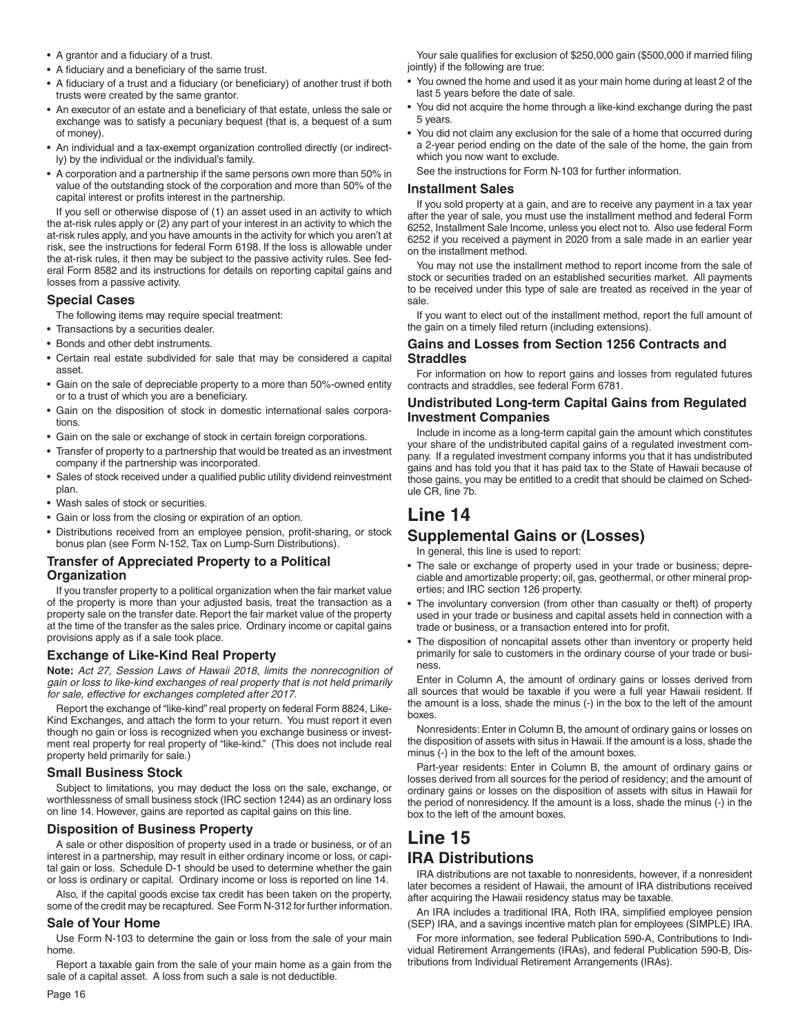- A grantor and a fiduciary of a trust.
- A fiduciary and a beneficiary of the same trust.
- A fiduciary of a trust and a fiduciary (or beneficiary) of another trust if both trusts were created by the same grantor.
- An executor of an estate and a beneficiary of that estate, unless the sale or exchange was to satisfy a pecuniary bequest (that is, a bequest of a sum of money).
- An individual and a tax-exempt organization controlled directly (or indirectly) by the individual or the individual's family.
- A corporation and a partnership if the same persons own more than 50% in value of the outstanding stock of the corporation and more than 50% of the capital interest or profits interest in the partnership.

If you sell or otherwise dispose of (1) an asset used in an activity to which the at-risk rules apply or (2) any part of your interest in an activity to which the at-risk rules apply, and you have amounts in the activity for which you aren't at risk, see the instructions for federal Form 6198. If the loss is allowable under the at-risk rules, it then may be subject to the passive activity rules. See federal Form 8582 and its instructions for details on reporting capital gains and losses from a passive activity.

### Special Cases

The following items may require special treatment:

- Transactions by a securities dealer.
- Bonds and other debt instruments.
- Certain real estate subdivided for sale that may be considered a capital asset.
- Gain on the sale of depreciable property to a more than 50%-owned entity or to a trust of which you are a beneficiary.
- Gain on the disposition of stock in domestic international sales corporations.
- Gain on the sale or exchange of stock in certain foreign corporations.
- Transfer of property to a partnership that would be treated as an investment company if the partnership was incorporated.
- Sales of stock received under a qualified public utility dividend reinvestment plan.
- Wash sales of stock or securities.
- Gain or loss from the closing or expiration of an option.
- Distributions received from an employee pension, profit-sharing, or stock bonus plan (see Form N-152, Tax on Lump-Sum Distributions).

### Transfer of Appreciated Property to a Political Organization

If you transfer property to a political organization when the fair market value of the property is more than your adjusted basis, treat the transaction as a property sale on the transfer date. Report the fair market value of the property at the time of the transfer as the sales price. Ordinary income or capital gains provisions apply as if a sale took place.

### Exchange of Like-Kind Real Property

**Note:** *Act 27, Session Laws of Hawaii 2018, limits the nonrecognition of gain or loss to like-kind exchanges of real property that is not held primarily for sale, effective for exchanges completed after 2017.*

Report the exchange of "like-kind" real property on federal Form 8824, Like-Kind Exchanges, and attach the form to your return. You must report it even though no gain or loss is recognized when you exchange business or investment real property for real property of "like-kind." (This does not include real property held primarily for sale.)

### Small Business Stock

Subject to limitations, you may deduct the loss on the sale, exchange, or worthlessness of small business stock (IRC section 1244) as an ordinary loss on line 14. However, gains are reported as capital gains on this line.

### Disposition of Business Property

A sale or other disposition of property used in a trade or business, or of an interest in a partnership, may result in either ordinary income or loss, or capital gain or loss. Schedule D-1 should be used to determine whether the gain or loss is ordinary or capital. Ordinary income or loss is reported on line 14.

Also, if the capital goods excise tax credit has been taken on the property, some of the credit may be recaptured. See Form N-312 for further information.

### Sale of Your Home

Use Form N-103 to determine the gain or loss from the sale of your main home.

Report a taxable gain from the sale of your main home as a gain from the sale of a capital asset. A loss from such a sale is not deductible.

Your sale qualifies for exclusion of $250,000 gain ($500,000 if married filing jointly) if the following are true:

- You owned the home and used it as your main home during at least 2 of the last 5 years before the date of sale.
- You did not acquire the home through a like-kind exchange during the past 5 years.
- You did not claim any exclusion for the sale of a home that occurred during a 2-year period ending on the date of the sale of the home, the gain from which you now want to exclude.

See the instructions for Form N-103 for further information.

### Installment Sales

If you sold property at a gain, and are to receive any payment in a tax year after the year of sale, you must use the installment method and federal Form 6252, Installment Sale Income, unless you elect not to. Also use federal Form 6252 if you received a payment in 2020 from a sale made in an earlier year on the installment method.

You may not use the installment method to report income from the sale of stock or securities traded on an established securities market. All payments to be received under this type of sale are treated as received in the year of sale.

If you want to elect out of the installment method, report the full amount of the gain on a timely filed return (including extensions).

### Gains and Losses from Section 1256 Contracts and Straddles

For information on how to report gains and losses from regulated futures contracts and straddles, see federal Form 6781.

### Undistributed Long-term Capital Gains from Regulated Investment Companies

Include in income as a long-term capital gain the amount which constitutes your share of the undistributed capital gains of a regulated investment company. If a regulated investment company informs you that it has undistributed gains and has told you that it has paid tax to the State of Hawaii because of those gains, you may be entitled to a credit that should be claimed on Schedule CR, line 7b.

# Line 14

## Supplemental Gains or (Losses)

In general, this line is used to report:

- The sale or exchange of property used in your trade or business; depreciable and amortizable property; oil, gas, geothermal, or other mineral properties; and IRC section 126 property.
- The involuntary conversion (from other than casualty or theft) of property used in your trade or business and capital assets held in connection with a trade or business, or a transaction entered into for profit.
- The disposition of noncapital assets other than inventory or property held primarily for sale to customers in the ordinary course of your trade or business.

Enter in Column A, the amount of ordinary gains or losses derived from all sources that would be taxable if you were a full year Hawaii resident. If the amount is a loss, shade the minus (-) in the box to the left of the amount boxes.

Nonresidents: Enter in Column B, the amount of ordinary gains or losses on the disposition of assets with situs in Hawaii. If the amount is a loss, shade the minus (-) in the box to the left of the amount boxes.

Part-year residents: Enter in Column B, the amount of ordinary gains or losses derived from all sources for the period of residency; and the amount of ordinary gains or losses on the disposition of assets with situs in Hawaii for the period of nonresidency. If the amount is a loss, shade the minus (-) in the box to the left of the amount boxes.

# Line 15

## IRA Distributions

IRA distributions are not taxable to nonresidents, however, if a nonresident later becomes a resident of Hawaii, the amount of IRA distributions received after acquiring the Hawaii residency status may be taxable.

An IRA includes a traditional IRA, Roth IRA, simplified employee pension (SEP) IRA, and a savings incentive match plan for employees (SIMPLE) IRA.

For more information, see federal Publication 590-A, Contributions to Individual Retirement Arrangements (IRAs), and federal Publication 590-B, Distributions from Individual Retirement Arrangements (IRAs).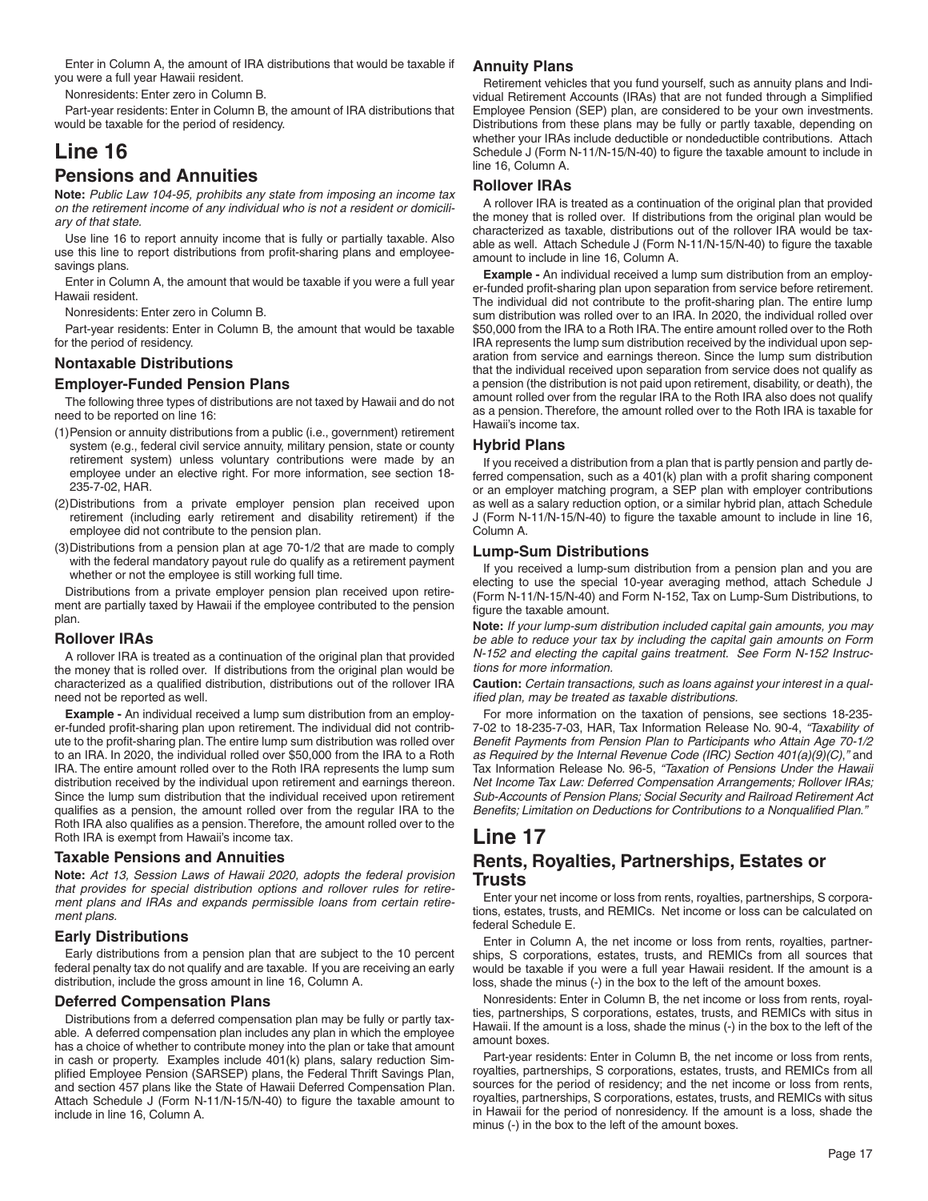Enter in Column A, the amount of IRA distributions that would be taxable if you were a full year Hawaii resident.

Nonresidents: Enter zero in Column B.

Part-year residents: Enter in Column B, the amount of IRA distributions that would be taxable for the period of residency.

# Line 16

## Pensions and Annuities

**Note:** *Public Law 104-95, prohibits any state from imposing an income tax on the retirement income of any individual who is not a resident or domiciliary of that state.*

Use line 16 to report annuity income that is fully or partially taxable. Also use this line to report distributions from profit-sharing plans and employee-savings plans.

Enter in Column A, the amount that would be taxable if you were a full year Hawaii resident.

Nonresidents: Enter zero in Column B.

Part-year residents: Enter in Column B, the amount that would be taxable for the period of residency.

### Nontaxable Distributions

### Employer-Funded Pension Plans

The following three types of distributions are not taxed by Hawaii and do not need to be reported on line 16:

(1) Pension or annuity distributions from a public (i.e., government) retirement system (e.g., federal civil service annuity, military pension, state or county retirement system) unless voluntary contributions were made by an employee under an elective right. For more information, see section 18-235-7-02, HAR.

(2) Distributions from a private employer pension plan received upon retirement (including early retirement and disability retirement) if the employee did not contribute to the pension plan.

(3) Distributions from a pension plan at age 70-1/2 that are made to comply with the federal mandatory payout rule do qualify as a retirement payment whether or not the employee is still working full time.

Distributions from a private employer pension plan received upon retirement are partially taxed by Hawaii if the employee contributed to the pension plan.

### Rollover IRAs

A rollover IRA is treated as a continuation of the original plan that provided the money that is rolled over. If distributions from the original plan would be characterized as a qualified distribution, distributions out of the rollover IRA need not be reported as well.

**Example -** An individual received a lump sum distribution from an employer-funded profit-sharing plan upon retirement. The individual did not contribute to the profit-sharing plan. The entire lump sum distribution was rolled over to an IRA. In 2020, the individual rolled over $50,000 from the IRA to a Roth IRA. The entire amount rolled over to the Roth IRA represents the lump sum distribution received by the individual upon retirement and earnings thereon. Since the lump sum distribution that the individual received upon retirement qualifies as a pension, the amount rolled over from the regular IRA to the Roth IRA also qualifies as a pension. Therefore, the amount rolled over to the Roth IRA is exempt from Hawaii's income tax.

### Taxable Pensions and Annuities

**Note:** *Act 13, Session Laws of Hawaii 2020, adopts the federal provision that provides for special distribution options and rollover rules for retirement plans and IRAs and expands permissible loans from certain retirement plans.*

### Early Distributions

Early distributions from a pension plan that are subject to the 10 percent federal penalty tax do not qualify and are taxable. If you are receiving an early distribution, include the gross amount in line 16, Column A.

### Deferred Compensation Plans

Distributions from a deferred compensation plan may be fully or partly taxable. A deferred compensation plan includes any plan in which the employee has a choice of whether to contribute money into the plan or take that amount in cash or property. Examples include 401(k) plans, salary reduction Simplified Employee Pension (SARSEP) plans, the Federal Thrift Savings Plan, and section 457 plans like the State of Hawaii Deferred Compensation Plan. Attach Schedule J (Form N-11/N-15/N-40) to figure the taxable amount to include in line 16, Column A.

### Annuity Plans

Retirement vehicles that you fund yourself, such as annuity plans and Individual Retirement Accounts (IRAs) that are not funded through a Simplified Employee Pension (SEP) plan, are considered to be your own investments. Distributions from these plans may be fully or partly taxable, depending on whether your IRAs include deductible or nondeductible contributions. Attach Schedule J (Form N-11/N-15/N-40) to figure the taxable amount to include in line 16, Column A.

### Rollover IRAs

A rollover IRA is treated as a continuation of the original plan that provided the money that is rolled over. If distributions from the original plan would be characterized as taxable, distributions out of the rollover IRA would be taxable as well. Attach Schedule J (Form N-11/N-15/N-40) to figure the taxable amount to include in line 16, Column A.

**Example -** An individual received a lump sum distribution from an employer-funded profit-sharing plan upon separation from service before retirement. The individual did not contribute to the profit-sharing plan. The entire lump sum distribution was rolled over to an IRA. In 2020, the individual rolled over $50,000 from the IRA to a Roth IRA. The entire amount rolled over to the Roth IRA represents the lump sum distribution received by the individual upon separation from service and earnings thereon. Since the lump sum distribution that the individual received upon separation from service does not qualify as a pension (the distribution is not paid upon retirement, disability, or death), the amount rolled over from the regular IRA to the Roth IRA also does not qualify as a pension. Therefore, the amount rolled over to the Roth IRA is taxable for Hawaii's income tax.

### Hybrid Plans

If you received a distribution from a plan that is partly pension and partly deferred compensation, such as a 401(k) plan with a profit sharing component or an employer matching program, a SEP plan with employer contributions as well as a salary reduction option, or a similar hybrid plan, attach Schedule J (Form N-11/N-15/N-40) to figure the taxable amount to include in line 16, Column A.

### Lump-Sum Distributions

If you received a lump-sum distribution from a pension plan and you are electing to use the special 10-year averaging method, attach Schedule J (Form N-11/N-15/N-40) and Form N-152, Tax on Lump-Sum Distributions, to figure the taxable amount.

**Note:** *If your lump-sum distribution included capital gain amounts, you may be able to reduce your tax by including the capital gain amounts on Form N-152 and electing the capital gains treatment. See Form N-152 Instructions for more information.*

**Caution:** *Certain transactions, such as loans against your interest in a qualified plan, may be treated as taxable distributions.*

For more information on the taxation of pensions, see sections 18-235-7-02 to 18-235-7-03, HAR, Tax Information Release No. 90-4, *"Taxability of Benefit Payments from Pension Plan to Participants who Attain Age 70-1/2 as Required by the Internal Revenue Code (IRC) Section 401(a)(9)(C),"* and Tax Information Release No. 96-5, *"Taxation of Pensions Under the Hawaii Net Income Tax Law: Deferred Compensation Arrangements; Rollover IRAs; Sub-Accounts of Pension Plans; Social Security and Railroad Retirement Act Benefits; Limitation on Deductions for Contributions to a Nonqualified Plan."*

# Line 17

## Rents, Royalties, Partnerships, Estates or Trusts

Enter your net income or loss from rents, royalties, partnerships, S corporations, estates, trusts, and REMICs. Net income or loss can be calculated on federal Schedule E.

Enter in Column A, the net income or loss from rents, royalties, partnerships, S corporations, estates, trusts, and REMICs from all sources that would be taxable if you were a full year Hawaii resident. If the amount is a loss, shade the minus (-) in the box to the left of the amount boxes.

Nonresidents: Enter in Column B, the net income or loss from rents, royalties, partnerships, S corporations, estates, trusts, and REMICs with situs in Hawaii. If the amount is a loss, shade the minus (-) in the box to the left of the amount boxes.

Part-year residents: Enter in Column B, the net income or loss from rents, royalties, partnerships, S corporations, estates, trusts, and REMICs from all sources for the period of residency; and the net income or loss from rents, royalties, partnerships, S corporations, estates, trusts, and REMICs with situs in Hawaii for the period of nonresidency. If the amount is a loss, shade the minus (-) in the box to the left of the amount boxes.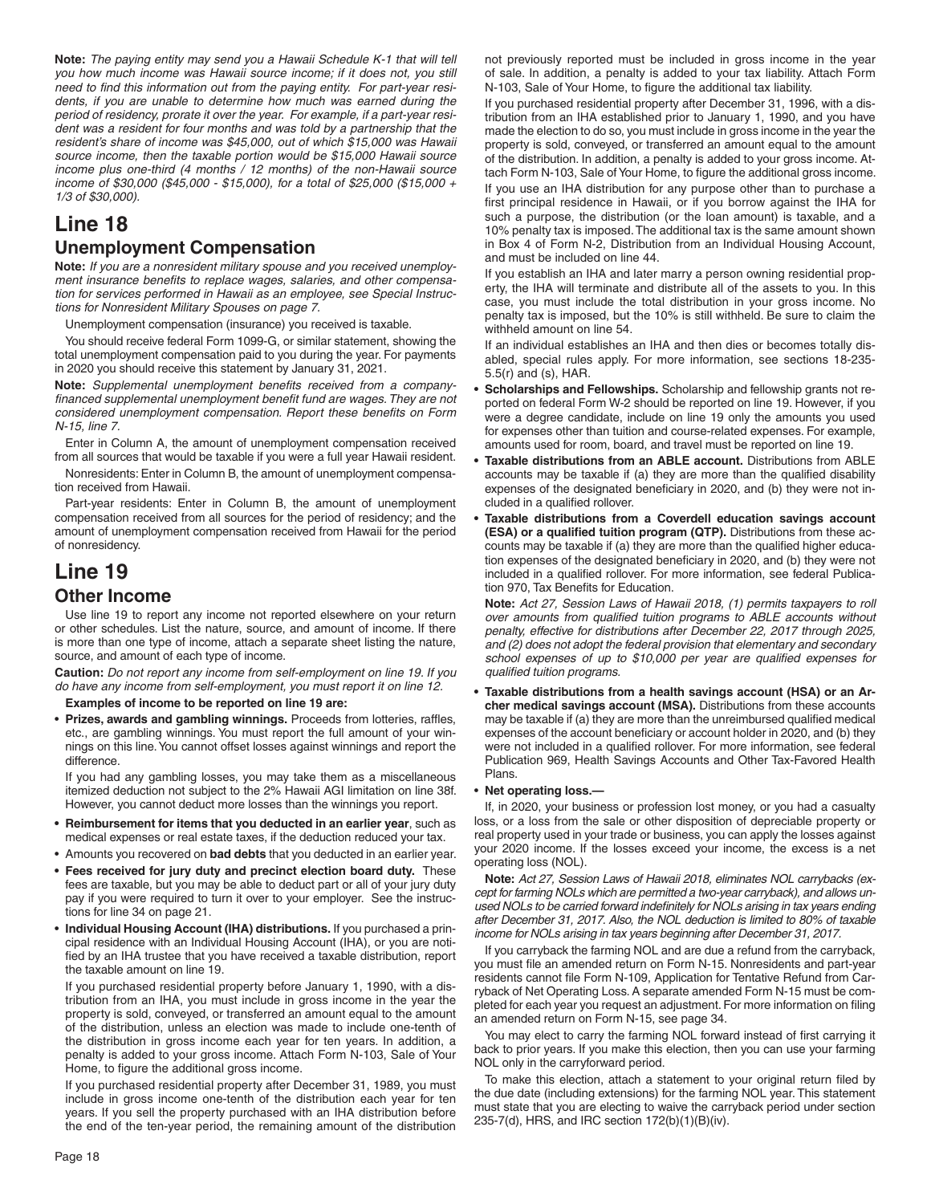**Note:** *The paying entity may send you a Hawaii Schedule K-1 that will tell you how much income was Hawaii source income; if it does not, you still need to find this information out from the paying entity. For part-year residents, if you are unable to determine how much was earned during the period of residency, prorate it over the year. For example, if a part-year resident was a resident for four months and was told by a partnership that the resident's share of income was $45,000, out of which $15,000 was Hawaii source income, then the taxable portion would be $15,000 Hawaii source income plus one-third (4 months / 12 months) of the non-Hawaii source income of $30,000 ($45,000 - $15,000), for a total of $25,000 ($15,000 + 1/3 of $30,000).*

# Line 18

## Unemployment Compensation

**Note:** *If you are a nonresident military spouse and you received unemployment insurance benefits to replace wages, salaries, and other compensation for services performed in Hawaii as an employee, see Special Instructions for Nonresident Military Spouses on page 7.*

Unemployment compensation (insurance) you received is taxable.

You should receive federal Form 1099-G, or similar statement, showing the total unemployment compensation paid to you during the year. For payments in 2020 you should receive this statement by January 31, 2021.

**Note:** *Supplemental unemployment benefits received from a company-financed supplemental unemployment benefit fund are wages. They are not considered unemployment compensation. Report these benefits on Form N-15, line 7.*

Enter in Column A, the amount of unemployment compensation received from all sources that would be taxable if you were a full year Hawaii resident.

Nonresidents: Enter in Column B, the amount of unemployment compensation received from Hawaii.

Part-year residents: Enter in Column B, the amount of unemployment compensation received from all sources for the period of residency; and the amount of unemployment compensation received from Hawaii for the period of nonresidency.

# Line 19

## Other Income

Use line 19 to report any income not reported elsewhere on your return or other schedules. List the nature, source, and amount of income. If there is more than one type of income, attach a separate sheet listing the nature, source, and amount of each type of income.

**Caution:** *Do not report any income from self-employment on line 19. If you do have any income from self-employment, you must report it on line 12.*

**Examples of income to be reported on line 19 are:**

- **Prizes, awards and gambling winnings.** Proceeds from lotteries, raffles, etc., are gambling winnings. You must report the full amount of your winnings on this line. You cannot offset losses against winnings and report the difference.

  If you had any gambling losses, you may take them as a miscellaneous itemized deduction not subject to the 2% Hawaii AGI limitation on line 38f. However, you cannot deduct more losses than the winnings you report.

- **Reimbursement for items that you deducted in an earlier year**, such as medical expenses or real estate taxes, if the deduction reduced your tax.
- Amounts you recovered on **bad debts** that you deducted in an earlier year.
- **Fees received for jury duty and precinct election board duty.** These fees are taxable, but you may be able to deduct part or all of your jury duty pay if you were required to turn it over to your employer. See the instructions for line 34 on page 21.
- **Individual Housing Account (IHA) distributions.** If you purchased a principal residence with an Individual Housing Account (IHA), or you are notified by an IHA trustee that you have received a taxable distribution, report the taxable amount on line 19.

  If you purchased residential property before January 1, 1990, with a distribution from an IHA, you must include in gross income in the year the property is sold, conveyed, or transferred an amount equal to the amount of the distribution, unless an election was made to include one-tenth of the distribution in gross income each year for ten years. In addition, a penalty is added to your gross income. Attach Form N-103, Sale of Your Home, to figure the additional gross income.

  If you purchased residential property after December 31, 1989, you must include in gross income one-tenth of the distribution each year for ten years. If you sell the property purchased with an IHA distribution before the end of the ten-year period, the remaining amount of the distribution not previously reported must be included in gross income in the year of sale. In addition, a penalty is added to your tax liability. Attach Form N-103, Sale of Your Home, to figure the additional tax liability.

  If you purchased residential property after December 31, 1996, with a distribution from an IHA established prior to January 1, 1990, and you have made the election to do so, you must include in gross income in the year the property is sold, conveyed, or transferred an amount equal to the amount of the distribution. In addition, a penalty is added to your gross income. Attach Form N-103, Sale of Your Home, to figure the additional gross income.

  If you use an IHA distribution for any purpose other than to purchase a first principal residence in Hawaii, or if you borrow against the IHA for such a purpose, the distribution (or the loan amount) is taxable, and a 10% penalty tax is imposed. The additional tax is the same amount shown in Box 4 of Form N-2, Distribution from an Individual Housing Account, and must be included on line 44.

  If you establish an IHA and later marry a person owning residential property, the IHA will terminate and distribute all of the assets to you. In this case, you must include the total distribution in your gross income. No penalty tax is imposed, but the 10% is still withheld. Be sure to claim the withheld amount on line 54.

  If an individual establishes an IHA and then dies or becomes totally disabled, special rules apply. For more information, see sections 18-235-5.5(r) and (s), HAR.

- **Scholarships and Fellowships.** Scholarship and fellowship grants not reported on federal Form W-2 should be reported on line 19. However, if you were a degree candidate, include on line 19 only the amounts you used for expenses other than tuition and course-related expenses. For example, amounts used for room, board, and travel must be reported on line 19.
- **Taxable distributions from an ABLE account.** Distributions from ABLE accounts may be taxable if (a) they are more than the qualified disability expenses of the designated beneficiary in 2020, and (b) they were not included in a qualified rollover.
- **Taxable distributions from a Coverdell education savings account (ESA) or a qualified tuition program (QTP).** Distributions from these accounts may be taxable if (a) they are more than the qualified higher education expenses of the designated beneficiary in 2020, and (b) they were not included in a qualified rollover. For more information, see federal Publication 970, Tax Benefits for Education.

  **Note:** *Act 27, Session Laws of Hawaii 2018, (1) permits taxpayers to roll over amounts from qualified tuition programs to ABLE accounts without penalty, effective for distributions after December 22, 2017 through 2025, and (2) does not adopt the federal provision that elementary and secondary school expenses of up to $10,000 per year are qualified expenses for qualified tuition programs.*

- **Taxable distributions from a health savings account (HSA) or an Archer medical savings account (MSA).** Distributions from these accounts may be taxable if (a) they are more than the unreimbursed qualified medical expenses of the account beneficiary or account holder in 2020, and (b) they were not included in a qualified rollover. For more information, see federal Publication 969, Health Savings Accounts and Other Tax-Favored Health Plans.
- **Net operating loss.—**

If, in 2020, your business or profession lost money, or you had a casualty loss, or a loss from the sale or other disposition of depreciable property or real property used in your trade or business, you can apply the losses against your 2020 income. If the losses exceed your income, the excess is a net operating loss (NOL).

**Note:** *Act 27, Session Laws of Hawaii 2018, eliminates NOL carrybacks (except for farming NOLs which are permitted a two-year carryback), and allows unused NOLs to be carried forward indefinitely for NOLs arising in tax years ending after December 31, 2017. Also, the NOL deduction is limited to 80% of taxable income for NOLs arising in tax years beginning after December 31, 2017.*

If you carryback the farming NOL and are due a refund from the carryback, you must file an amended return on Form N-15. Nonresidents and part-year residents cannot file Form N-109, Application for Tentative Refund from Carryback of Net Operating Loss. A separate amended Form N-15 must be completed for each year you request an adjustment. For more information on filing an amended return on Form N-15, see page 34.

You may elect to carry the farming NOL forward instead of first carrying it back to prior years. If you make this election, then you can use your farming NOL only in the carryforward period.

To make this election, attach a statement to your original return filed by the due date (including extensions) for the farming NOL year. This statement must state that you are electing to waive the carryback period under section 235-7(d), HRS, and IRC section 172(b)(1)(B)(iv).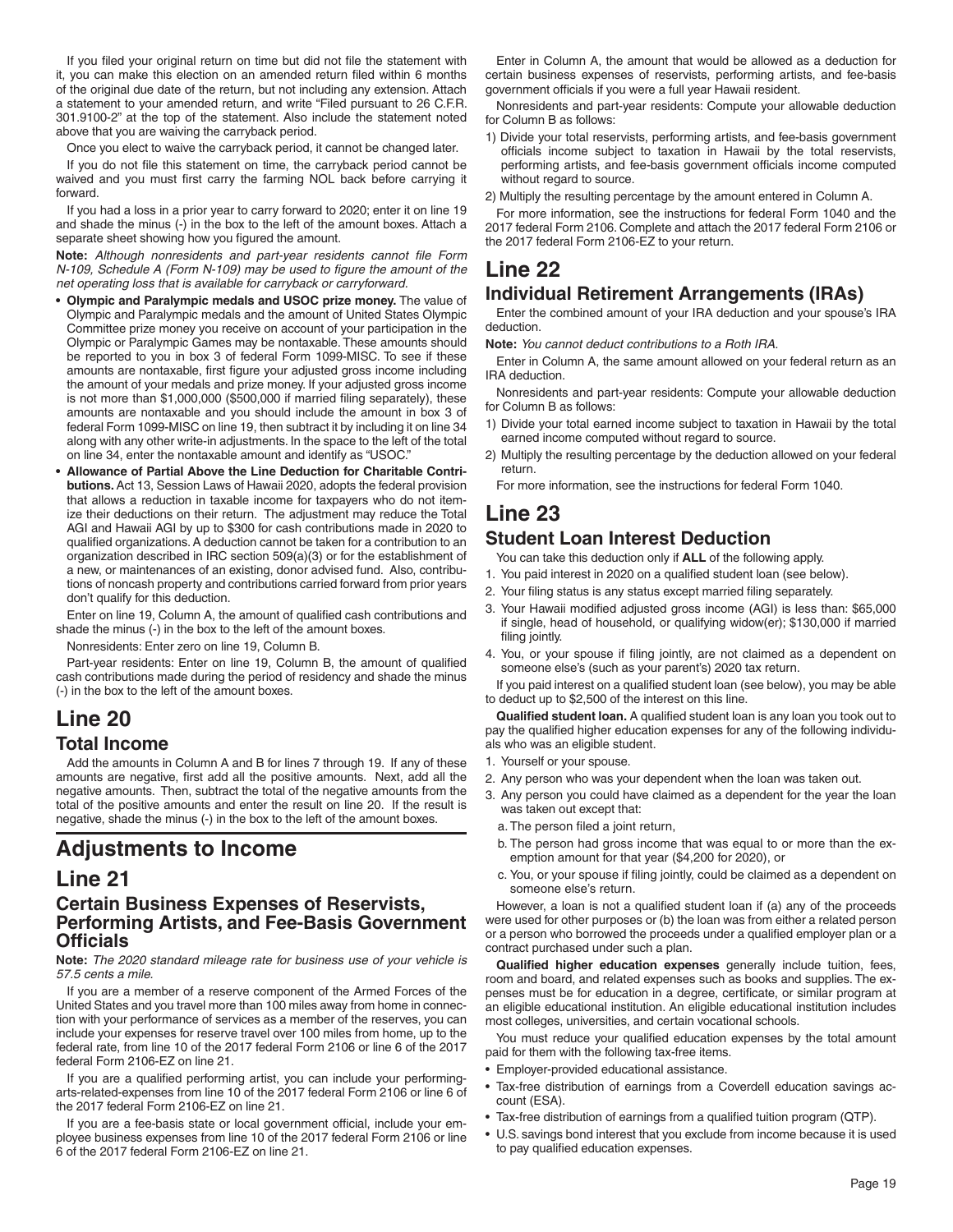If you filed your original return on time but did not file the statement with it, you can make this election on an amended return filed within 6 months of the original due date of the return, but not including any extension. Attach a statement to your amended return, and write "Filed pursuant to 26 C.F.R. 301.9100-2" at the top of the statement. Also include the statement noted above that you are waiving the carryback period.

Once you elect to waive the carryback period, it cannot be changed later.

If you do not file this statement on time, the carryback period cannot be waived and you must first carry the farming NOL back before carrying it forward.

If you had a loss in a prior year to carry forward to 2020; enter it on line 19 and shade the minus (-) in the box to the left of the amount boxes. Attach a separate sheet showing how you figured the amount.

**Note:** *Although nonresidents and part-year residents cannot file Form N-109, Schedule A (Form N-109) may be used to figure the amount of the net operating loss that is available for carryback or carryforward.*

- **Olympic and Paralympic medals and USOC prize money.** The value of Olympic and Paralympic medals and the amount of United States Olympic Committee prize money you receive on account of your participation in the Olympic or Paralympic Games may be nontaxable. These amounts should be reported to you in box 3 of federal Form 1099-MISC. To see if these amounts are nontaxable, first figure your adjusted gross income including the amount of your medals and prize money. If your adjusted gross income is not more than $1,000,000 ($500,000 if married filing separately), these amounts are nontaxable and you should include the amount in box 3 of federal Form 1099-MISC on line 19, then subtract it by including it on line 34 along with any other write-in adjustments. In the space to the left of the total on line 34, enter the nontaxable amount and identify as "USOC."
- **Allowance of Partial Above the Line Deduction for Charitable Contributions.** Act 13, Session Laws of Hawaii 2020, adopts the federal provision that allows a reduction in taxable income for taxpayers who do not itemize their deductions on their return. The adjustment may reduce the Total AGI and Hawaii AGI by up to $300 for cash contributions made in 2020 to qualified organizations. A deduction cannot be taken for a contribution to an organization described in IRC section 509(a)(3) or for the establishment of a new, or maintenances of an existing, donor advised fund. Also, contributions of noncash property and contributions carried forward from prior years don't qualify for this deduction.

Enter on line 19, Column A, the amount of qualified cash contributions and shade the minus (-) in the box to the left of the amount boxes.

Nonresidents: Enter zero on line 19, Column B.

Part-year residents: Enter on line 19, Column B, the amount of qualified cash contributions made during the period of residency and shade the minus (-) in the box to the left of the amount boxes.

# Line 20

## Total Income

Add the amounts in Column A and B for lines 7 through 19. If any of these amounts are negative, first add all the positive amounts. Next, add all the negative amounts. Then, subtract the total of the negative amounts from the total of the positive amounts and enter the result on line 20. If the result is negative, shade the minus (-) in the box to the left of the amount boxes.

# Adjustments to Income

# Line 21

## Certain Business Expenses of Reservists, Performing Artists, and Fee-Basis Government Officials

**Note:** *The 2020 standard mileage rate for business use of your vehicle is 57.5 cents a mile.*

If you are a member of a reserve component of the Armed Forces of the United States and you travel more than 100 miles away from home in connection with your performance of services as a member of the reserves, you can include your expenses for reserve travel over 100 miles from home, up to the federal rate, from line 10 of the 2017 federal Form 2106 or line 6 of the 2017 federal Form 2106-EZ on line 21.

If you are a qualified performing artist, you can include your performing-arts-related-expenses from line 10 of the 2017 federal Form 2106 or line 6 of the 2017 federal Form 2106-EZ on line 21.

If you are a fee-basis state or local government official, include your employee business expenses from line 10 of the 2017 federal Form 2106 or line 6 of the 2017 federal Form 2106-EZ on line 21.

Enter in Column A, the amount that would be allowed as a deduction for certain business expenses of reservists, performing artists, and fee-basis government officials if you were a full year Hawaii resident.

Nonresidents and part-year residents: Compute your allowable deduction for Column B as follows:

1) Divide your total reservists, performing artists, and fee-basis government officials income subject to taxation in Hawaii by the total reservists, performing artists, and fee-basis government officials income computed without regard to source.
2) Multiply the resulting percentage by the amount entered in Column A.

For more information, see the instructions for federal Form 1040 and the 2017 federal Form 2106. Complete and attach the 2017 federal Form 2106 or the 2017 federal Form 2106-EZ to your return.

# Line 22

## Individual Retirement Arrangements (IRAs)

Enter the combined amount of your IRA deduction and your spouse's IRA deduction.

**Note:** *You cannot deduct contributions to a Roth IRA.*

Enter in Column A, the same amount allowed on your federal return as an IRA deduction.

Nonresidents and part-year residents: Compute your allowable deduction for Column B as follows:

1) Divide your total earned income subject to taxation in Hawaii by the total earned income computed without regard to source.
2) Multiply the resulting percentage by the deduction allowed on your federal return.

For more information, see the instructions for federal Form 1040.

# Line 23

## Student Loan Interest Deduction

You can take this deduction only if **ALL** of the following apply.

1. You paid interest in 2020 on a qualified student loan (see below).
2. Your filing status is any status except married filing separately.
3. Your Hawaii modified adjusted gross income (AGI) is less than: $65,000 if single, head of household, or qualifying widow(er); $130,000 if married filing jointly.
4. You, or your spouse if filing jointly, are not claimed as a dependent on someone else's (such as your parent's) 2020 tax return.

If you paid interest on a qualified student loan (see below), you may be able to deduct up to $2,500 of the interest on this line.

**Qualified student loan.** A qualified student loan is any loan you took out to pay the qualified higher education expenses for any of the following individuals who was an eligible student.

1. Yourself or your spouse.
2. Any person who was your dependent when the loan was taken out.
3. Any person you could have claimed as a dependent for the year the loan was taken out except that:
   a. The person filed a joint return,
   b. The person had gross income that was equal to or more than the exemption amount for that year ($4,200 for 2020), or
   c. You, or your spouse if filing jointly, could be claimed as a dependent on someone else's return.

However, a loan is not a qualified student loan if (a) any of the proceeds were used for other purposes or (b) the loan was from either a related person or a person who borrowed the proceeds under a qualified employer plan or a contract purchased under such a plan.

**Qualified higher education expenses** generally include tuition, fees, room and board, and related expenses such as books and supplies. The expenses must be for education in a degree, certificate, or similar program at an eligible educational institution. An eligible educational institution includes most colleges, universities, and certain vocational schools.

You must reduce your qualified education expenses by the total amount paid for them with the following tax-free items.

- Employer-provided educational assistance.
- Tax-free distribution of earnings from a Coverdell education savings account (ESA).
- Tax-free distribution of earnings from a qualified tuition program (QTP).
- U.S. savings bond interest that you exclude from income because it is used to pay qualified education expenses.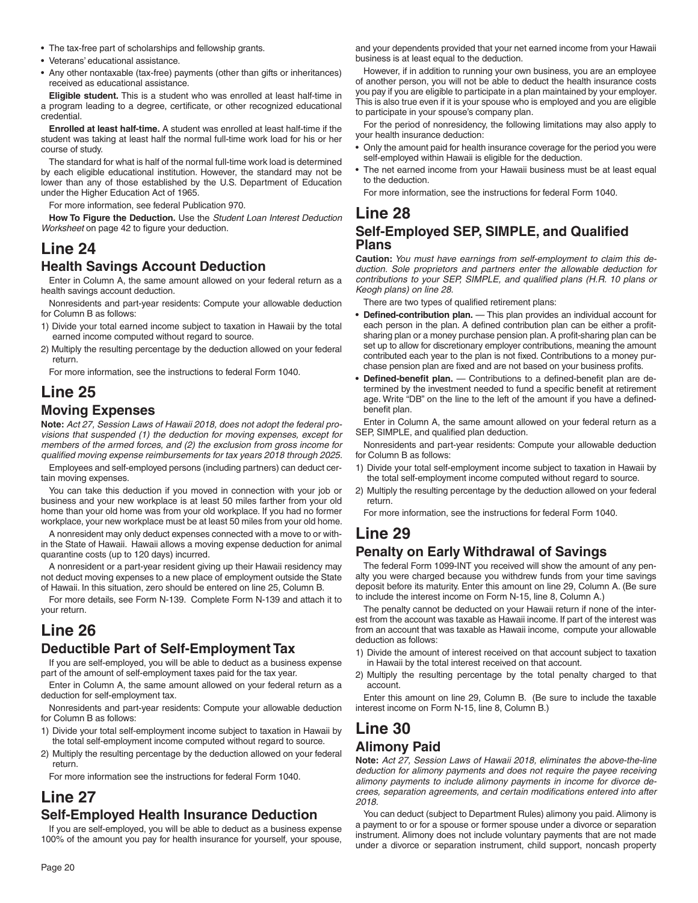- The tax-free part of scholarships and fellowship grants.
- Veterans' educational assistance.
- Any other nontaxable (tax-free) payments (other than gifts or inheritances) received as educational assistance.

**Eligible student.** This is a student who was enrolled at least half-time in a program leading to a degree, certificate, or other recognized educational credential.

**Enrolled at least half-time.** A student was enrolled at least half-time if the student was taking at least half the normal full-time work load for his or her course of study.

The standard for what is half of the normal full-time work load is determined by each eligible educational institution. However, the standard may not be lower than any of those established by the U.S. Department of Education under the Higher Education Act of 1965.

For more information, see federal Publication 970.

**How To Figure the Deduction.** Use the *Student Loan Interest Deduction Worksheet* on page 42 to figure your deduction.

# Line 24

## Health Savings Account Deduction

Enter in Column A, the same amount allowed on your federal return as a health savings account deduction.

Nonresidents and part-year residents: Compute your allowable deduction for Column B as follows:

1) Divide your total earned income subject to taxation in Hawaii by the total earned income computed without regard to source.
2) Multiply the resulting percentage by the deduction allowed on your federal return.

For more information, see the instructions to federal Form 1040.

# Line 25

## Moving Expenses

**Note:** *Act 27, Session Laws of Hawaii 2018, does not adopt the federal provisions that suspended (1) the deduction for moving expenses, except for members of the armed forces, and (2) the exclusion from gross income for qualified moving expense reimbursements for tax years 2018 through 2025.*

Employees and self-employed persons (including partners) can deduct certain moving expenses.

You can take this deduction if you moved in connection with your job or business and your new workplace is at least 50 miles farther from your old home than your old home was from your old workplace. If you had no former workplace, your new workplace must be at least 50 miles from your old home.

A nonresident may only deduct expenses connected with a move to or within the State of Hawaii. Hawaii allows a moving expense deduction for animal quarantine costs (up to 120 days) incurred.

A nonresident or a part-year resident giving up their Hawaii residency may not deduct moving expenses to a new place of employment outside the State of Hawaii. In this situation, zero should be entered on line 25, Column B.

For more details, see Form N-139. Complete Form N-139 and attach it to your return.

# Line 26

## Deductible Part of Self-Employment Tax

If you are self-employed, you will be able to deduct as a business expense part of the amount of self-employment taxes paid for the tax year.

Enter in Column A, the same amount allowed on your federal return as a deduction for self-employment tax.

Nonresidents and part-year residents: Compute your allowable deduction for Column B as follows:

1) Divide your total self-employment income subject to taxation in Hawaii by the total self-employment income computed without regard to source.
2) Multiply the resulting percentage by the deduction allowed on your federal return.

For more information see the instructions for federal Form 1040.

# Line 27

## Self-Employed Health Insurance Deduction

If you are self-employed, you will be able to deduct as a business expense 100% of the amount you pay for health insurance for yourself, your spouse, and your dependents provided that your net earned income from your Hawaii business is at least equal to the deduction.

However, if in addition to running your own business, you are an employee of another person, you will not be able to deduct the health insurance costs you pay if you are eligible to participate in a plan maintained by your employer. This is also true even if it is your spouse who is employed and you are eligible to participate in your spouse's company plan.

For the period of nonresidency, the following limitations may also apply to your health insurance deduction:

- Only the amount paid for health insurance coverage for the period you were self-employed within Hawaii is eligible for the deduction.
- The net earned income from your Hawaii business must be at least equal to the deduction.

For more information, see the instructions for federal Form 1040.

# Line 28

## Self-Employed SEP, SIMPLE, and Qualified Plans

**Caution:** *You must have earnings from self-employment to claim this deduction. Sole proprietors and partners enter the allowable deduction for contributions to your SEP, SIMPLE, and qualified plans (H.R. 10 plans or Keogh plans) on line 28.*

There are two types of qualified retirement plans:

- **Defined-contribution plan.** — This plan provides an individual account for each person in the plan. A defined contribution plan can be either a profit-sharing plan or a money purchase pension plan. A profit-sharing plan can be set up to allow for discretionary employer contributions, meaning the amount contributed each year to the plan is not fixed. Contributions to a money purchase pension plan are fixed and are not based on your business profits.
- **Defined-benefit plan.** — Contributions to a defined-benefit plan are determined by the investment needed to fund a specific benefit at retirement age. Write "DB" on the line to the left of the amount if you have a defined-benefit plan.

Enter in Column A, the same amount allowed on your federal return as a SEP, SIMPLE, and qualified plan deduction.

Nonresidents and part-year residents: Compute your allowable deduction for Column B as follows:

1) Divide your total self-employment income subject to taxation in Hawaii by the total self-employment income computed without regard to source.
2) Multiply the resulting percentage by the deduction allowed on your federal return.

For more information, see the instructions for federal Form 1040.

# Line 29

## Penalty on Early Withdrawal of Savings

The federal Form 1099-INT you received will show the amount of any penalty you were charged because you withdrew funds from your time savings deposit before its maturity. Enter this amount on line 29, Column A. (Be sure to include the interest income on Form N-15, line 8, Column A.)

The penalty cannot be deducted on your Hawaii return if none of the interest from the account was taxable as Hawaii income. If part of the interest was from an account that was taxable as Hawaii income, compute your allowable deduction as follows:

1) Divide the amount of interest received on that account subject to taxation in Hawaii by the total interest received on that account.
2) Multiply the resulting percentage by the total penalty charged to that account.

Enter this amount on line 29, Column B. (Be sure to include the taxable interest income on Form N-15, line 8, Column B.)

# Line 30

## Alimony Paid

**Note:** *Act 27, Session Laws of Hawaii 2018, eliminates the above-the-line deduction for alimony payments and does not require the payee receiving alimony payments to include alimony payments in income for divorce decrees, separation agreements, and certain modifications entered into after 2018.*

You can deduct (subject to Department Rules) alimony you paid. Alimony is a payment to or for a spouse or former spouse under a divorce or separation instrument. Alimony does not include voluntary payments that are not made under a divorce or separation instrument, child support, noncash property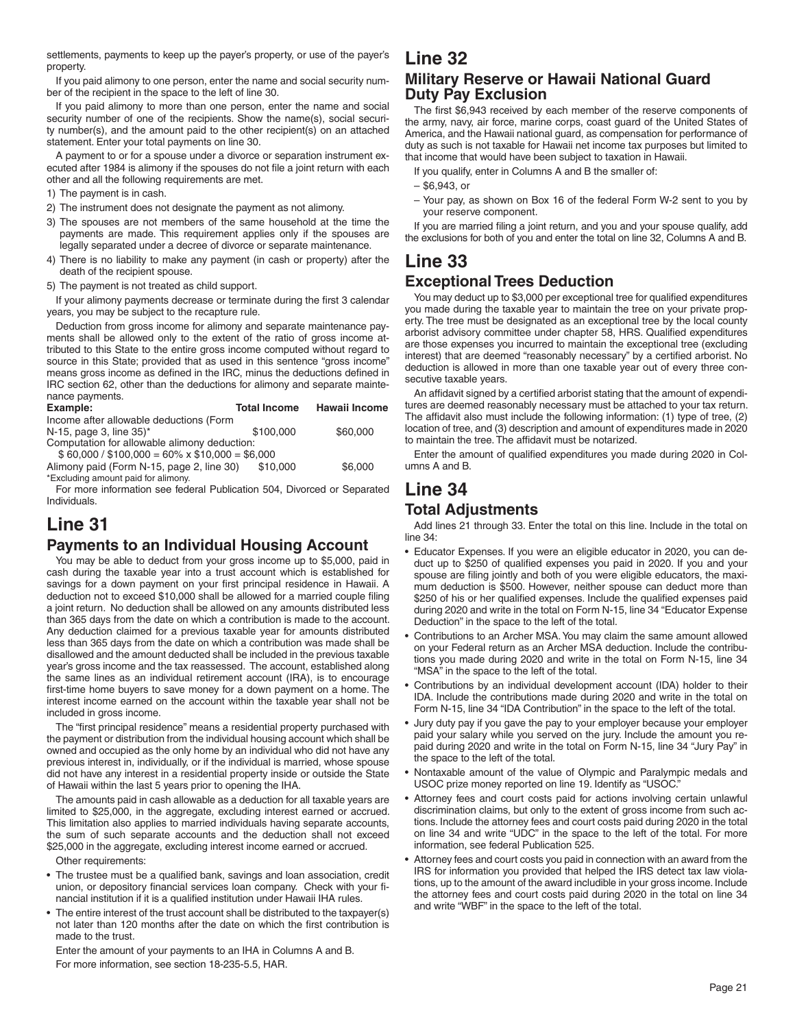settlements, payments to keep up the payer's property, or use of the payer's property.

If you paid alimony to one person, enter the name and social security number of the recipient in the space to the left of line 30.

If you paid alimony to more than one person, enter the name and social security number of one of the recipients. Show the name(s), social security number(s), and the amount paid to the other recipient(s) on an attached statement. Enter your total payments on line 30.

A payment to or for a spouse under a divorce or separation instrument executed after 1984 is alimony if the spouses do not file a joint return with each other and all the following requirements are met.

1) The payment is in cash.
2) The instrument does not designate the payment as not alimony.
3) The spouses are not members of the same household at the time the payments are made. This requirement applies only if the spouses are legally separated under a decree of divorce or separate maintenance.
4) There is no liability to make any payment (in cash or property) after the death of the recipient spouse.
5) The payment is not treated as child support.

If your alimony payments decrease or terminate during the first 3 calendar years, you may be subject to the recapture rule.

Deduction from gross income for alimony and separate maintenance payments shall be allowed only to the extent of the ratio of gross income attributed to this State to the entire gross income computed without regard to source in this State; provided that as used in this sentence "gross income" means gross income as defined in the IRC, minus the deductions defined in IRC section 62, other than the deductions for alimony and separate maintenance payments.

| Example: | Total Income | Hawaii Income |
|---|---|---|
| Income after allowable deductions (Form N-15, page 3, line 35)* | $100,000 | $60,000 |
| Computation for allowable alimony deduction: | | |
| $ 60,000 / $100,000 = 60% x $10,000 = $6,000 | | |
| Alimony paid (Form N-15, page 2, line 30) | $10,000 | $6,000 |

*Excluding amount paid for alimony.

For more information see federal Publication 504, Divorced or Separated Individuals.

# Line 31

## Payments to an Individual Housing Account

You may be able to deduct from your gross income up to $5,000, paid in cash during the taxable year into a trust account which is established for savings for a down payment on your first principal residence in Hawaii. A deduction not to exceed $10,000 shall be allowed for a married couple filing a joint return. No deduction shall be allowed on any amounts distributed less than 365 days from the date on which a contribution is made to the account. Any deduction claimed for a previous taxable year for amounts distributed less than 365 days from the date on which a contribution was made shall be disallowed and the amount deducted shall be included in the previous taxable year's gross income and the tax reassessed. The account, established along the same lines as an individual retirement account (IRA), is to encourage first-time home buyers to save money for a down payment on a home. The interest income earned on the account within the taxable year shall not be included in gross income.

The "first principal residence" means a residential property purchased with the payment or distribution from the individual housing account which shall be owned and occupied as the only home by an individual who did not have any previous interest in, individually, or if the individual is married, whose spouse did not have any interest in a residential property inside or outside the State of Hawaii within the last 5 years prior to opening the IHA.

The amounts paid in cash allowable as a deduction for all taxable years are limited to $25,000, in the aggregate, excluding interest earned or accrued. This limitation also applies to married individuals having separate accounts, the sum of such separate accounts and the deduction shall not exceed $25,000 in the aggregate, excluding interest income earned or accrued.

Other requirements:

- The trustee must be a qualified bank, savings and loan association, credit union, or depository financial services loan company. Check with your financial institution if it is a qualified institution under Hawaii IHA rules.
- The entire interest of the trust account shall be distributed to the taxpayer(s) not later than 120 months after the date on which the first contribution is made to the trust.

Enter the amount of your payments to an IHA in Columns A and B.

For more information, see section 18-235-5.5, HAR.

# Line 32

## Military Reserve or Hawaii National Guard Duty Pay Exclusion

The first $6,943 received by each member of the reserve components of the army, navy, air force, marine corps, coast guard of the United States of America, and the Hawaii national guard, as compensation for performance of duty as such is not taxable for Hawaii net income tax purposes but limited to that income that would have been subject to taxation in Hawaii.

If you qualify, enter in Columns A and B the smaller of:

- $6,943, or
- Your pay, as shown on Box 16 of the federal Form W-2 sent to you by your reserve component.

If you are married filing a joint return, and you and your spouse qualify, add the exclusions for both of you and enter the total on line 32, Columns A and B.

# Line 33

## Exceptional Trees Deduction

You may deduct up to $3,000 per exceptional tree for qualified expenditures you made during the taxable year to maintain the tree on your private property. The tree must be designated as an exceptional tree by the local county arborist advisory committee under chapter 58, HRS. Qualified expenditures are those expenses you incurred to maintain the exceptional tree (excluding interest) that are deemed "reasonably necessary" by a certified arborist. No deduction is allowed in more than one taxable year out of every three consecutive taxable years.

An affidavit signed by a certified arborist stating that the amount of expenditures are deemed reasonably necessary must be attached to your tax return. The affidavit also must include the following information: (1) type of tree, (2) location of tree, and (3) description and amount of expenditures made in 2020 to maintain the tree. The affidavit must be notarized.

Enter the amount of qualified expenditures you made during 2020 in Columns A and B.

# Line 34

## Total Adjustments

Add lines 21 through 33. Enter the total on this line. Include in the total on line 34:

- Educator Expenses. If you were an eligible educator in 2020, you can deduct up to $250 of qualified expenses you paid in 2020. If you and your spouse are filing jointly and both of you were eligible educators, the maximum deduction is $500. However, neither spouse can deduct more than $250 of his or her qualified expenses. Include the qualified expenses paid during 2020 and write in the total on Form N-15, line 34 "Educator Expense Deduction" in the space to the left of the total.
- Contributions to an Archer MSA. You may claim the same amount allowed on your Federal return as an Archer MSA deduction. Include the contributions you made during 2020 and write in the total on Form N-15, line 34 "MSA" in the space to the left of the total.
- Contributions by an individual development account (IDA) holder to their IDA. Include the contributions made during 2020 and write in the total on Form N-15, line 34 "IDA Contribution" in the space to the left of the total.
- Jury duty pay if you gave the pay to your employer because your employer paid your salary while you served on the jury. Include the amount you repaid during 2020 and write in the total on Form N-15, line 34 "Jury Pay" in the space to the left of the total.
- Nontaxable amount of the value of Olympic and Paralympic medals and USOC prize money reported on line 19. Identify as "USOC."
- Attorney fees and court costs paid for actions involving certain unlawful discrimination claims, but only to the extent of gross income from such actions. Include the attorney fees and court costs paid during 2020 in the total on line 34 and write "UDC" in the space to the left of the total. For more information, see federal Publication 525.
- Attorney fees and court costs you paid in connection with an award from the IRS for information you provided that helped the IRS detect tax law violations, up to the amount of the award includible in your gross income. Include the attorney fees and court costs paid during 2020 in the total on line 34 and write "WBF" in the space to the left of the total.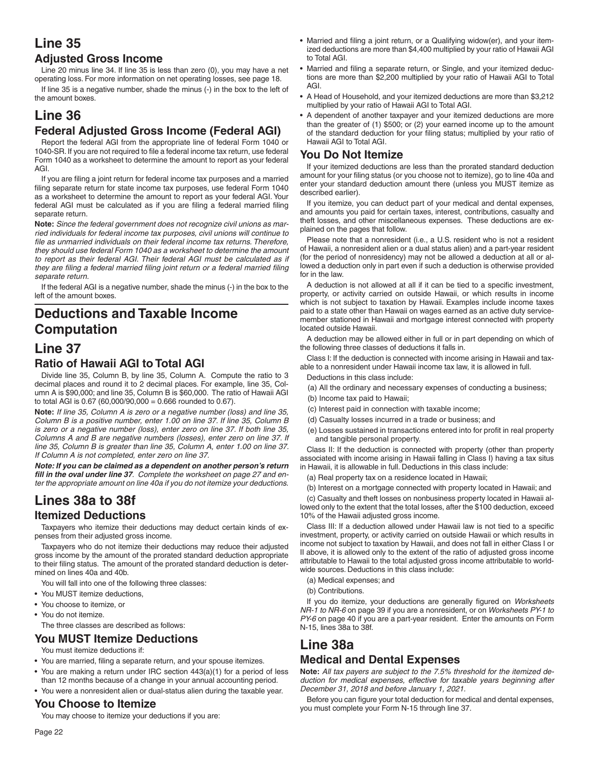# Line 35

## Adjusted Gross Income

Line 20 minus line 34. If line 35 is less than zero (0), you may have a net operating loss. For more information on net operating losses, see page 18.

If line 35 is a negative number, shade the minus (-) in the box to the left of the amount boxes.

# Line 36

## Federal Adjusted Gross Income (Federal AGI)

Report the federal AGI from the appropriate line of federal Form 1040 or 1040-SR. If you are not required to file a federal income tax return, use federal Form 1040 as a worksheet to determine the amount to report as your federal AGI.

If you are filing a joint return for federal income tax purposes and a married filing separate return for state income tax purposes, use federal Form 1040 as a worksheet to determine the amount to report as your federal AGI. Your federal AGI must be calculated as if you are filing a federal married filing separate return.

**Note:** *Since the federal government does not recognize civil unions as married individuals for federal income tax purposes, civil unions will continue to file as unmarried individuals on their federal income tax returns. Therefore, they should use federal Form 1040 as a worksheet to determine the amount to report as their federal AGI. Their federal AGI must be calculated as if they are filing a federal married filing joint return or a federal married filing separate return.*

If the federal AGI is a negative number, shade the minus (-) in the box to the left of the amount boxes.

# Deductions and Taxable Income Computation

# Line 37

## Ratio of Hawaii AGI to Total AGI

Divide line 35, Column B, by line 35, Column A. Compute the ratio to 3 decimal places and round it to 2 decimal places. For example, line 35, Column A is $90,000; and line 35, Column B is $60,000. The ratio of Hawaii AGI to total AGI is 0.67 (60,000/90,000 = 0.666 rounded to 0.67).

**Note:** *If line 35, Column A is zero or a negative number (loss) and line 35, Column B is a positive number, enter 1.00 on line 37. If line 35, Column B is zero or a negative number (loss), enter zero on line 37. If both line 35, Columns A and B are negative numbers (losses), enter zero on line 37. If line 35, Column B is greater than line 35, Column A, enter 1.00 on line 37. If Column A is not completed, enter zero on line 37.*

***Note: If you can be claimed as a dependent on another person's return fill in the oval under line 37****. Complete the worksheet on page 27 and enter the appropriate amount on line 40a if you do not itemize your deductions.*

# Lines 38a to 38f

## Itemized Deductions

Taxpayers who itemize their deductions may deduct certain kinds of expenses from their adjusted gross income.

Taxpayers who do not itemize their deductions may reduce their adjusted gross income by the amount of the prorated standard deduction appropriate to their filing status. The amount of the prorated standard deduction is determined on lines 40a and 40b.

You will fall into one of the following three classes:

- You MUST itemize deductions,
- You choose to itemize, or
- You do not itemize.

The three classes are described as follows:

### You MUST Itemize Deductions

You must itemize deductions if:

- You are married, filing a separate return, and your spouse itemizes.
- You are making a return under IRC section 443(a)(1) for a period of less than 12 months because of a change in your annual accounting period.
- You were a nonresident alien or dual-status alien during the taxable year.

### You Choose to Itemize

You may choose to itemize your deductions if you are:

- Married and filing a joint return, or a Qualifying widow(er), and your itemized deductions are more than $4,400 multiplied by your ratio of Hawaii AGI to Total AGI.
- Married and filing a separate return, or Single, and your itemized deductions are more than $2,200 multiplied by your ratio of Hawaii AGI to Total AGI.
- A Head of Household, and your itemized deductions are more than $3,212 multiplied by your ratio of Hawaii AGI to Total AGI.
- A dependent of another taxpayer and your itemized deductions are more than the greater of (1) $500; or (2) your earned income up to the amount of the standard deduction for your filing status; multiplied by your ratio of Hawaii AGI to Total AGI.

### You Do Not Itemize

If your itemized deductions are less than the prorated standard deduction amount for your filing status (or you choose not to itemize), go to line 40a and enter your standard deduction amount there (unless you MUST itemize as described earlier).

If you itemize, you can deduct part of your medical and dental expenses, and amounts you paid for certain taxes, interest, contributions, casualty and theft losses, and other miscellaneous expenses. These deductions are explained on the pages that follow.

Please note that a nonresident (i.e., a U.S. resident who is not a resident of Hawaii, a nonresident alien or a dual status alien) and a part-year resident (for the period of nonresidency) may not be allowed a deduction at all or allowed a deduction only in part even if such a deduction is otherwise provided for in the law.

A deduction is not allowed at all if it can be tied to a specific investment, property, or activity carried on outside Hawaii, or which results in income which is not subject to taxation by Hawaii. Examples include income taxes paid to a state other than Hawaii on wages earned as an active duty servicemember stationed in Hawaii and mortgage interest connected with property located outside Hawaii.

A deduction may be allowed either in full or in part depending on which of the following three classes of deductions it falls in.

Class I: If the deduction is connected with income arising in Hawaii and taxable to a nonresident under Hawaii income tax law, it is allowed in full.

Deductions in this class include:

(a) All the ordinary and necessary expenses of conducting a business;

(b) Income tax paid to Hawaii;

(c) Interest paid in connection with taxable income;

(d) Casualty losses incurred in a trade or business; and

(e) Losses sustained in transactions entered into for profit in real property and tangible personal property.

Class II: If the deduction is connected with property (other than property associated with income arising in Hawaii falling in Class I) having a tax situs in Hawaii, it is allowable in full. Deductions in this class include:

(a) Real property tax on a residence located in Hawaii;

(b) Interest on a mortgage connected with property located in Hawaii; and

(c) Casualty and theft losses on nonbusiness property located in Hawaii allowed only to the extent that the total losses, after the $100 deduction, exceed 10% of the Hawaii adjusted gross income.

Class III: If a deduction allowed under Hawaii law is not tied to a specific investment, property, or activity carried on outside Hawaii or which results in income not subject to taxation by Hawaii, and does not fall in either Class I or II above, it is allowed only to the extent of the ratio of adjusted gross income attributable to Hawaii to the total adjusted gross income attributable to worldwide sources. Deductions in this class include:

(a) Medical expenses; and

(b) Contributions.

If you do itemize, your deductions are generally figured on *Worksheets NR-1 to NR-6* on page 39 if you are a nonresident, or on *Worksheets PY-1 to PY-6* on page 40 if you are a part-year resident. Enter the amounts on Form N-15, lines 38a to 38f.

# Line 38a

## Medical and Dental Expenses

**Note:** *All tax payers are subject to the 7.5% threshold for the itemized deduction for medical expenses, effective for taxable years beginning after December 31, 2018 and before January 1, 2021.*

Before you can figure your total deduction for medical and dental expenses, you must complete your Form N-15 through line 37.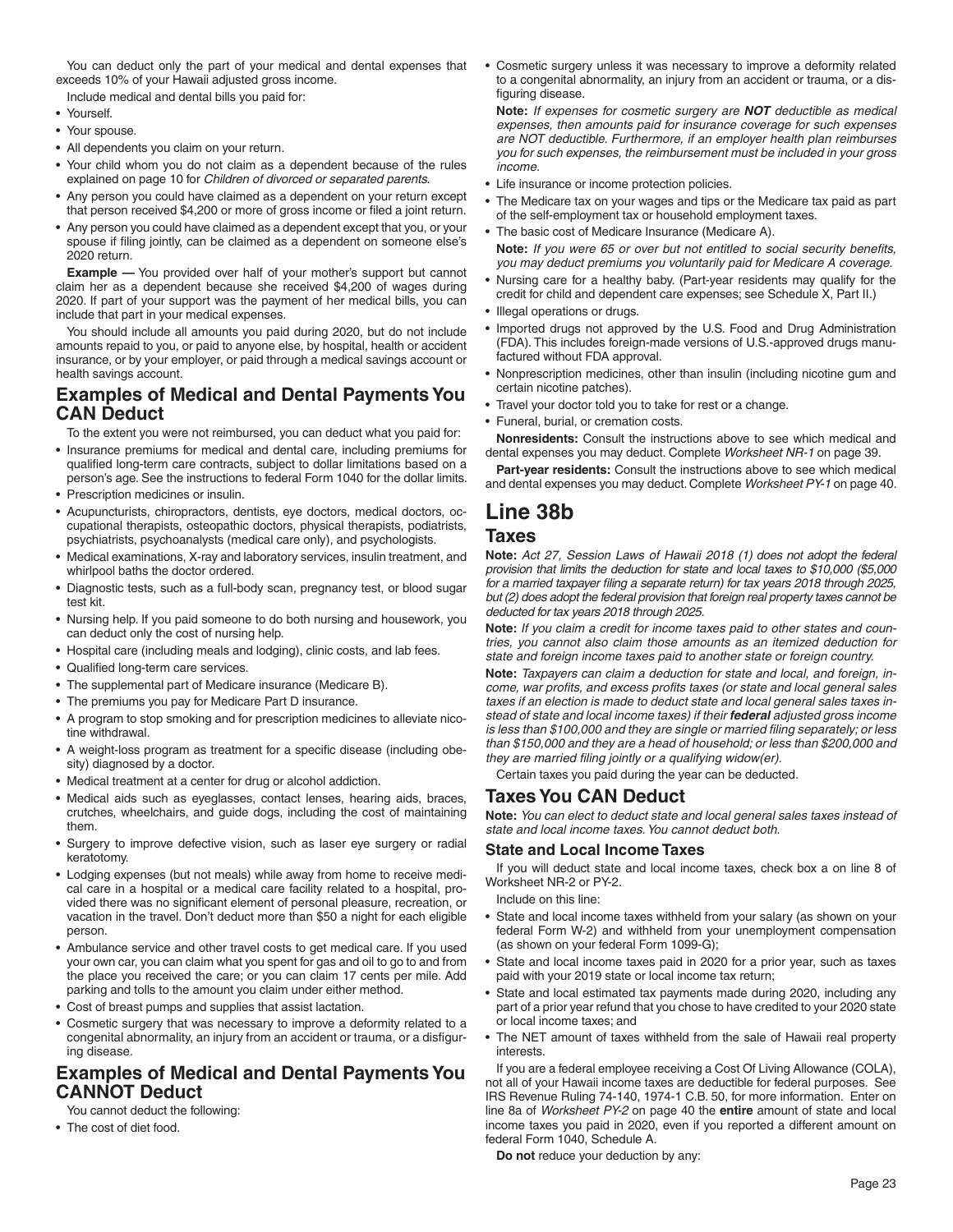You can deduct only the part of your medical and dental expenses that exceeds 10% of your Hawaii adjusted gross income.

Include medical and dental bills you paid for:

- Yourself.
- Your spouse.
- All dependents you claim on your return.
- Your child whom you do not claim as a dependent because of the rules explained on page 10 for *Children of divorced or separated parents*.
- Any person you could have claimed as a dependent on your return except that person received $4,200 or more of gross income or filed a joint return.
- Any person you could have claimed as a dependent except that you, or your spouse if filing jointly, can be claimed as a dependent on someone else's 2020 return.

**Example —** You provided over half of your mother's support but cannot claim her as a dependent because she received $4,200 of wages during 2020. If part of your support was the payment of her medical bills, you can include that part in your medical expenses.

You should include all amounts you paid during 2020, but do not include amounts repaid to you, or paid to anyone else, by hospital, health or accident insurance, or by your employer, or paid through a medical savings account or health savings account.

## Examples of Medical and Dental Payments You CAN Deduct

To the extent you were not reimbursed, you can deduct what you paid for:

- Insurance premiums for medical and dental care, including premiums for qualified long-term care contracts, subject to dollar limitations based on a person's age. See the instructions to federal Form 1040 for the dollar limits.
- Prescription medicines or insulin.
- Acupuncturists, chiropractors, dentists, eye doctors, medical doctors, occupational therapists, osteopathic doctors, physical therapists, podiatrists, psychiatrists, psychoanalysts (medical care only), and psychologists.
- Medical examinations, X-ray and laboratory services, insulin treatment, and whirlpool baths the doctor ordered.
- Diagnostic tests, such as a full-body scan, pregnancy test, or blood sugar test kit.
- Nursing help. If you paid someone to do both nursing and housework, you can deduct only the cost of nursing help.
- Hospital care (including meals and lodging), clinic costs, and lab fees.
- Qualified long-term care services.
- The supplemental part of Medicare insurance (Medicare B).
- The premiums you pay for Medicare Part D insurance.
- A program to stop smoking and for prescription medicines to alleviate nicotine withdrawal.
- A weight-loss program as treatment for a specific disease (including obesity) diagnosed by a doctor.
- Medical treatment at a center for drug or alcohol addiction.
- Medical aids such as eyeglasses, contact lenses, hearing aids, braces, crutches, wheelchairs, and guide dogs, including the cost of maintaining them.
- Surgery to improve defective vision, such as laser eye surgery or radial keratotomy.
- Lodging expenses (but not meals) while away from home to receive medical care in a hospital or a medical care facility related to a hospital, provided there was no significant element of personal pleasure, recreation, or vacation in the travel. Don't deduct more than $50 a night for each eligible person.
- Ambulance service and other travel costs to get medical care. If you used your own car, you can claim what you spent for gas and oil to go to and from the place you received the care; or you can claim 17 cents per mile. Add parking and tolls to the amount you claim under either method.
- Cost of breast pumps and supplies that assist lactation.
- Cosmetic surgery that was necessary to improve a deformity related to a congenital abnormality, an injury from an accident or trauma, or a disfiguring disease.

## Examples of Medical and Dental Payments You CANNOT Deduct

You cannot deduct the following:

- The cost of diet food.
- Cosmetic surgery unless it was necessary to improve a deformity related to a congenital abnormality, an injury from an accident or trauma, or a disfiguring disease.

  **Note:** *If expenses for cosmetic surgery are **NOT** deductible as medical expenses, then amounts paid for insurance coverage for such expenses are NOT deductible. Furthermore, if an employer health plan reimburses you for such expenses, the reimbursement must be included in your gross income.*
- Life insurance or income protection policies.
- The Medicare tax on your wages and tips or the Medicare tax paid as part of the self-employment tax or household employment taxes.
- The basic cost of Medicare Insurance (Medicare A).

  **Note:** *If you were 65 or over but not entitled to social security benefits, you may deduct premiums you voluntarily paid for Medicare A coverage.*
- Nursing care for a healthy baby. (Part-year residents may qualify for the credit for child and dependent care expenses; see Schedule X, Part II.)
- Illegal operations or drugs.
- Imported drugs not approved by the U.S. Food and Drug Administration (FDA). This includes foreign-made versions of U.S.-approved drugs manufactured without FDA approval.
- Nonprescription medicines, other than insulin (including nicotine gum and certain nicotine patches).
- Travel your doctor told you to take for rest or a change.
- Funeral, burial, or cremation costs.

**Nonresidents:** Consult the instructions above to see which medical and dental expenses you may deduct. Complete *Worksheet NR-1* on page 39.

**Part-year residents:** Consult the instructions above to see which medical and dental expenses you may deduct. Complete *Worksheet PY-1* on page 40.

# Line 38b

## Taxes

**Note:** *Act 27, Session Laws of Hawaii 2018 (1) does not adopt the federal provision that limits the deduction for state and local taxes to $10,000 ($5,000 for a married taxpayer filing a separate return) for tax years 2018 through 2025, but (2) does adopt the federal provision that foreign real property taxes cannot be deducted for tax years 2018 through 2025.*

**Note:** *If you claim a credit for income taxes paid to other states and countries, you cannot also claim those amounts as an itemized deduction for state and foreign income taxes paid to another state or foreign country.*

**Note:** *Taxpayers can claim a deduction for state and local, and foreign, income, war profits, and excess profits taxes (or state and local general sales taxes if an election is made to deduct state and local general sales taxes instead of state and local income taxes) if their **federal** adjusted gross income is less than $100,000 and they are single or married filing separately; or less than $150,000 and they are a head of household; or less than $200,000 and they are married filing jointly or a qualifying widow(er).*

Certain taxes you paid during the year can be deducted.

## Taxes You CAN Deduct

**Note:** *You can elect to deduct state and local general sales taxes instead of state and local income taxes. You cannot deduct both.*

### State and Local Income Taxes

If you will deduct state and local income taxes, check box a on line 8 of Worksheet NR-2 or PY-2.

Include on this line:

- State and local income taxes withheld from your salary (as shown on your federal Form W-2) and withheld from your unemployment compensation (as shown on your federal Form 1099-G);
- State and local income taxes paid in 2020 for a prior year, such as taxes paid with your 2019 state or local income tax return;
- State and local estimated tax payments made during 2020, including any part of a prior year refund that you chose to have credited to your 2020 state or local income taxes; and
- The NET amount of taxes withheld from the sale of Hawaii real property interests.

If you are a federal employee receiving a Cost Of Living Allowance (COLA), not all of your Hawaii income taxes are deductible for federal purposes. See IRS Revenue Ruling 74-140, 1974-1 C.B. 50, for more information. Enter on line 8a of *Worksheet PY-2* on page 40 the **entire** amount of state and local income taxes you paid in 2020, even if you reported a different amount on federal Form 1040, Schedule A.

**Do not** reduce your deduction by any: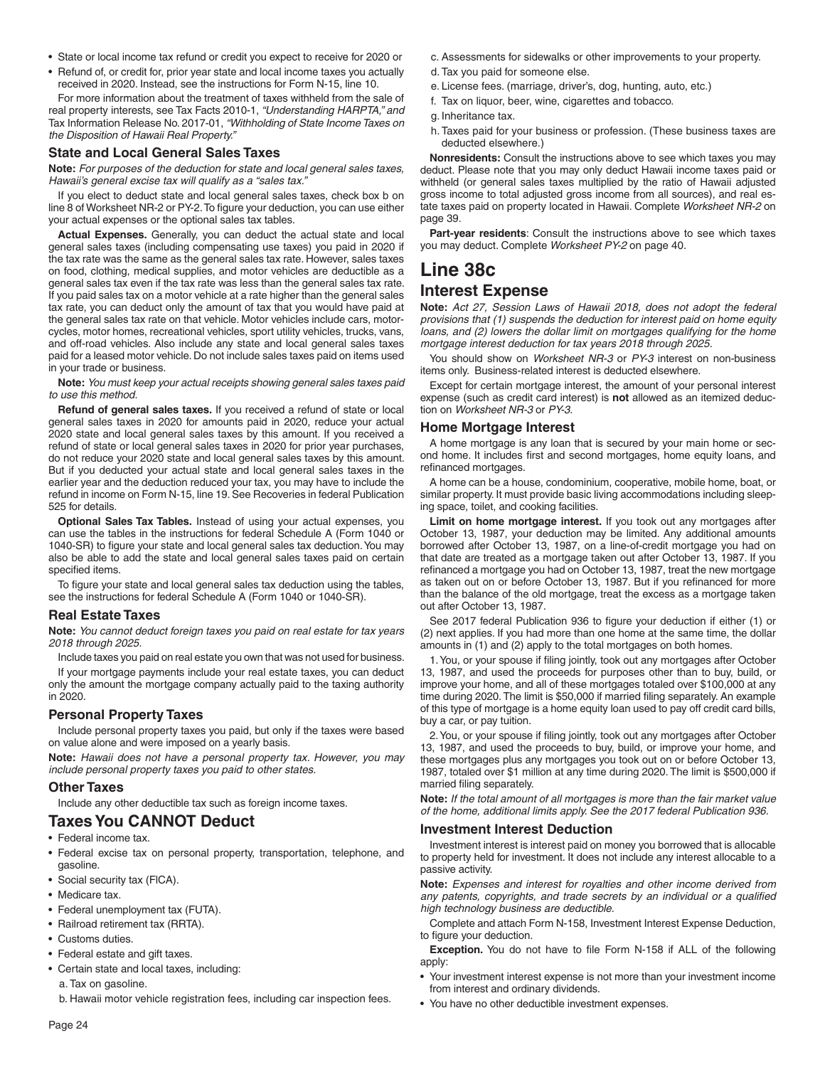- State or local income tax refund or credit you expect to receive for 2020 or
- Refund of, or credit for, prior year state and local income taxes you actually received in 2020. Instead, see the instructions for Form N-15, line 10.

For more information about the treatment of taxes withheld from the sale of real property interests, see Tax Facts 2010-1, *"Understanding HARPTA,"* and Tax Information Release No. 2017-01, *"Withholding of State Income Taxes on the Disposition of Hawaii Real Property."*

### State and Local General Sales Taxes

**Note:** *For purposes of the deduction for state and local general sales taxes, Hawaii's general excise tax will qualify as a "sales tax."*

If you elect to deduct state and local general sales taxes, check box b on line 8 of Worksheet NR-2 or PY-2. To figure your deduction, you can use either your actual expenses or the optional sales tax tables.

**Actual Expenses.** Generally, you can deduct the actual state and local general sales taxes (including compensating use taxes) you paid in 2020 if the tax rate was the same as the general sales tax rate. However, sales taxes on food, clothing, medical supplies, and motor vehicles are deductible as a general sales tax even if the tax rate was less than the general sales tax rate. If you paid sales tax on a motor vehicle at a rate higher than the general sales tax rate, you can deduct only the amount of tax that you would have paid at the general sales tax rate on that vehicle. Motor vehicles include cars, motorcycles, motor homes, recreational vehicles, sport utility vehicles, trucks, vans, and off-road vehicles. Also include any state and local general sales taxes paid for a leased motor vehicle. Do not include sales taxes paid on items used in your trade or business.

**Note:** *You must keep your actual receipts showing general sales taxes paid to use this method.*

**Refund of general sales taxes.** If you received a refund of state or local general sales taxes in 2020 for amounts paid in 2020, reduce your actual 2020 state and local general sales taxes by this amount. If you received a refund of state or local general sales taxes in 2020 for prior year purchases, do not reduce your 2020 state and local general sales taxes by this amount. But if you deducted your actual state and local general sales taxes in the earlier year and the deduction reduced your tax, you may have to include the refund in income on Form N-15, line 19. See Recoveries in federal Publication 525 for details.

**Optional Sales Tax Tables.** Instead of using your actual expenses, you can use the tables in the instructions for federal Schedule A (Form 1040 or 1040-SR) to figure your state and local general sales tax deduction. You may also be able to add the state and local general sales taxes paid on certain specified items.

To figure your state and local general sales tax deduction using the tables, see the instructions for federal Schedule A (Form 1040 or 1040-SR).

### Real Estate Taxes

**Note:** *You cannot deduct foreign taxes you paid on real estate for tax years 2018 through 2025.*

Include taxes you paid on real estate you own that was not used for business.

If your mortgage payments include your real estate taxes, you can deduct only the amount the mortgage company actually paid to the taxing authority in 2020.

### Personal Property Taxes

Include personal property taxes you paid, but only if the taxes were based on value alone and were imposed on a yearly basis.

**Note:** *Hawaii does not have a personal property tax. However, you may include personal property taxes you paid to other states.*

### Other Taxes

Include any other deductible tax such as foreign income taxes.

## Taxes You CANNOT Deduct

- Federal income tax.
- Federal excise tax on personal property, transportation, telephone, and gasoline.
- Social security tax (FICA).
- Medicare tax.
- Federal unemployment tax (FUTA).
- Railroad retirement tax (RRTA).
- Customs duties.
- Federal estate and gift taxes.
- Certain state and local taxes, including:
  - a. Tax on gasoline.
  - b. Hawaii motor vehicle registration fees, including car inspection fees.
  - c. Assessments for sidewalks or other improvements to your property.
  - d. Tax you paid for someone else.
  - e. License fees. (marriage, driver's, dog, hunting, auto, etc.)
  - f. Tax on liquor, beer, wine, cigarettes and tobacco.
  - g. Inheritance tax.
  - h. Taxes paid for your business or profession. (These business taxes are deducted elsewhere.)

**Nonresidents:** Consult the instructions above to see which taxes you may deduct. Please note that you may only deduct Hawaii income taxes paid or withheld (or general sales taxes multiplied by the ratio of Hawaii adjusted gross income to total adjusted gross income from all sources), and real estate taxes paid on property located in Hawaii. Complete *Worksheet NR-2* on page 39.

**Part-year residents**: Consult the instructions above to see which taxes you may deduct. Complete *Worksheet PY-2* on page 40.

# Line 38c

## Interest Expense

**Note:** *Act 27, Session Laws of Hawaii 2018, does not adopt the federal provisions that (1) suspends the deduction for interest paid on home equity loans, and (2) lowers the dollar limit on mortgages qualifying for the home mortgage interest deduction for tax years 2018 through 2025.*

You should show on *Worksheet NR-3* or *PY-3* interest on non-business items only. Business-related interest is deducted elsewhere.

Except for certain mortgage interest, the amount of your personal interest expense (such as credit card interest) is **not** allowed as an itemized deduction on *Worksheet NR-3* or *PY-3*.

### Home Mortgage Interest

A home mortgage is any loan that is secured by your main home or second home. It includes first and second mortgages, home equity loans, and refinanced mortgages.

A home can be a house, condominium, cooperative, mobile home, boat, or similar property. It must provide basic living accommodations including sleeping space, toilet, and cooking facilities.

**Limit on home mortgage interest.** If you took out any mortgages after October 13, 1987, your deduction may be limited. Any additional amounts borrowed after October 13, 1987, on a line-of-credit mortgage you had on that date are treated as a mortgage taken out after October 13, 1987. If you refinanced a mortgage you had on October 13, 1987, treat the new mortgage as taken out on or before October 13, 1987. But if you refinanced for more than the balance of the old mortgage, treat the excess as a mortgage taken out after October 13, 1987.

See 2017 federal Publication 936 to figure your deduction if either (1) or (2) next applies. If you had more than one home at the same time, the dollar amounts in (1) and (2) apply to the total mortgages on both homes.

1. You, or your spouse if filing jointly, took out any mortgages after October 13, 1987, and used the proceeds for purposes other than to buy, build, or improve your home, and all of these mortgages totaled over $100,000 at any time during 2020. The limit is $50,000 if married filing separately. An example of this type of mortgage is a home equity loan used to pay off credit card bills, buy a car, or pay tuition.

2. You, or your spouse if filing jointly, took out any mortgages after October 13, 1987, and used the proceeds to buy, build, or improve your home, and these mortgages plus any mortgages you took out on or before October 13, 1987, totaled over $1 million at any time during 2020. The limit is $500,000 if married filing separately.

**Note:** *If the total amount of all mortgages is more than the fair market value of the home, additional limits apply. See the 2017 federal Publication 936.*

### Investment Interest Deduction

Investment interest is interest paid on money you borrowed that is allocable to property held for investment. It does not include any interest allocable to a passive activity.

**Note:** *Expenses and interest for royalties and other income derived from any patents, copyrights, and trade secrets by an individual or a qualified high technology business are deductible.*

Complete and attach Form N-158, Investment Interest Expense Deduction, to figure your deduction.

**Exception.** You do not have to file Form N-158 if ALL of the following apply:

- Your investment interest expense is not more than your investment income from interest and ordinary dividends.
- You have no other deductible investment expenses.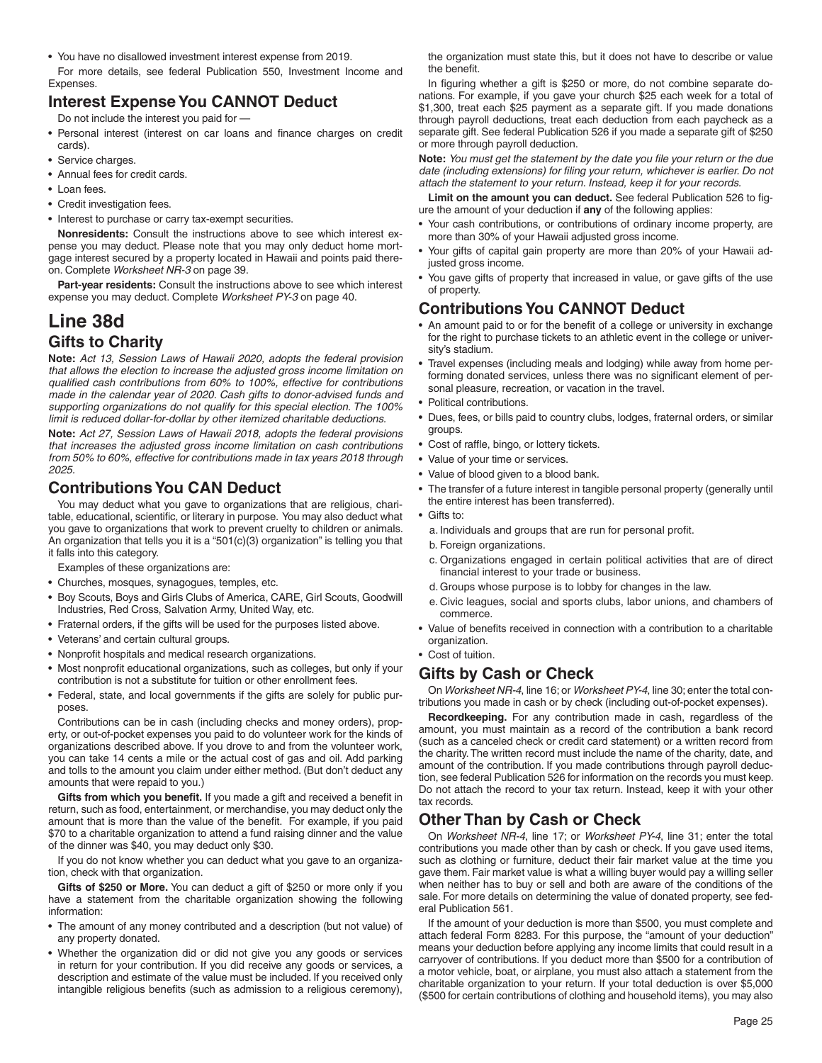- You have no disallowed investment interest expense from 2019.

For more details, see federal Publication 550, Investment Income and Expenses.

## Interest Expense You CANNOT Deduct

Do not include the interest you paid for —

- Personal interest (interest on car loans and finance charges on credit cards).
- Service charges.
- Annual fees for credit cards.
- Loan fees.
- Credit investigation fees.
- Interest to purchase or carry tax-exempt securities.

**Nonresidents:** Consult the instructions above to see which interest expense you may deduct. Please note that you may only deduct home mortgage interest secured by a property located in Hawaii and points paid thereon. Complete *Worksheet NR-3* on page 39.

**Part-year residents:** Consult the instructions above to see which interest expense you may deduct. Complete *Worksheet PY-3* on page 40.

# Line 38d

## Gifts to Charity

**Note:** *Act 13, Session Laws of Hawaii 2020, adopts the federal provision that allows the election to increase the adjusted gross income limitation on qualified cash contributions from 60% to 100%, effective for contributions made in the calendar year of 2020. Cash gifts to donor-advised funds and supporting organizations do not qualify for this special election. The 100% limit is reduced dollar-for-dollar by other itemized charitable deductions.*

**Note:** *Act 27, Session Laws of Hawaii 2018, adopts the federal provisions that increases the adjusted gross income limitation on cash contributions from 50% to 60%, effective for contributions made in tax years 2018 through 2025.*

## Contributions You CAN Deduct

You may deduct what you gave to organizations that are religious, charitable, educational, scientific, or literary in purpose. You may also deduct what you gave to organizations that work to prevent cruelty to children or animals. An organization that tells you it is a "501(c)(3) organization" is telling you that it falls into this category.

Examples of these organizations are:

- Churches, mosques, synagogues, temples, etc.
- Boy Scouts, Boys and Girls Clubs of America, CARE, Girl Scouts, Goodwill Industries, Red Cross, Salvation Army, United Way, etc.
- Fraternal orders, if the gifts will be used for the purposes listed above.
- Veterans' and certain cultural groups.
- Nonprofit hospitals and medical research organizations.
- Most nonprofit educational organizations, such as colleges, but only if your contribution is not a substitute for tuition or other enrollment fees.
- Federal, state, and local governments if the gifts are solely for public purposes.

Contributions can be in cash (including checks and money orders), property, or out-of-pocket expenses you paid to do volunteer work for the kinds of organizations described above. If you drove to and from the volunteer work, you can take 14 cents a mile or the actual cost of gas and oil. Add parking and tolls to the amount you claim under either method. (But don't deduct any amounts that were repaid to you.)

**Gifts from which you benefit.** If you made a gift and received a benefit in return, such as food, entertainment, or merchandise, you may deduct only the amount that is more than the value of the benefit. For example, if you paid $70 to a charitable organization to attend a fund raising dinner and the value of the dinner was $40, you may deduct only $30.

If you do not know whether you can deduct what you gave to an organization, check with that organization.

**Gifts of $250 or More.** You can deduct a gift of $250 or more only if you have a statement from the charitable organization showing the following information:

- The amount of any money contributed and a description (but not value) of any property donated.
- Whether the organization did or did not give you any goods or services in return for your contribution. If you did receive any goods or services, a description and estimate of the value must be included. If you received only intangible religious benefits (such as admission to a religious ceremony), the organization must state this, but it does not have to describe or value the benefit.

In figuring whether a gift is $250 or more, do not combine separate donations. For example, if you gave your church $25 each week for a total of $1,300, treat each $25 payment as a separate gift. If you made donations through payroll deductions, treat each deduction from each paycheck as a separate gift. See federal Publication 526 if you made a separate gift of $250 or more through payroll deduction.

**Note:** *You must get the statement by the date you file your return or the due date (including extensions) for filing your return, whichever is earlier. Do not attach the statement to your return. Instead, keep it for your records.*

**Limit on the amount you can deduct.** See federal Publication 526 to figure the amount of your deduction if **any** of the following applies:

- Your cash contributions, or contributions of ordinary income property, are more than 30% of your Hawaii adjusted gross income.
- Your gifts of capital gain property are more than 20% of your Hawaii adjusted gross income.
- You gave gifts of property that increased in value, or gave gifts of the use of property.

## Contributions You CANNOT Deduct

- An amount paid to or for the benefit of a college or university in exchange for the right to purchase tickets to an athletic event in the college or university's stadium.
- Travel expenses (including meals and lodging) while away from home performing donated services, unless there was no significant element of personal pleasure, recreation, or vacation in the travel.
- Political contributions.
- Dues, fees, or bills paid to country clubs, lodges, fraternal orders, or similar groups.
- Cost of raffle, bingo, or lottery tickets.
- Value of your time or services.
- Value of blood given to a blood bank.
- The transfer of a future interest in tangible personal property (generally until the entire interest has been transferred).
- Gifts to:
  a. Individuals and groups that are run for personal profit.
  b. Foreign organizations.
  c. Organizations engaged in certain political activities that are of direct financial interest to your trade or business.
  d. Groups whose purpose is to lobby for changes in the law.
  e. Civic leagues, social and sports clubs, labor unions, and chambers of commerce.
- Value of benefits received in connection with a contribution to a charitable organization.
- Cost of tuition.

## Gifts by Cash or Check

On *Worksheet NR-4*, line 16; or *Worksheet PY-4*, line 30; enter the total contributions you made in cash or by check (including out-of-pocket expenses).

**Recordkeeping.** For any contribution made in cash, regardless of the amount, you must maintain as a record of the contribution a bank record (such as a canceled check or credit card statement) or a written record from the charity. The written record must include the name of the charity, date, and amount of the contribution. If you made contributions through payroll deduction, see federal Publication 526 for information on the records you must keep. Do not attach the record to your tax return. Instead, keep it with your other tax records.

## Other Than by Cash or Check

On *Worksheet NR-4*, line 17; or *Worksheet PY-4*, line 31; enter the total contributions you made other than by cash or check. If you gave used items, such as clothing or furniture, deduct their fair market value at the time you gave them. Fair market value is what a willing buyer would pay a willing seller when neither has to buy or sell and both are aware of the conditions of the sale. For more details on determining the value of donated property, see federal Publication 561.

If the amount of your deduction is more than $500, you must complete and attach federal Form 8283. For this purpose, the "amount of your deduction" means your deduction before applying any income limits that could result in a carryover of contributions. If you deduct more than $500 for a contribution of a motor vehicle, boat, or airplane, you must also attach a statement from the charitable organization to your return. If your total deduction is over $5,000 ($500 for certain contributions of clothing and household items), you may also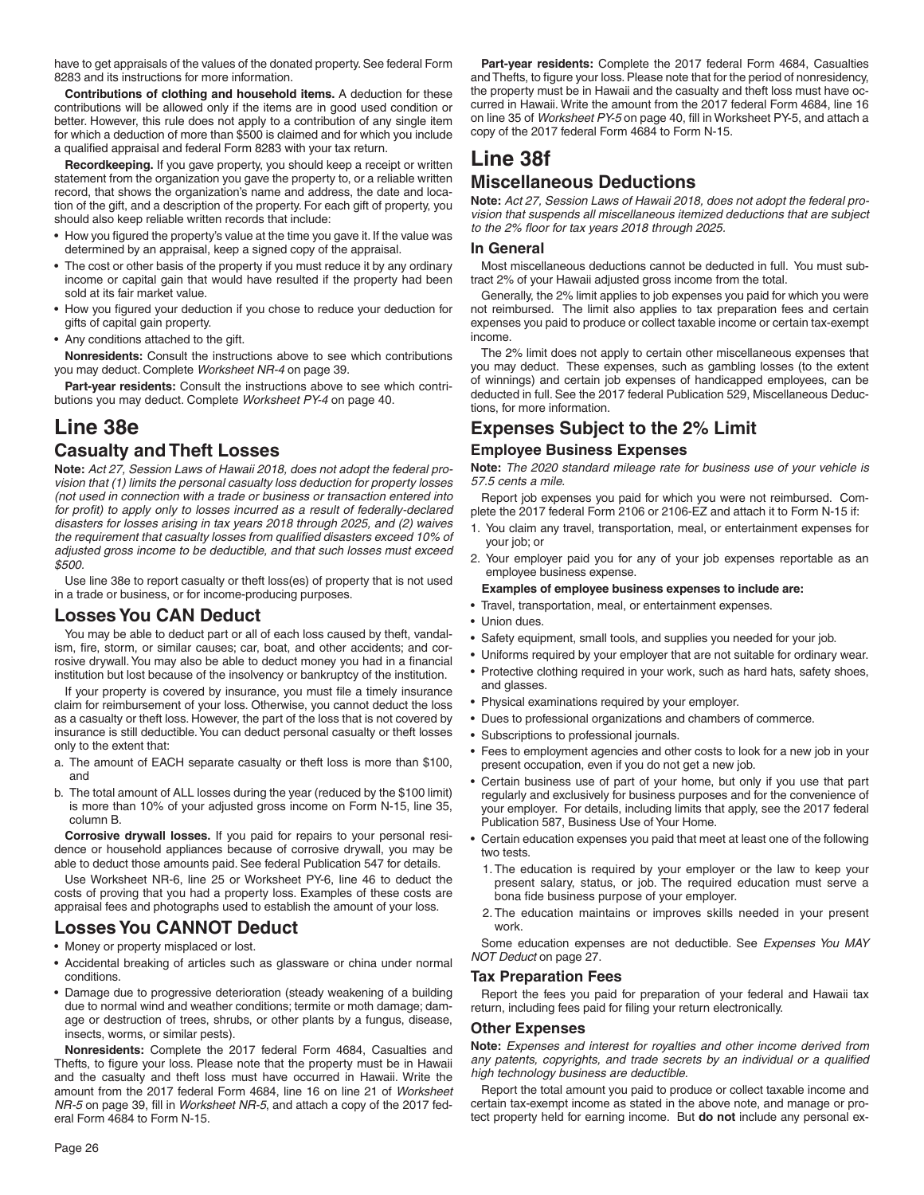have to get appraisals of the values of the donated property. See federal Form 8283 and its instructions for more information.

**Contributions of clothing and household items.** A deduction for these contributions will be allowed only if the items are in good used condition or better. However, this rule does not apply to a contribution of any single item for which a deduction of more than $500 is claimed and for which you include a qualified appraisal and federal Form 8283 with your tax return.

**Recordkeeping.** If you gave property, you should keep a receipt or written statement from the organization you gave the property to, or a reliable written record, that shows the organization's name and address, the date and location of the gift, and a description of the property. For each gift of property, you should also keep reliable written records that include:

- How you figured the property's value at the time you gave it. If the value was determined by an appraisal, keep a signed copy of the appraisal.
- The cost or other basis of the property if you must reduce it by any ordinary income or capital gain that would have resulted if the property had been sold at its fair market value.
- How you figured your deduction if you chose to reduce your deduction for gifts of capital gain property.
- Any conditions attached to the gift.

**Nonresidents:** Consult the instructions above to see which contributions you may deduct. Complete *Worksheet NR-4* on page 39.

**Part-year residents:** Consult the instructions above to see which contributions you may deduct. Complete *Worksheet PY-4* on page 40.

# Line 38e

## Casualty and Theft Losses

**Note:** *Act 27, Session Laws of Hawaii 2018, does not adopt the federal provision that (1) limits the personal casualty loss deduction for property losses (not used in connection with a trade or business or transaction entered into for profit) to apply only to losses incurred as a result of federally-declared disasters for losses arising in tax years 2018 through 2025, and (2) waives the requirement that casualty losses from qualified disasters exceed 10% of adjusted gross income to be deductible, and that such losses must exceed $500.*

Use line 38e to report casualty or theft loss(es) of property that is not used in a trade or business, or for income-producing purposes.

## Losses You CAN Deduct

You may be able to deduct part or all of each loss caused by theft, vandalism, fire, storm, or similar causes; car, boat, and other accidents; and corrosive drywall. You may also be able to deduct money you had in a financial institution but lost because of the insolvency or bankruptcy of the institution.

If your property is covered by insurance, you must file a timely insurance claim for reimbursement of your loss. Otherwise, you cannot deduct the loss as a casualty or theft loss. However, the part of the loss that is not covered by insurance is still deductible. You can deduct personal casualty or theft losses only to the extent that:

a. The amount of EACH separate casualty or theft loss is more than $100, and
b. The total amount of ALL losses during the year (reduced by the $100 limit) is more than 10% of your adjusted gross income on Form N-15, line 35, column B.

**Corrosive drywall losses.** If you paid for repairs to your personal residence or household appliances because of corrosive drywall, you may be able to deduct those amounts paid. See federal Publication 547 for details.

Use Worksheet NR-6, line 25 or Worksheet PY-6, line 46 to deduct the costs of proving that you had a property loss. Examples of these costs are appraisal fees and photographs used to establish the amount of your loss.

## Losses You CANNOT Deduct

- Money or property misplaced or lost.
- Accidental breaking of articles such as glassware or china under normal conditions.
- Damage due to progressive deterioration (steady weakening of a building due to normal wind and weather conditions; termite or moth damage; damage or destruction of trees, shrubs, or other plants by a fungus, disease, insects, worms, or similar pests).

**Nonresidents:** Complete the 2017 federal Form 4684, Casualties and Thefts, to figure your loss. Please note that the property must be in Hawaii and the casualty and theft loss must have occurred in Hawaii. Write the amount from the 2017 federal Form 4684, line 16 on line 21 of *Worksheet NR-5* on page 39, fill in *Worksheet NR-5*, and attach a copy of the 2017 federal Form 4684 to Form N-15.

**Part-year residents:** Complete the 2017 federal Form 4684, Casualties and Thefts, to figure your loss. Please note that for the period of nonresidency, the property must be in Hawaii and the casualty and theft loss must have occurred in Hawaii. Write the amount from the 2017 federal Form 4684, line 16 on line 35 of *Worksheet PY-5* on page 40, fill in Worksheet PY-5, and attach a copy of the 2017 federal Form 4684 to Form N-15.

# Line 38f

## Miscellaneous Deductions

**Note:** *Act 27, Session Laws of Hawaii 2018, does not adopt the federal provision that suspends all miscellaneous itemized deductions that are subject to the 2% floor for tax years 2018 through 2025.*

### In General

Most miscellaneous deductions cannot be deducted in full. You must subtract 2% of your Hawaii adjusted gross income from the total.

Generally, the 2% limit applies to job expenses you paid for which you were not reimbursed. The limit also applies to tax preparation fees and certain expenses you paid to produce or collect taxable income or certain tax-exempt income.

The 2% limit does not apply to certain other miscellaneous expenses that you may deduct. These expenses, such as gambling losses (to the extent of winnings) and certain job expenses of handicapped employees, can be deducted in full. See the 2017 federal Publication 529, Miscellaneous Deductions, for more information.

## Expenses Subject to the 2% Limit

### Employee Business Expenses

**Note:** *The 2020 standard mileage rate for business use of your vehicle is 57.5 cents a mile.*

Report job expenses you paid for which you were not reimbursed. Complete the 2017 federal Form 2106 or 2106-EZ and attach it to Form N-15 if:

1. You claim any travel, transportation, meal, or entertainment expenses for your job; or
2. Your employer paid you for any of your job expenses reportable as an employee business expense.

**Examples of employee business expenses to include are:**

- Travel, transportation, meal, or entertainment expenses.
- Union dues.
- Safety equipment, small tools, and supplies you needed for your job.
- Uniforms required by your employer that are not suitable for ordinary wear.
- Protective clothing required in your work, such as hard hats, safety shoes, and glasses.
- Physical examinations required by your employer.
- Dues to professional organizations and chambers of commerce.
- Subscriptions to professional journals.
- Fees to employment agencies and other costs to look for a new job in your present occupation, even if you do not get a new job.
- Certain business use of part of your home, but only if you use that part regularly and exclusively for business purposes and for the convenience of your employer. For details, including limits that apply, see the 2017 federal Publication 587, Business Use of Your Home.
- Certain education expenses you paid that meet at least one of the following two tests.
  1. The education is required by your employer or the law to keep your present salary, status, or job. The required education must serve a bona fide business purpose of your employer.
  2. The education maintains or improves skills needed in your present work.

Some education expenses are not deductible. See *Expenses You MAY NOT Deduct* on page 27.

### Tax Preparation Fees

Report the fees you paid for preparation of your federal and Hawaii tax return, including fees paid for filing your return electronically.

### Other Expenses

**Note:** *Expenses and interest for royalties and other income derived from any patents, copyrights, and trade secrets by an individual or a qualified high technology business are deductible.*

Report the total amount you paid to produce or collect taxable income and certain tax-exempt income as stated in the above note, and manage or protect property held for earning income. But **do not** include any personal ex-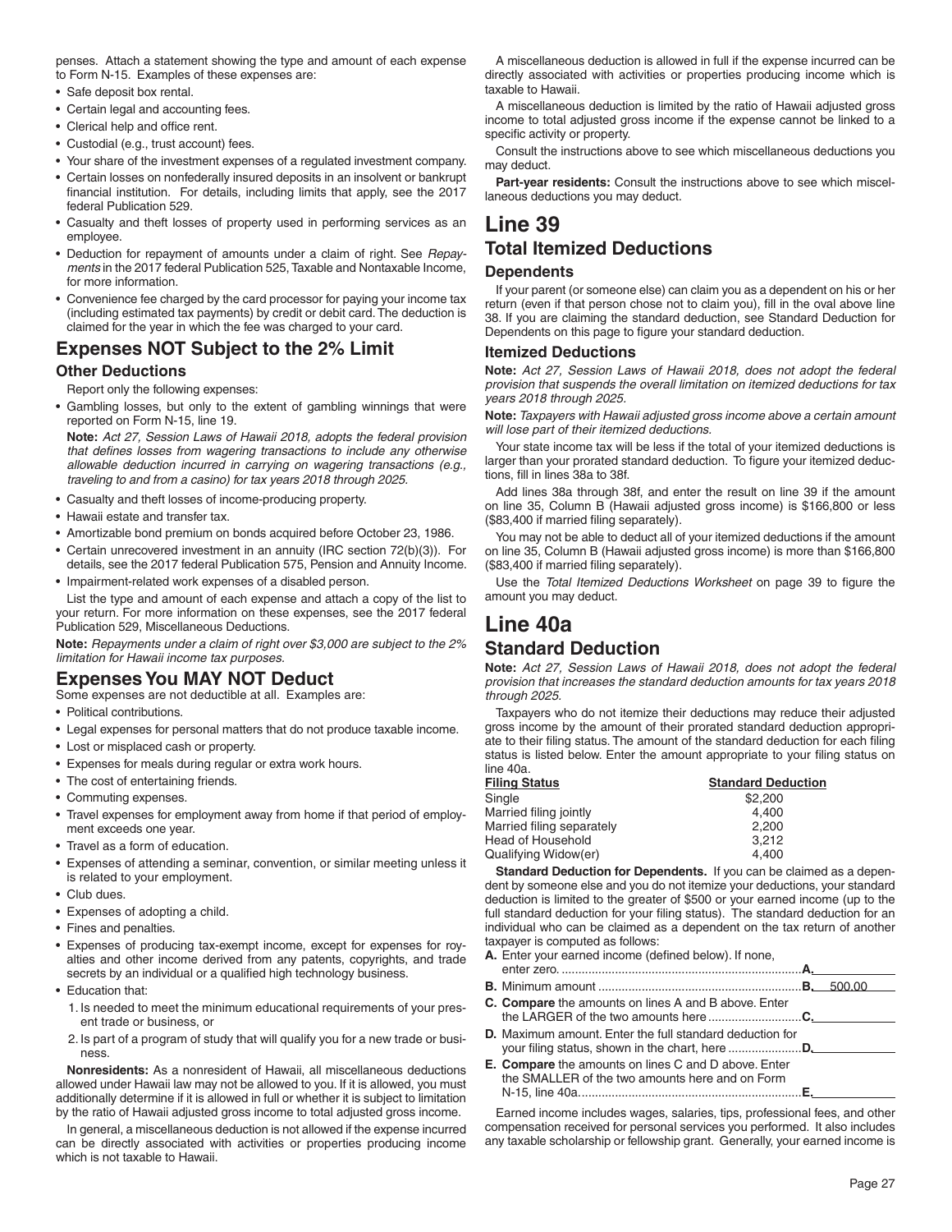penses. Attach a statement showing the type and amount of each expense to Form N-15. Examples of these expenses are:

- Safe deposit box rental.
- Certain legal and accounting fees.
- Clerical help and office rent.
- Custodial (e.g., trust account) fees.
- Your share of the investment expenses of a regulated investment company.
- Certain losses on nonfederally insured deposits in an insolvent or bankrupt financial institution. For details, including limits that apply, see the 2017 federal Publication 529.
- Casualty and theft losses of property used in performing services as an employee.
- Deduction for repayment of amounts under a claim of right. See *Repayments* in the 2017 federal Publication 525, Taxable and Nontaxable Income, for more information.
- Convenience fee charged by the card processor for paying your income tax (including estimated tax payments) by credit or debit card. The deduction is claimed for the year in which the fee was charged to your card.

## Expenses NOT Subject to the 2% Limit

### Other Deductions

Report only the following expenses:

- Gambling losses, but only to the extent of gambling winnings that were reported on Form N-15, line 19.

  **Note:** *Act 27, Session Laws of Hawaii 2018, adopts the federal provision that defines losses from wagering transactions to include any otherwise allowable deduction incurred in carrying on wagering transactions (e.g., traveling to and from a casino) for tax years 2018 through 2025.*

- Casualty and theft losses of income-producing property.
- Hawaii estate and transfer tax.
- Amortizable bond premium on bonds acquired before October 23, 1986.
- Certain unrecovered investment in an annuity (IRC section 72(b)(3)). For details, see the 2017 federal Publication 575, Pension and Annuity Income.
- Impairment-related work expenses of a disabled person.

List the type and amount of each expense and attach a copy of the list to your return. For more information on these expenses, see the 2017 federal Publication 529, Miscellaneous Deductions.

**Note:** *Repayments under a claim of right over $3,000 are subject to the 2% limitation for Hawaii income tax purposes.*

## Expenses You MAY NOT Deduct

Some expenses are not deductible at all. Examples are:

- Political contributions.
- Legal expenses for personal matters that do not produce taxable income.
- Lost or misplaced cash or property.
- Expenses for meals during regular or extra work hours.
- The cost of entertaining friends.
- Commuting expenses.
- Travel expenses for employment away from home if that period of employment exceeds one year.
- Travel as a form of education.
- Expenses of attending a seminar, convention, or similar meeting unless it is related to your employment.
- Club dues.
- Expenses of adopting a child.
- Fines and penalties.
- Expenses of producing tax-exempt income, except for expenses for royalties and other income derived from any patents, copyrights, and trade secrets by an individual or a qualified high technology business.
- Education that:
  1. Is needed to meet the minimum educational requirements of your present trade or business, or
  2. Is part of a program of study that will qualify you for a new trade or business.

**Nonresidents:** As a nonresident of Hawaii, all miscellaneous deductions allowed under Hawaii law may not be allowed to you. If it is allowed, you must additionally determine if it is allowed in full or whether it is subject to limitation by the ratio of Hawaii adjusted gross income to total adjusted gross income.

In general, a miscellaneous deduction is not allowed if the expense incurred can be directly associated with activities or properties producing income which is not taxable to Hawaii.

A miscellaneous deduction is allowed in full if the expense incurred can be directly associated with activities or properties producing income which is taxable to Hawaii.

A miscellaneous deduction is limited by the ratio of Hawaii adjusted gross income to total adjusted gross income if the expense cannot be linked to a specific activity or property.

Consult the instructions above to see which miscellaneous deductions you may deduct.

**Part-year residents:** Consult the instructions above to see which miscellaneous deductions you may deduct.

# Line 39

## Total Itemized Deductions

### Dependents

If your parent (or someone else) can claim you as a dependent on his or her return (even if that person chose not to claim you), fill in the oval above line 38. If you are claiming the standard deduction, see Standard Deduction for Dependents on this page to figure your standard deduction.

### Itemized Deductions

**Note:** *Act 27, Session Laws of Hawaii 2018, does not adopt the federal provision that suspends the overall limitation on itemized deductions for tax years 2018 through 2025.*

**Note:** *Taxpayers with Hawaii adjusted gross income above a certain amount will lose part of their itemized deductions.*

Your state income tax will be less if the total of your itemized deductions is larger than your prorated standard deduction. To figure your itemized deductions, fill in lines 38a to 38f.

Add lines 38a through 38f, and enter the result on line 39 if the amount on line 35, Column B (Hawaii adjusted gross income) is $166,800 or less ($83,400 if married filing separately).

You may not be able to deduct all of your itemized deductions if the amount on line 35, Column B (Hawaii adjusted gross income) is more than $166,800 ($83,400 if married filing separately).

Use the *Total Itemized Deductions Worksheet* on page 39 to figure the amount you may deduct.

# Line 40a

## Standard Deduction

**Note:** *Act 27, Session Laws of Hawaii 2018, does not adopt the federal provision that increases the standard deduction amounts for tax years 2018 through 2025.*

Taxpayers who do not itemize their deductions may reduce their adjusted gross income by the amount of their prorated standard deduction appropriate to their filing status. The amount of the standard deduction for each filing status is listed below. Enter the amount appropriate to your filing status on line 40a.

| Filing Status | Standard Deduction |
|---|---|
| Single | $2,200 |
| Married filing jointly | 4,400 |
| Married filing separately | 2,200 |
| Head of Household | 3,212 |
| Qualifying Widow(er) | 4,400 |

**Standard Deduction for Dependents.** If you can be claimed as a dependent by someone else and you do not itemize your deductions, your standard deduction is limited to the greater of $500 or your earned income (up to the full standard deduction for your filing status). The standard deduction for an individual who can be claimed as a dependent on the tax return of another taxpayer is computed as follows:

**A.** Enter your earned income (defined below). If none, enter zero. ........ **A.** ________

**B.** Minimum amount ........ **B.** 500.00

**C.** **Compare** the amounts on lines A and B above. Enter the LARGER of the two amounts here ........ **C.** ________

**D.** Maximum amount. Enter the full standard deduction for your filing status, shown in the chart, here ........ **D.** ________

**E.** **Compare** the amounts on lines C and D above. Enter the SMALLER of the two amounts here and on Form N-15, line 40a. ........ **E.** ________

Earned income includes wages, salaries, tips, professional fees, and other compensation received for personal services you performed. It also includes any taxable scholarship or fellowship grant. Generally, your earned income is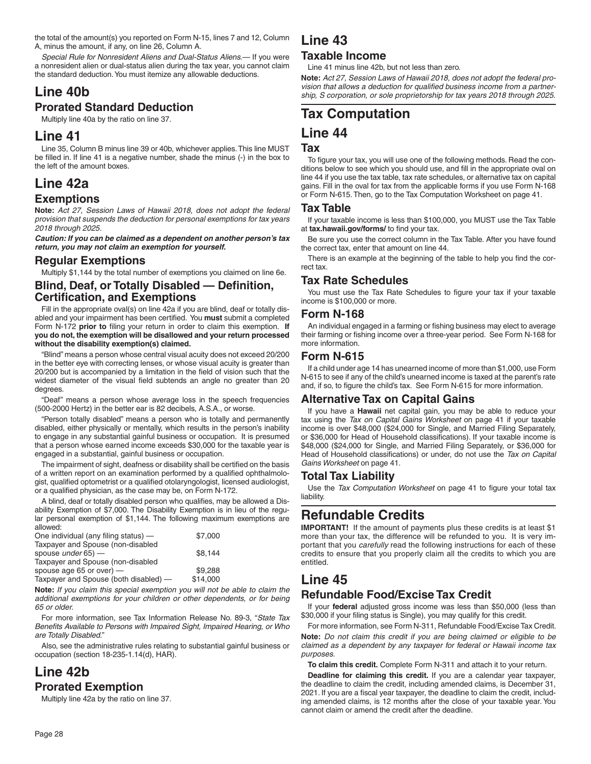the total of the amount(s) you reported on Form N-15, lines 7 and 12, Column A, minus the amount, if any, on line 26, Column A.

*Special Rule for Nonresident Aliens and Dual-Status Aliens.*— If you were a nonresident alien or dual-status alien during the tax year, you cannot claim the standard deduction. You must itemize any allowable deductions.

# Line 40b

## Prorated Standard Deduction

Multiply line 40a by the ratio on line 37.

# Line 41

Line 35, Column B minus line 39 or 40b, whichever applies. This line MUST be filled in. If line 41 is a negative number, shade the minus (-) in the box to the left of the amount boxes.

# Line 42a

## Exemptions

**Note:** *Act 27, Session Laws of Hawaii 2018, does not adopt the federal provision that suspends the deduction for personal exemptions for tax years 2018 through 2025.*

***Caution: If you can be claimed as a dependent on another person's tax return, you may not claim an exemption for yourself.***

### Regular Exemptions

Multiply $1,144 by the total number of exemptions you claimed on line 6e.

### Blind, Deaf, or Totally Disabled — Definition, Certification, and Exemptions

Fill in the appropriate oval(s) on line 42a if you are blind, deaf or totally disabled and your impairment has been certified. You **must** submit a completed Form N-172 **prior to** filing your return in order to claim this exemption. **If you do not, the exemption will be disallowed and your return processed without the disability exemption(s) claimed.**

"Blind" means a person whose central visual acuity does not exceed 20/200 in the better eye with correcting lenses, or whose visual acuity is greater than 20/200 but is accompanied by a limitation in the field of vision such that the widest diameter of the visual field subtends an angle no greater than 20 degrees.

"Deaf" means a person whose average loss in the speech frequencies (500-2000 Hertz) in the better ear is 82 decibels, A.S.A., or worse.

"Person totally disabled" means a person who is totally and permanently disabled, either physically or mentally, which results in the person's inability to engage in any substantial gainful business or occupation. It is presumed that a person whose earned income exceeds $30,000 for the taxable year is engaged in a substantial, gainful business or occupation.

The impairment of sight, deafness or disability shall be certified on the basis of a written report on an examination performed by a qualified ophthalmologist, qualified optometrist or a qualified otolaryngologist, licensed audiologist, or a qualified physician, as the case may be, on Form N-172.

A blind, deaf or totally disabled person who qualifies, may be allowed a Disability Exemption of $7,000. The Disability Exemption is in lieu of the regular personal exemption of $1,144. The following maximum exemptions are allowed:

| | |
|---|---|
| One individual (any filing status) — | $7,000 |
| Taxpayer and Spouse (non-disabled spouse *under* 65) — | $8,144 |
| Taxpayer and Spouse (non-disabled spouse age 65 or over) — | $9,288 |
| Taxpayer and Spouse (both disabled) — | $14,000 |

**Note:** *If you claim this special exemption you will not be able to claim the additional exemptions for your children or other dependents, or for being 65 or older.*

For more information, see Tax Information Release No. 89-3, "*State Tax Benefits Available to Persons with Impaired Sight, Impaired Hearing, or Who are Totally Disabled.*"

Also, see the administrative rules relating to substantial gainful business or occupation (section 18-235-1.14(d), HAR).

# Line 42b

## Prorated Exemption

Multiply line 42a by the ratio on line 37.

# Line 43

## Taxable Income

Line 41 minus line 42b, but not less than zero.

**Note:** *Act 27, Session Laws of Hawaii 2018, does not adopt the federal provision that allows a deduction for qualified business income from a partnership, S corporation, or sole proprietorship for tax years 2018 through 2025.*

# Tax Computation

# Line 44

## Tax

To figure your tax, you will use one of the following methods. Read the conditions below to see which you should use, and fill in the appropriate oval on line 44 if you use the tax table, tax rate schedules, or alternative tax on capital gains. Fill in the oval for tax from the applicable forms if you use Form N-168 or Form N-615. Then, go to the Tax Computation Worksheet on page 41.

### Tax Table

If your taxable income is less than $100,000, you MUST use the Tax Table at **tax.hawaii.gov/forms/** to find your tax.

Be sure you use the correct column in the Tax Table. After you have found the correct tax, enter that amount on line 44.

There is an example at the beginning of the table to help you find the correct tax.

### Tax Rate Schedules

You must use the Tax Rate Schedules to figure your tax if your taxable income is $100,000 or more.

### Form N-168

An individual engaged in a farming or fishing business may elect to average their farming or fishing income over a three-year period. See Form N-168 for more information.

### Form N-615

If a child under age 14 has unearned income of more than $1,000, use Form N-615 to see if any of the child's unearned income is taxed at the parent's rate and, if so, to figure the child's tax. See Form N-615 for more information.

### Alternative Tax on Capital Gains

If you have a **Hawaii** net capital gain, you may be able to reduce your tax using the *Tax on Capital Gains Worksheet* on page 41 if your taxable income is over $48,000 ($24,000 for Single, and Married Filing Separately, or $36,000 for Head of Household classifications). If your taxable income is $48,000 ($24,000 for Single, and Married Filing Separately, or $36,000 for Head of Household classifications) or under, do not use the *Tax on Capital Gains Worksheet* on page 41.

### Total Tax Liability

Use the *Tax Computation Worksheet* on page 41 to figure your total tax liability.

# Refundable Credits

**IMPORTANT!** If the amount of payments plus these credits is at least $1 more than your tax, the difference will be refunded to you. It is very important that you *carefully* read the following instructions for each of these credits to ensure that you properly claim all the credits to which you are entitled.

# Line 45

## Refundable Food/Excise Tax Credit

If your **federal** adjusted gross income was less than $50,000 (less than $30,000 if your filing status is Single), you may qualify for this credit.

For more information, see Form N-311, Refundable Food/Excise Tax Credit.

**Note:** *Do not claim this credit if you are being claimed or eligible to be claimed as a dependent by any taxpayer for federal or Hawaii income tax purposes.*

**To claim this credit.** Complete Form N-311 and attach it to your return.

**Deadline for claiming this credit.** If you are a calendar year taxpayer, the deadline to claim the credit, including amended claims, is December 31, 2021. If you are a fiscal year taxpayer, the deadline to claim the credit, including amended claims, is 12 months after the close of your taxable year. You cannot claim or amend the credit after the deadline.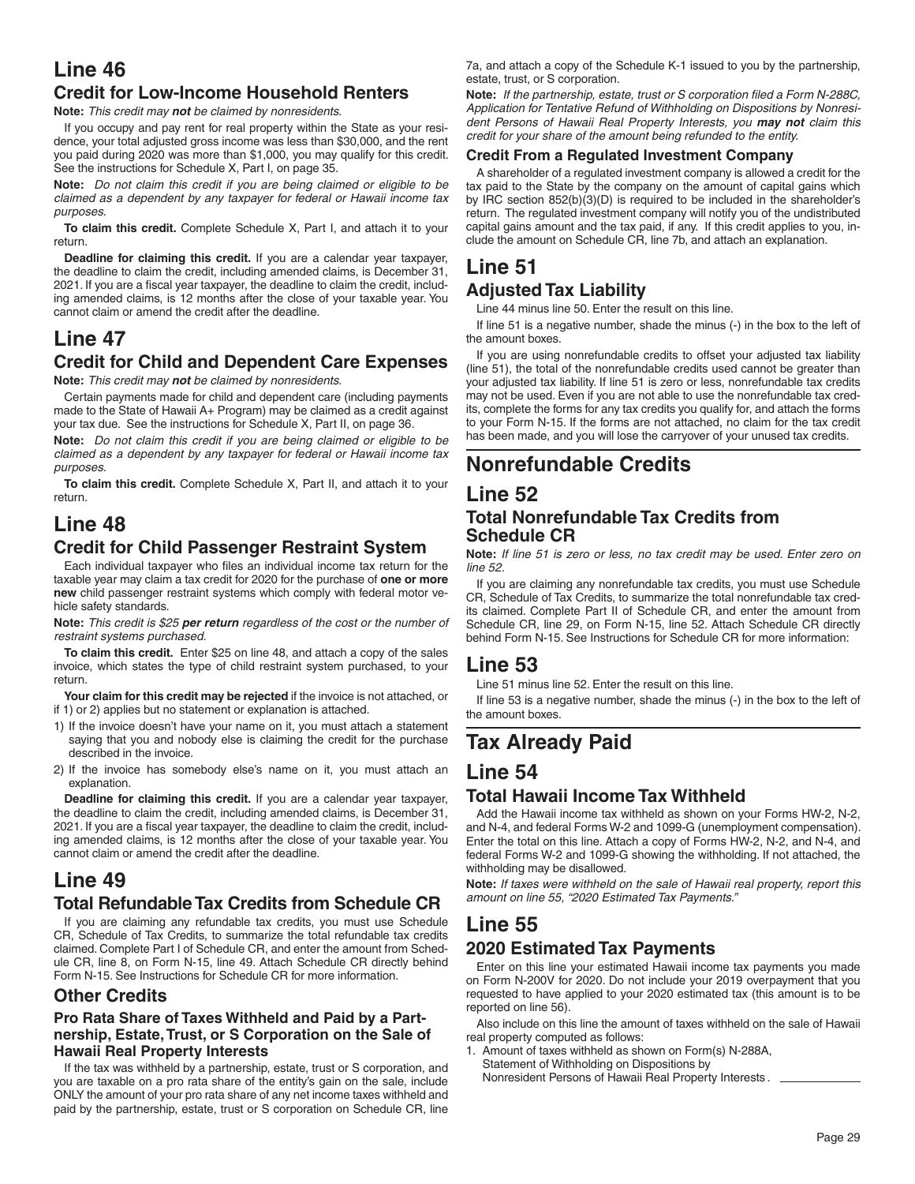# Line 46

## Credit for Low-Income Household Renters

**Note:** *This credit may **not** be claimed by nonresidents.*

If you occupy and pay rent for real property within the State as your residence, your total adjusted gross income was less than $30,000, and the rent you paid during 2020 was more than $1,000, you may qualify for this credit. See the instructions for Schedule X, Part I, on page 35.

**Note:** *Do not claim this credit if you are being claimed or eligible to be claimed as a dependent by any taxpayer for federal or Hawaii income tax purposes.*

**To claim this credit.** Complete Schedule X, Part I, and attach it to your return.

**Deadline for claiming this credit.** If you are a calendar year taxpayer, the deadline to claim the credit, including amended claims, is December 31, 2021. If you are a fiscal year taxpayer, the deadline to claim the credit, including amended claims, is 12 months after the close of your taxable year. You cannot claim or amend the credit after the deadline.

# Line 47

## Credit for Child and Dependent Care Expenses

**Note:** *This credit may **not** be claimed by nonresidents.*

Certain payments made for child and dependent care (including payments made to the State of Hawaii A+ Program) may be claimed as a credit against your tax due. See the instructions for Schedule X, Part II, on page 36.

**Note:** *Do not claim this credit if you are being claimed or eligible to be claimed as a dependent by any taxpayer for federal or Hawaii income tax purposes.*

**To claim this credit.** Complete Schedule X, Part II, and attach it to your return.

# Line 48

## Credit for Child Passenger Restraint System

Each individual taxpayer who files an individual income tax return for the taxable year may claim a tax credit for 2020 for the purchase of **one or more new** child passenger restraint systems which comply with federal motor vehicle safety standards.

**Note:** *This credit is $25 **per return** regardless of the cost or the number of restraint systems purchased.*

**To claim this credit.** Enter $25 on line 48, and attach a copy of the sales invoice, which states the type of child restraint system purchased, to your return.

**Your claim for this credit may be rejected** if the invoice is not attached, or if 1) or 2) applies but no statement or explanation is attached.

1) If the invoice doesn't have your name on it, you must attach a statement saying that you and nobody else is claiming the credit for the purchase described in the invoice.
2) If the invoice has somebody else's name on it, you must attach an explanation.

**Deadline for claiming this credit.** If you are a calendar year taxpayer, the deadline to claim the credit, including amended claims, is December 31, 2021. If you are a fiscal year taxpayer, the deadline to claim the credit, including amended claims, is 12 months after the close of your taxable year. You cannot claim or amend the credit after the deadline.

# Line 49

## Total Refundable Tax Credits from Schedule CR

If you are claiming any refundable tax credits, you must use Schedule CR, Schedule of Tax Credits, to summarize the total refundable tax credits claimed. Complete Part I of Schedule CR, and enter the amount from Schedule CR, line 8, on Form N-15, line 49. Attach Schedule CR directly behind Form N-15. See Instructions for Schedule CR for more information.

## Other Credits

### Pro Rata Share of Taxes Withheld and Paid by a Partnership, Estate, Trust, or S Corporation on the Sale of Hawaii Real Property Interests

If the tax was withheld by a partnership, estate, trust or S corporation, and you are taxable on a pro rata share of the entity's gain on the sale, include ONLY the amount of your pro rata share of any net income taxes withheld and paid by the partnership, estate, trust or S corporation on Schedule CR, line 7a, and attach a copy of the Schedule K-1 issued to you by the partnership, estate, trust, or S corporation.

**Note:** *If the partnership, estate, trust or S corporation filed a Form N-288C, Application for Tentative Refund of Withholding on Dispositions by Nonresident Persons of Hawaii Real Property Interests, you **may not** claim this credit for your share of the amount being refunded to the entity.*

### Credit From a Regulated Investment Company

A shareholder of a regulated investment company is allowed a credit for the tax paid to the State by the company on the amount of capital gains which by IRC section 852(b)(3)(D) is required to be included in the shareholder's return. The regulated investment company will notify you of the undistributed capital gains amount and the tax paid, if any. If this credit applies to you, include the amount on Schedule CR, line 7b, and attach an explanation.

# Line 51

## Adjusted Tax Liability

Line 44 minus line 50. Enter the result on this line.

If line 51 is a negative number, shade the minus (-) in the box to the left of the amount boxes.

If you are using nonrefundable credits to offset your adjusted tax liability (line 51), the total of the nonrefundable credits used cannot be greater than your adjusted tax liability. If line 51 is zero or less, nonrefundable tax credits may not be used. Even if you are not able to use the nonrefundable tax credits, complete the forms for any tax credits you qualify for, and attach the forms to your Form N-15. If the forms are not attached, no claim for the tax credit has been made, and you will lose the carryover of your unused tax credits.

# Nonrefundable Credits

# Line 52

## Total Nonrefundable Tax Credits from Schedule CR

**Note:** *If line 51 is zero or less, no tax credit may be used. Enter zero on line 52.*

If you are claiming any nonrefundable tax credits, you must use Schedule CR, Schedule of Tax Credits, to summarize the total nonrefundable tax credits claimed. Complete Part II of Schedule CR, and enter the amount from Schedule CR, line 29, on Form N-15, line 52. Attach Schedule CR directly behind Form N-15. See Instructions for Schedule CR for more information:

# Line 53

Line 51 minus line 52. Enter the result on this line.

If line 53 is a negative number, shade the minus (-) in the box to the left of the amount boxes.

# Tax Already Paid

# Line 54

## Total Hawaii Income Tax Withheld

Add the Hawaii income tax withheld as shown on your Forms HW-2, N-2, and N-4, and federal Forms W-2 and 1099-G (unemployment compensation). Enter the total on this line. Attach a copy of Forms HW-2, N-2, and N-4, and federal Forms W-2 and 1099-G showing the withholding. If not attached, the withholding may be disallowed.

**Note:** *If taxes were withheld on the sale of Hawaii real property, report this amount on line 55, "2020 Estimated Tax Payments."*

# Line 55

## 2020 Estimated Tax Payments

Enter on this line your estimated Hawaii income tax payments you made on Form N-200V for 2020. Do not include your 2019 overpayment that you requested to have applied to your 2020 estimated tax (this amount is to be reported on line 56).

Also include on this line the amount of taxes withheld on the sale of Hawaii real property computed as follows:

1. Amount of taxes withheld as shown on Form(s) N-288A, Statement of Withholding on Dispositions by Nonresident Persons of Hawaii Real Property Interests . ____________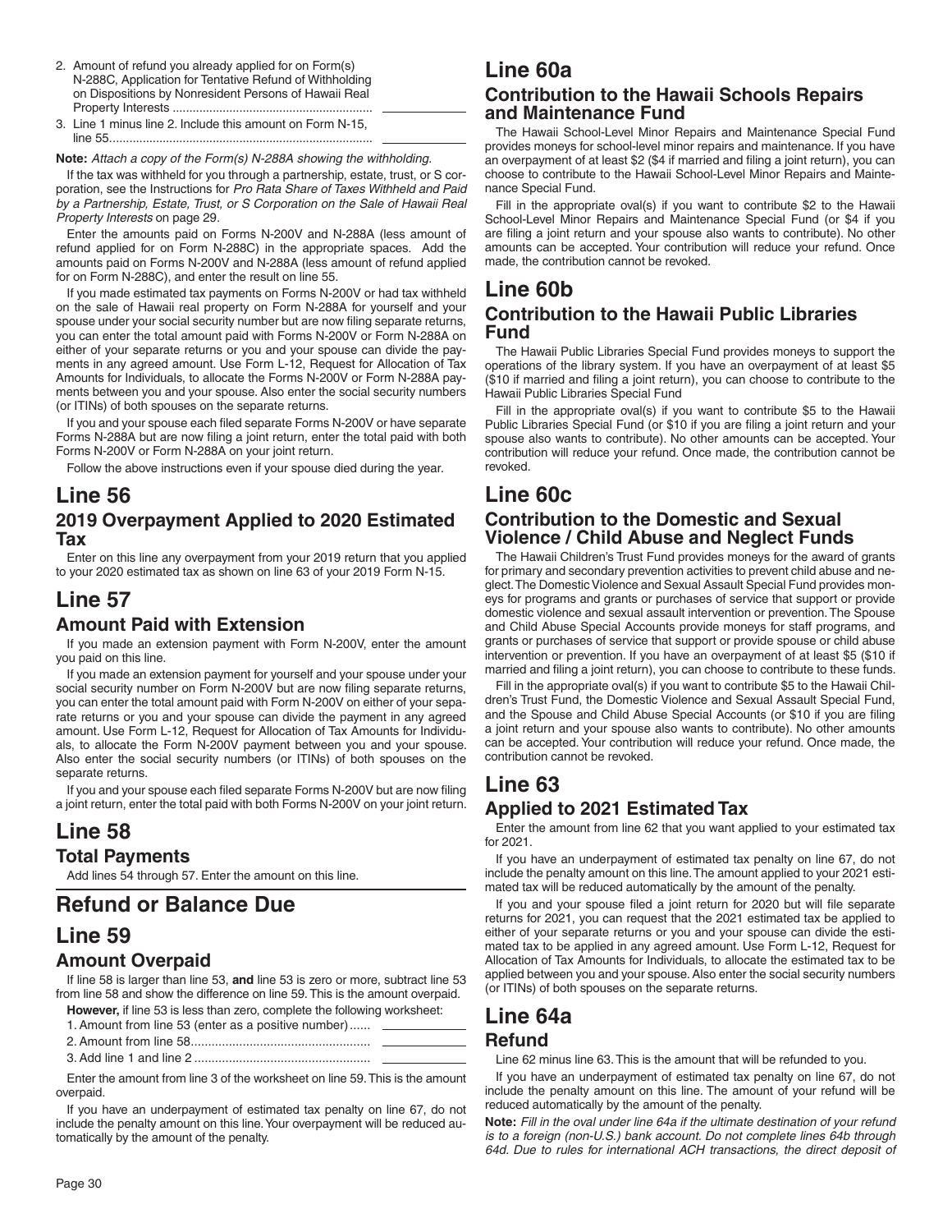2. Amount of refund you already applied for on Form(s) N-288C, Application for Tentative Refund of Withholding on Dispositions by Nonresident Persons of Hawaii Real Property Interests ............................................................ ________
3. Line 1 minus line 2. Include this amount on Form N-15, line 55.............................................................................. ________

**Note:** *Attach a copy of the Form(s) N-288A showing the withholding.*

If the tax was withheld for you through a partnership, estate, trust, or S corporation, see the Instructions for *Pro Rata Share of Taxes Withheld and Paid by a Partnership, Estate, Trust, or S Corporation on the Sale of Hawaii Real Property Interests* on page 29.

Enter the amounts paid on Forms N-200V and N-288A (less amount of refund applied for on Form N-288C) in the appropriate spaces. Add the amounts paid on Forms N-200V and N-288A (less amount of refund applied for on Form N-288C), and enter the result on line 55.

If you made estimated tax payments on Forms N-200V or had tax withheld on the sale of Hawaii real property on Form N-288A for yourself and your spouse under your social security number but are now filing separate returns, you can enter the total amount paid with Forms N-200V or Form N-288A on either of your separate returns or you and your spouse can divide the payments in any agreed amount. Use Form L-12, Request for Allocation of Tax Amounts for Individuals, to allocate the Forms N-200V or Form N-288A payments between you and your spouse. Also enter the social security numbers (or ITINs) of both spouses on the separate returns.

If you and your spouse each filed separate Forms N-200V or have separate Forms N-288A but are now filing a joint return, enter the total paid with both Forms N-200V or Form N-288A on your joint return.

Follow the above instructions even if your spouse died during the year.

# Line 56

## 2019 Overpayment Applied to 2020 Estimated Tax

Enter on this line any overpayment from your 2019 return that you applied to your 2020 estimated tax as shown on line 63 of your 2019 Form N-15.

# Line 57

## Amount Paid with Extension

If you made an extension payment with Form N-200V, enter the amount you paid on this line.

If you made an extension payment for yourself and your spouse under your social security number on Form N-200V but are now filing separate returns, you can enter the total amount paid with Form N-200V on either of your separate returns or you and your spouse can divide the payment in any agreed amount. Use Form L-12, Request for Allocation of Tax Amounts for Individuals, to allocate the Form N-200V payment between you and your spouse. Also enter the social security numbers (or ITINs) of both spouses on the separate returns.

If you and your spouse each filed separate Forms N-200V but are now filing a joint return, enter the total paid with both Forms N-200V on your joint return.

# Line 58

## Total Payments

Add lines 54 through 57. Enter the amount on this line.

# Refund or Balance Due

# Line 59

## Amount Overpaid

If line 58 is larger than line 53, **and** line 53 is zero or more, subtract line 53 from line 58 and show the difference on line 59. This is the amount overpaid.

**However,** if line 53 is less than zero, complete the following worksheet:

1. Amount from line 53 (enter as a positive number)...... ________
2. Amount from line 58.................................................... ________
3. Add line 1 and line 2 ................................................... ________

Enter the amount from line 3 of the worksheet on line 59. This is the amount overpaid.

If you have an underpayment of estimated tax penalty on line 67, do not include the penalty amount on this line. Your overpayment will be reduced automatically by the amount of the penalty.

# Line 60a

## Contribution to the Hawaii Schools Repairs and Maintenance Fund

The Hawaii School-Level Minor Repairs and Maintenance Special Fund provides moneys for school-level minor repairs and maintenance. If you have an overpayment of at least $2 ($4 if married and filing a joint return), you can choose to contribute to the Hawaii School-Level Minor Repairs and Maintenance Special Fund.

Fill in the appropriate oval(s) if you want to contribute $2 to the Hawaii School-Level Minor Repairs and Maintenance Special Fund (or $4 if you are filing a joint return and your spouse also wants to contribute). No other amounts can be accepted. Your contribution will reduce your refund. Once made, the contribution cannot be revoked.

# Line 60b

## Contribution to the Hawaii Public Libraries Fund

The Hawaii Public Libraries Special Fund provides moneys to support the operations of the library system. If you have an overpayment of at least $5 ($10 if married and filing a joint return), you can choose to contribute to the Hawaii Public Libraries Special Fund

Fill in the appropriate oval(s) if you want to contribute $5 to the Hawaii Public Libraries Special Fund (or $10 if you are filing a joint return and your spouse also wants to contribute). No other amounts can be accepted. Your contribution will reduce your refund. Once made, the contribution cannot be revoked.

# Line 60c

## Contribution to the Domestic and Sexual Violence / Child Abuse and Neglect Funds

The Hawaii Children's Trust Fund provides moneys for the award of grants for primary and secondary prevention activities to prevent child abuse and neglect. The Domestic Violence and Sexual Assault Special Fund provides moneys for programs and grants or purchases of service that support or provide domestic violence and sexual assault intervention or prevention. The Spouse and Child Abuse Special Accounts provide moneys for staff programs, and grants or purchases of service that support or provide spouse or child abuse intervention or prevention. If you have an overpayment of at least $5 ($10 if married and filing a joint return), you can choose to contribute to these funds.

Fill in the appropriate oval(s) if you want to contribute $5 to the Hawaii Children's Trust Fund, the Domestic Violence and Sexual Assault Special Fund, and the Spouse and Child Abuse Special Accounts (or $10 if you are filing a joint return and your spouse also wants to contribute). No other amounts can be accepted. Your contribution will reduce your refund. Once made, the contribution cannot be revoked.

# Line 63

## Applied to 2021 Estimated Tax

Enter the amount from line 62 that you want applied to your estimated tax for 2021.

If you have an underpayment of estimated tax penalty on line 67, do not include the penalty amount on this line. The amount applied to your 2021 estimated tax will be reduced automatically by the amount of the penalty.

If you and your spouse filed a joint return for 2020 but will file separate returns for 2021, you can request that the 2021 estimated tax be applied to either of your separate returns or you and your spouse can divide the estimated tax to be applied in any agreed amount. Use Form L-12, Request for Allocation of Tax Amounts for Individuals, to allocate the estimated tax to be applied between you and your spouse. Also enter the social security numbers (or ITINs) of both spouses on the separate returns.

# Line 64a

## Refund

Line 62 minus line 63. This is the amount that will be refunded to you.

If you have an underpayment of estimated tax penalty on line 67, do not include the penalty amount on this line. The amount of your refund will be reduced automatically by the amount of the penalty.

**Note:** *Fill in the oval under line 64a if the ultimate destination of your refund is to a foreign (non-U.S.) bank account. Do not complete lines 64b through 64d. Due to rules for international ACH transactions, the direct deposit of*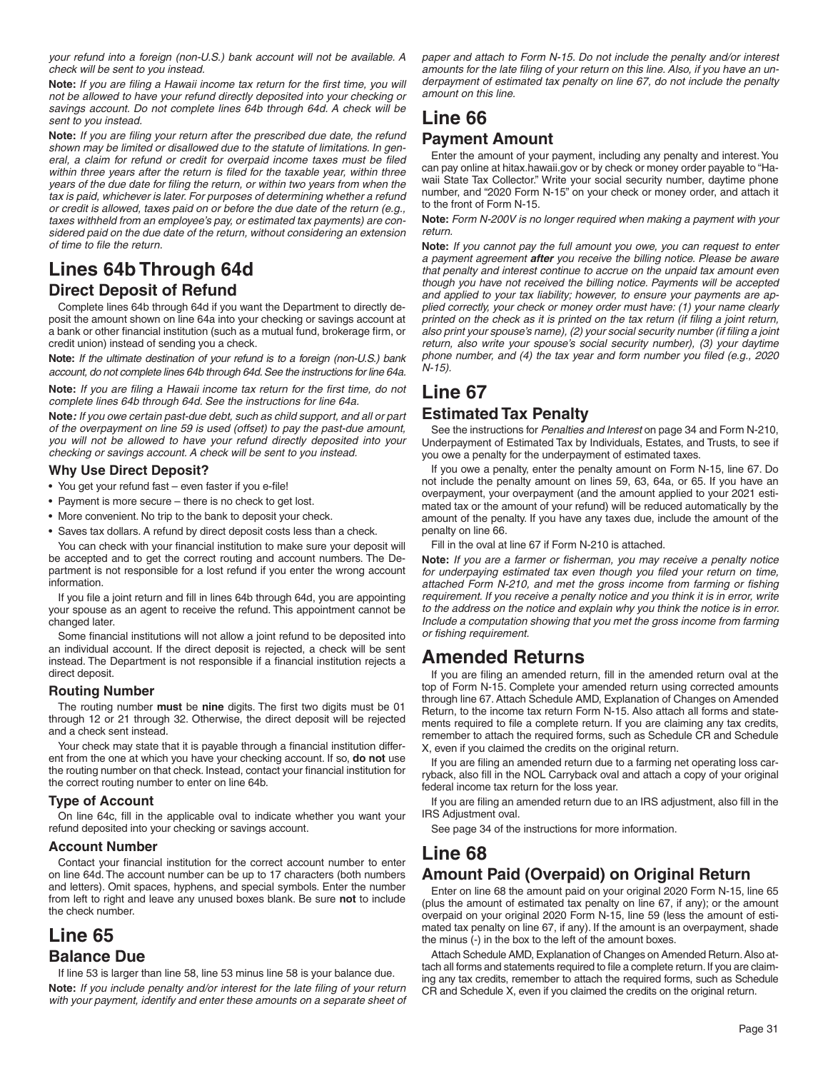*your refund into a foreign (non-U.S.) bank account will not be available. A check will be sent to you instead.*

**Note:** *If you are filing a Hawaii income tax return for the first time, you will not be allowed to have your refund directly deposited into your checking or savings account. Do not complete lines 64b through 64d. A check will be sent to you instead.*

**Note:** *If you are filing your return after the prescribed due date, the refund shown may be limited or disallowed due to the statute of limitations. In general, a claim for refund or credit for overpaid income taxes must be filed within three years after the return is filed for the taxable year, within three years of the due date for filing the return, or within two years from when the tax is paid, whichever is later. For purposes of determining whether a refund or credit is allowed, taxes paid on or before the due date of the return (e.g., taxes withheld from an employee's pay, or estimated tax payments) are considered paid on the due date of the return, without considering an extension of time to file the return.*

# Lines 64b Through 64d

## Direct Deposit of Refund

Complete lines 64b through 64d if you want the Department to directly deposit the amount shown on line 64a into your checking or savings account at a bank or other financial institution (such as a mutual fund, brokerage firm, or credit union) instead of sending you a check.

**Note:** *If the ultimate destination of your refund is to a foreign (non-U.S.) bank account, do not complete lines 64b through 64d. See the instructions for line 64a.*

**Note:** *If you are filing a Hawaii income tax return for the first time, do not complete lines 64b through 64d. See the instructions for line 64a.*

**Note***: If you owe certain past-due debt, such as child support, and all or part of the overpayment on line 59 is used (offset) to pay the past-due amount, you will not be allowed to have your refund directly deposited into your checking or savings account. A check will be sent to you instead.*

### Why Use Direct Deposit?

- You get your refund fast – even faster if you e-file!
- Payment is more secure – there is no check to get lost.
- More convenient. No trip to the bank to deposit your check.
- Saves tax dollars. A refund by direct deposit costs less than a check.

You can check with your financial institution to make sure your deposit will be accepted and to get the correct routing and account numbers. The Department is not responsible for a lost refund if you enter the wrong account information.

If you file a joint return and fill in lines 64b through 64d, you are appointing your spouse as an agent to receive the refund. This appointment cannot be changed later.

Some financial institutions will not allow a joint refund to be deposited into an individual account. If the direct deposit is rejected, a check will be sent instead. The Department is not responsible if a financial institution rejects a direct deposit.

### Routing Number

The routing number **must** be **nine** digits. The first two digits must be 01 through 12 or 21 through 32. Otherwise, the direct deposit will be rejected and a check sent instead.

Your check may state that it is payable through a financial institution different from the one at which you have your checking account. If so, **do not** use the routing number on that check. Instead, contact your financial institution for the correct routing number to enter on line 64b.

### Type of Account

On line 64c, fill in the applicable oval to indicate whether you want your refund deposited into your checking or savings account.

### Account Number

Contact your financial institution for the correct account number to enter on line 64d. The account number can be up to 17 characters (both numbers and letters). Omit spaces, hyphens, and special symbols. Enter the number from left to right and leave any unused boxes blank. Be sure **not** to include the check number.

# Line 65

## Balance Due

If line 53 is larger than line 58, line 53 minus line 58 is your balance due.

**Note:** *If you include penalty and/or interest for the late filing of your return with your payment, identify and enter these amounts on a separate sheet of paper and attach to Form N-15. Do not include the penalty and/or interest amounts for the late filing of your return on this line. Also, if you have an underpayment of estimated tax penalty on line 67, do not include the penalty amount on this line.*

# Line 66

## Payment Amount

Enter the amount of your payment, including any penalty and interest. You can pay online at hitax.hawaii.gov or by check or money order payable to "Hawaii State Tax Collector." Write your social security number, daytime phone number, and "2020 Form N-15" on your check or money order, and attach it to the front of Form N-15.

**Note:** *Form N-200V is no longer required when making a payment with your return.*

**Note:** *If you cannot pay the full amount you owe, you can request to enter a payment agreement* ***after*** *you receive the billing notice. Please be aware that penalty and interest continue to accrue on the unpaid tax amount even though you have not received the billing notice. Payments will be accepted and applied to your tax liability; however, to ensure your payments are applied correctly, your check or money order must have: (1) your name clearly printed on the check as it is printed on the tax return (if filing a joint return, also print your spouse's name), (2) your social security number (if filing a joint return, also write your spouse's social security number), (3) your daytime phone number, and (4) the tax year and form number you filed (e.g., 2020 N-15).*

# Line 67

## Estimated Tax Penalty

See the instructions for *Penalties and Interest* on page 34 and Form N-210, Underpayment of Estimated Tax by Individuals, Estates, and Trusts, to see if you owe a penalty for the underpayment of estimated taxes.

If you owe a penalty, enter the penalty amount on Form N-15, line 67. Do not include the penalty amount on lines 59, 63, 64a, or 65. If you have an overpayment, your overpayment (and the amount applied to your 2021 estimated tax or the amount of your refund) will be reduced automatically by the amount of the penalty. If you have any taxes due, include the amount of the penalty on line 66.

Fill in the oval at line 67 if Form N-210 is attached.

**Note:** *If you are a farmer or fisherman, you may receive a penalty notice for underpaying estimated tax even though you filed your return on time, attached Form N-210, and met the gross income from farming or fishing requirement. If you receive a penalty notice and you think it is in error, write to the address on the notice and explain why you think the notice is in error. Include a computation showing that you met the gross income from farming or fishing requirement.*

# Amended Returns

If you are filing an amended return, fill in the amended return oval at the top of Form N-15. Complete your amended return using corrected amounts through line 67. Attach Schedule AMD, Explanation of Changes on Amended Return, to the income tax return Form N-15. Also attach all forms and statements required to file a complete return. If you are claiming any tax credits, remember to attach the required forms, such as Schedule CR and Schedule X, even if you claimed the credits on the original return.

If you are filing an amended return due to a farming net operating loss carryback, also fill in the NOL Carryback oval and attach a copy of your original federal income tax return for the loss year.

If you are filing an amended return due to an IRS adjustment, also fill in the IRS Adjustment oval.

See page 34 of the instructions for more information.

# Line 68

## Amount Paid (Overpaid) on Original Return

Enter on line 68 the amount paid on your original 2020 Form N-15, line 65 (plus the amount of estimated tax penalty on line 67, if any); or the amount overpaid on your original 2020 Form N-15, line 59 (less the amount of estimated tax penalty on line 67, if any). If the amount is an overpayment, shade the minus (-) in the box to the left of the amount boxes.

Attach Schedule AMD, Explanation of Changes on Amended Return. Also attach all forms and statements required to file a complete return. If you are claiming any tax credits, remember to attach the required forms, such as Schedule CR and Schedule X, even if you claimed the credits on the original return.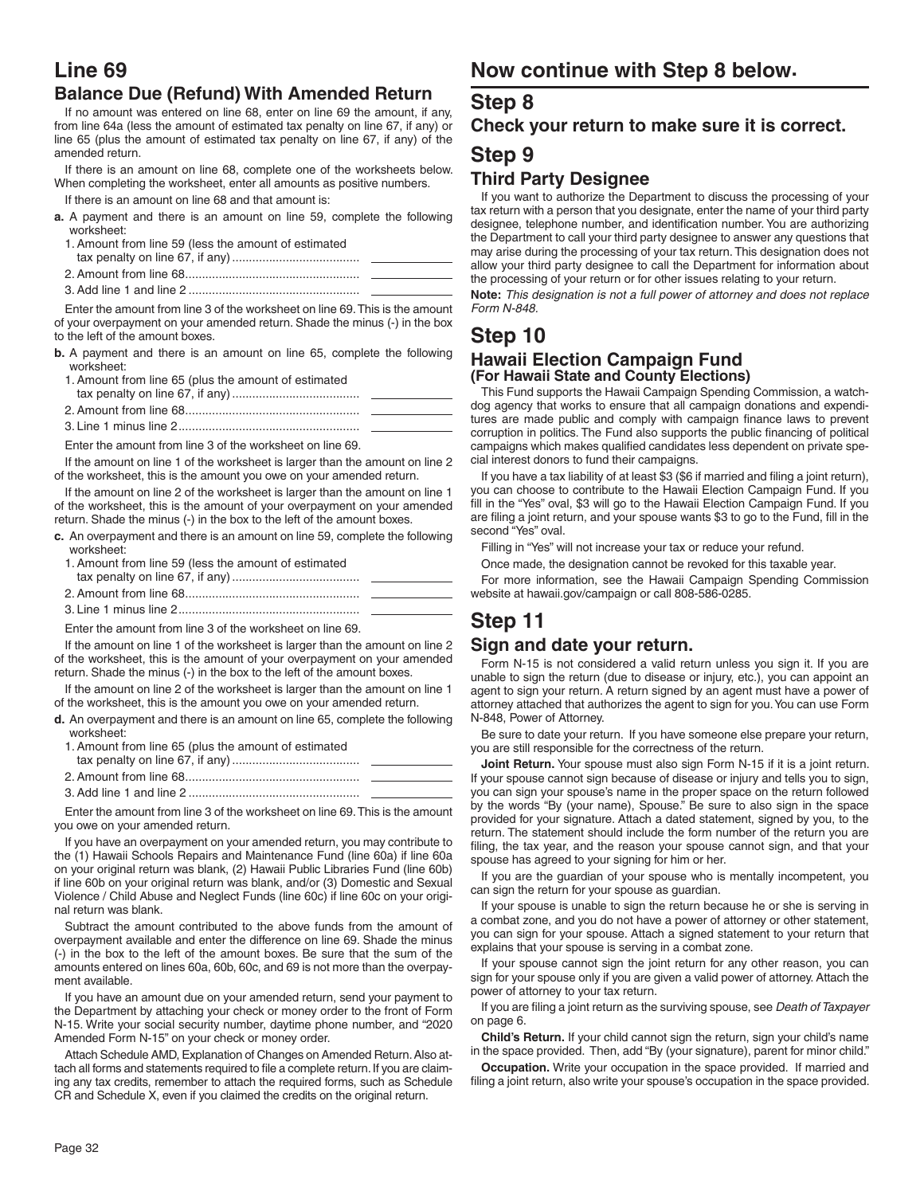## Line 69

### Balance Due (Refund) With Amended Return

If no amount was entered on line 68, enter on line 69 the amount, if any, from line 64a (less the amount of estimated tax penalty on line 67, if any) or line 65 (plus the amount of estimated tax penalty on line 67, if any) of the amended return.

If there is an amount on line 68, complete one of the worksheets below. When completing the worksheet, enter all amounts as positive numbers.

If there is an amount on line 68 and that amount is:

**a.** A payment and there is an amount on line 59, complete the following worksheet:

1. Amount from line 59 (less the amount of estimated tax penalty on line 67, if any) ............................ \_\_\_\_\_\_\_\_
2. Amount from line 68.................................................. \_\_\_\_\_\_\_\_
3. Add line 1 and line 2 ................................................. \_\_\_\_\_\_\_\_

Enter the amount from line 3 of the worksheet on line 69. This is the amount of your overpayment on your amended return. Shade the minus (-) in the box to the left of the amount boxes.

**b.** A payment and there is an amount on line 65, complete the following worksheet:

1. Amount from line 65 (plus the amount of estimated tax penalty on line 67, if any) ............................ \_\_\_\_\_\_\_\_
2. Amount from line 68.................................................. \_\_\_\_\_\_\_\_
3. Line 1 minus line 2..................................................... \_\_\_\_\_\_\_\_

Enter the amount from line 3 of the worksheet on line 69.

If the amount on line 1 of the worksheet is larger than the amount on line 2 of the worksheet, this is the amount you owe on your amended return.

If the amount on line 2 of the worksheet is larger than the amount on line 1 of the worksheet, this is the amount of your overpayment on your amended return. Shade the minus (-) in the box to the left of the amount boxes.

**c.** An overpayment and there is an amount on line 59, complete the following worksheet:

1. Amount from line 59 (less the amount of estimated tax penalty on line 67, if any) ............................ \_\_\_\_\_\_\_\_
2. Amount from line 68.................................................. \_\_\_\_\_\_\_\_
3. Line 1 minus line 2..................................................... \_\_\_\_\_\_\_\_

Enter the amount from line 3 of the worksheet on line 69.

If the amount on line 1 of the worksheet is larger than the amount on line 2 of the worksheet, this is the amount of your overpayment on your amended return. Shade the minus (-) in the box to the left of the amount boxes.

If the amount on line 2 of the worksheet is larger than the amount on line 1 of the worksheet, this is the amount you owe on your amended return.

**d.** An overpayment and there is an amount on line 65, complete the following worksheet:

1. Amount from line 65 (plus the amount of estimated tax penalty on line 67, if any) ............................ \_\_\_\_\_\_\_\_
2. Amount from line 68.................................................. \_\_\_\_\_\_\_\_
3. Add line 1 and line 2 ................................................. \_\_\_\_\_\_\_\_

Enter the amount from line 3 of the worksheet on line 69. This is the amount you owe on your amended return.

If you have an overpayment on your amended return, you may contribute to the (1) Hawaii Schools Repairs and Maintenance Fund (line 60a) if line 60a on your original return was blank, (2) Hawaii Public Libraries Fund (line 60b) if line 60b on your original return was blank, and/or (3) Domestic and Sexual Violence / Child Abuse and Neglect Funds (line 60c) if line 60c on your original return was blank.

Subtract the amount contributed to the above funds from the amount of overpayment available and enter the difference on line 69. Shade the minus (-) in the box to the left of the amount boxes. Be sure that the sum of the amounts entered on lines 60a, 60b, 60c, and 69 is not more than the overpayment available.

If you have an amount due on your amended return, send your payment to the Department by attaching your check or money order to the front of Form N-15. Write your social security number, daytime phone number, and "2020 Amended Form N-15" on your check or money order.

Attach Schedule AMD, Explanation of Changes on Amended Return. Also attach all forms and statements required to file a complete return. If you are claiming any tax credits, remember to attach the required forms, such as Schedule CR and Schedule X, even if you claimed the credits on the original return.

## Now continue with Step 8 below.

## Step 8

### Check your return to make sure it is correct.

## Step 9

### Third Party Designee

If you want to authorize the Department to discuss the processing of your tax return with a person that you designate, enter the name of your third party designee, telephone number, and identification number. You are authorizing the Department to call your third party designee to answer any questions that may arise during the processing of your tax return. This designation does not allow your third party designee to call the Department for information about the processing of your return or for other issues relating to your return.

**Note:** *This designation is not a full power of attorney and does not replace Form N-848.*

## Step 10

### Hawaii Election Campaign Fund (For Hawaii State and County Elections)

This Fund supports the Hawaii Campaign Spending Commission, a watchdog agency that works to ensure that all campaign donations and expenditures are made public and comply with campaign finance laws to prevent corruption in politics. The Fund also supports the public financing of political campaigns which makes qualified candidates less dependent on private special interest donors to fund their campaigns.

If you have a tax liability of at least $3 ($6 if married and filing a joint return), you can choose to contribute to the Hawaii Election Campaign Fund. If you fill in the "Yes" oval, $3 will go to the Hawaii Election Campaign Fund. If you are filing a joint return, and your spouse wants $3 to go to the Fund, fill in the second "Yes" oval.

Filling in "Yes" will not increase your tax or reduce your refund.

Once made, the designation cannot be revoked for this taxable year.

For more information, see the Hawaii Campaign Spending Commission website at hawaii.gov/campaign or call 808-586-0285.

## Step 11

### Sign and date your return.

Form N-15 is not considered a valid return unless you sign it. If you are unable to sign the return (due to disease or injury, etc.), you can appoint an agent to sign your return. A return signed by an agent must have a power of attorney attached that authorizes the agent to sign for you. You can use Form N-848, Power of Attorney.

Be sure to date your return. If you have someone else prepare your return, you are still responsible for the correctness of the return.

**Joint Return.** Your spouse must also sign Form N-15 if it is a joint return. If your spouse cannot sign because of disease or injury and tells you to sign, you can sign your spouse's name in the proper space on the return followed by the words "By (your name), Spouse." Be sure to also sign in the space provided for your signature. Attach a dated statement, signed by you, to the return. The statement should include the form number of the return you are filing, the tax year, and the reason your spouse cannot sign, and that your spouse has agreed to your signing for him or her.

If you are the guardian of your spouse who is mentally incompetent, you can sign the return for your spouse as guardian.

If your spouse is unable to sign the return because he or she is serving in a combat zone, and you do not have a power of attorney or other statement, you can sign for your spouse. Attach a signed statement to your return that explains that your spouse is serving in a combat zone.

If your spouse cannot sign the joint return for any other reason, you can sign for your spouse only if you are given a valid power of attorney. Attach the power of attorney to your tax return.

If you are filing a joint return as the surviving spouse, see *Death of Taxpayer* on page 6.

**Child's Return.** If your child cannot sign the return, sign your child's name in the space provided. Then, add "By (your signature), parent for minor child."

**Occupation.** Write your occupation in the space provided. If married and filing a joint return, also write your spouse's occupation in the space provided.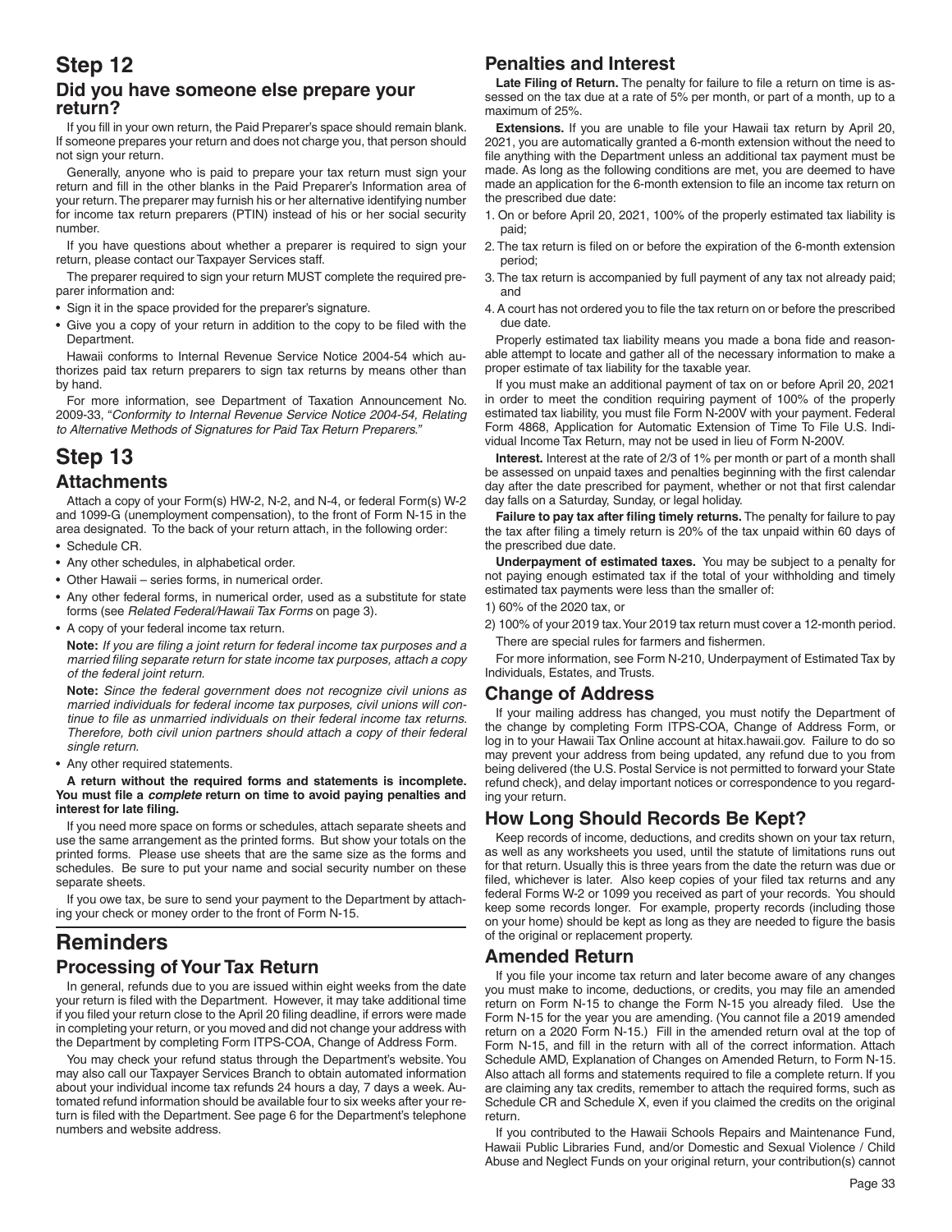# Step 12

## Did you have someone else prepare your return?

If you fill in your own return, the Paid Preparer's space should remain blank. If someone prepares your return and does not charge you, that person should not sign your return.

Generally, anyone who is paid to prepare your tax return must sign your return and fill in the other blanks in the Paid Preparer's Information area of your return. The preparer may furnish his or her alternative identifying number for income tax return preparers (PTIN) instead of his or her social security number.

If you have questions about whether a preparer is required to sign your return, please contact our Taxpayer Services staff.

The preparer required to sign your return MUST complete the required preparer information and:

- Sign it in the space provided for the preparer's signature.
- Give you a copy of your return in addition to the copy to be filed with the Department.

Hawaii conforms to Internal Revenue Service Notice 2004-54 which authorizes paid tax return preparers to sign tax returns by means other than by hand.

For more information, see Department of Taxation Announcement No. 2009-33, "*Conformity to Internal Revenue Service Notice 2004-54, Relating to Alternative Methods of Signatures for Paid Tax Return Preparers.*"

# Step 13

## Attachments

Attach a copy of your Form(s) HW-2, N-2, and N-4, or federal Form(s) W-2 and 1099-G (unemployment compensation), to the front of Form N-15 in the area designated. To the back of your return attach, in the following order:

- Schedule CR.
- Any other schedules, in alphabetical order.
- Other Hawaii – series forms, in numerical order.
- Any other federal forms, in numerical order, used as a substitute for state forms (see *Related Federal/Hawaii Tax Forms* on page 3).
- A copy of your federal income tax return.

  **Note:** *If you are filing a joint return for federal income tax purposes and a married filing separate return for state income tax purposes, attach a copy of the federal joint return.*

  **Note:** *Since the federal government does not recognize civil unions as married individuals for federal income tax purposes, civil unions will continue to file as unmarried individuals on their federal income tax returns. Therefore, both civil union partners should attach a copy of their federal single return.*

- Any other required statements.

**A return without the required forms and statements is incomplete. You must file a *complete* return on time to avoid paying penalties and interest for late filing.**

If you need more space on forms or schedules, attach separate sheets and use the same arrangement as the printed forms. But show your totals on the printed forms. Please use sheets that are the same size as the forms and schedules. Be sure to put your name and social security number on these separate sheets.

If you owe tax, be sure to send your payment to the Department by attaching your check or money order to the front of Form N-15.

# Reminders

## Processing of Your Tax Return

In general, refunds due to you are issued within eight weeks from the date your return is filed with the Department. However, it may take additional time if you filed your return close to the April 20 filing deadline, if errors were made in completing your return, or you moved and did not change your address with the Department by completing Form ITPS-COA, Change of Address Form.

You may check your refund status through the Department's website. You may also call our Taxpayer Services Branch to obtain automated information about your individual income tax refunds 24 hours a day, 7 days a week. Automated refund information should be available four to six weeks after your return is filed with the Department. See page 6 for the Department's telephone numbers and website address.

## Penalties and Interest

**Late Filing of Return.** The penalty for failure to file a return on time is assessed on the tax due at a rate of 5% per month, or part of a month, up to a maximum of 25%.

**Extensions.** If you are unable to file your Hawaii tax return by April 20, 2021, you are automatically granted a 6-month extension without the need to file anything with the Department unless an additional tax payment must be made. As long as the following conditions are met, you are deemed to have made an application for the 6-month extension to file an income tax return on the prescribed due date:

1. On or before April 20, 2021, 100% of the properly estimated tax liability is paid;
2. The tax return is filed on or before the expiration of the 6-month extension period;
3. The tax return is accompanied by full payment of any tax not already paid; and
4. A court has not ordered you to file the tax return on or before the prescribed due date.

Properly estimated tax liability means you made a bona fide and reasonable attempt to locate and gather all of the necessary information to make a proper estimate of tax liability for the taxable year.

If you must make an additional payment of tax on or before April 20, 2021 in order to meet the condition requiring payment of 100% of the properly estimated tax liability, you must file Form N-200V with your payment. Federal Form 4868, Application for Automatic Extension of Time To File U.S. Individual Income Tax Return, may not be used in lieu of Form N-200V.

**Interest.** Interest at the rate of 2/3 of 1% per month or part of a month shall be assessed on unpaid taxes and penalties beginning with the first calendar day after the date prescribed for payment, whether or not that first calendar day falls on a Saturday, Sunday, or legal holiday.

**Failure to pay tax after filing timely returns.** The penalty for failure to pay the tax after filing a timely return is 20% of the tax unpaid within 60 days of the prescribed due date.

**Underpayment of estimated taxes.** You may be subject to a penalty for not paying enough estimated tax if the total of your withholding and timely estimated tax payments were less than the smaller of:

1) 60% of the 2020 tax, or

2) 100% of your 2019 tax. Your 2019 tax return must cover a 12-month period.

There are special rules for farmers and fishermen.

For more information, see Form N-210, Underpayment of Estimated Tax by Individuals, Estates, and Trusts.

## Change of Address

If your mailing address has changed, you must notify the Department of the change by completing Form ITPS-COA, Change of Address Form, or log in to your Hawaii Tax Online account at hitax.hawaii.gov. Failure to do so may prevent your address from being updated, any refund due to you from being delivered (the U.S. Postal Service is not permitted to forward your State refund check), and delay important notices or correspondence to you regarding your return.

## How Long Should Records Be Kept?

Keep records of income, deductions, and credits shown on your tax return, as well as any worksheets you used, until the statute of limitations runs out for that return. Usually this is three years from the date the return was due or filed, whichever is later. Also keep copies of your filed tax returns and any federal Forms W-2 or 1099 you received as part of your records. You should keep some records longer. For example, property records (including those on your home) should be kept as long as they are needed to figure the basis of the original or replacement property.

## Amended Return

If you file your income tax return and later become aware of any changes you must make to income, deductions, or credits, you may file an amended return on Form N-15 to change the Form N-15 you already filed. Use the Form N-15 for the year you are amending. (You cannot file a 2019 amended return on a 2020 Form N-15.) Fill in the amended return oval at the top of Form N-15, and fill in the return with all of the correct information. Attach Schedule AMD, Explanation of Changes on Amended Return, to Form N-15. Also attach all forms and statements required to file a complete return. If you are claiming any tax credits, remember to attach the required forms, such as Schedule CR and Schedule X, even if you claimed the credits on the original return.

If you contributed to the Hawaii Schools Repairs and Maintenance Fund, Hawaii Public Libraries Fund, and/or Domestic and Sexual Violence / Child Abuse and Neglect Funds on your original return, your contribution(s) cannot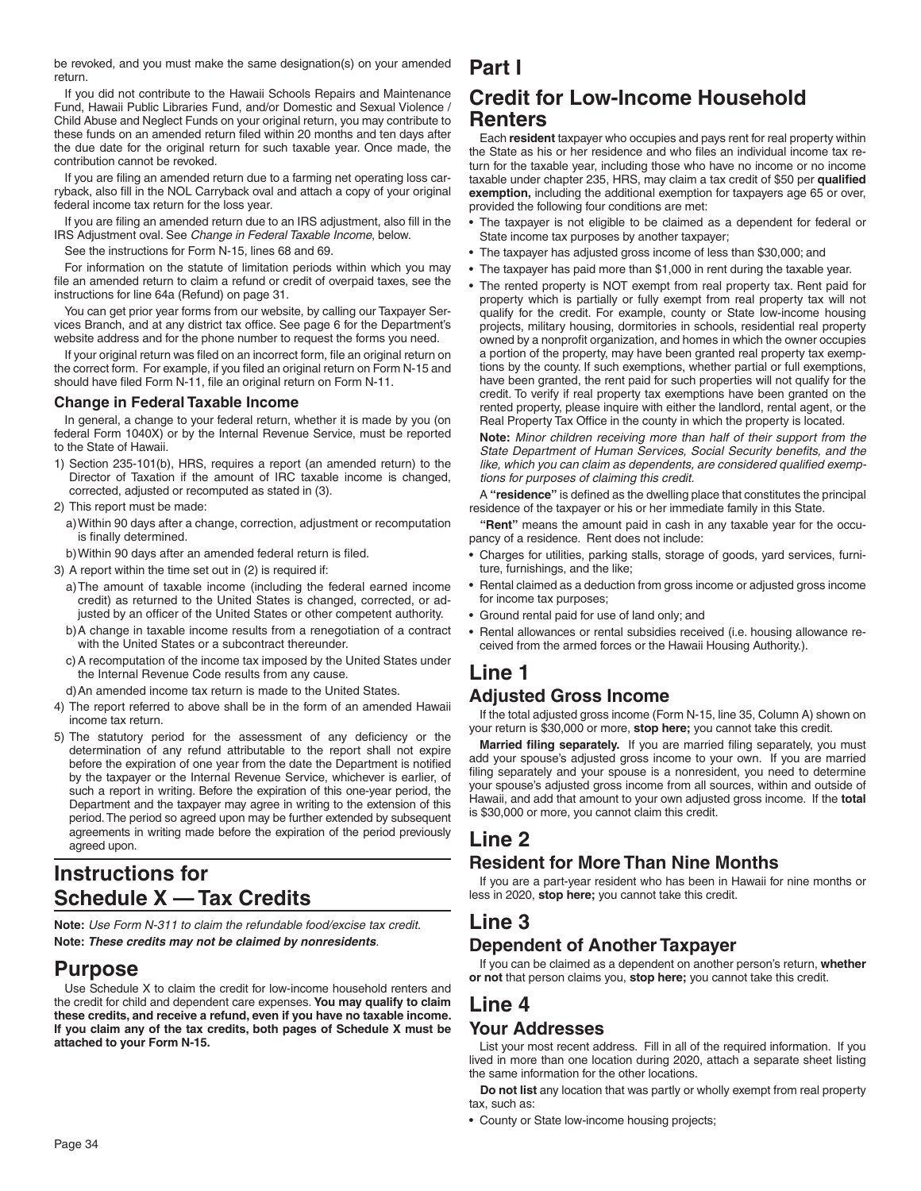be revoked, and you must make the same designation(s) on your amended return.

If you did not contribute to the Hawaii Schools Repairs and Maintenance Fund, Hawaii Public Libraries Fund, and/or Domestic and Sexual Violence / Child Abuse and Neglect Funds on your original return, you may contribute to these funds on an amended return filed within 20 months and ten days after the due date for the original return for such taxable year. Once made, the contribution cannot be revoked.

If you are filing an amended return due to a farming net operating loss carryback, also fill in the NOL Carryback oval and attach a copy of your original federal income tax return for the loss year.

If you are filing an amended return due to an IRS adjustment, also fill in the IRS Adjustment oval. See *Change in Federal Taxable Income*, below.

See the instructions for Form N-15, lines 68 and 69.

For information on the statute of limitation periods within which you may file an amended return to claim a refund or credit of overpaid taxes, see the instructions for line 64a (Refund) on page 31.

You can get prior year forms from our website, by calling our Taxpayer Services Branch, and at any district tax office. See page 6 for the Department's website address and for the phone number to request the forms you need.

If your original return was filed on an incorrect form, file an original return on the correct form. For example, if you filed an original return on Form N-15 and should have filed Form N-11, file an original return on Form N-11.

### Change in Federal Taxable Income

In general, a change to your federal return, whether it is made by you (on federal Form 1040X) or by the Internal Revenue Service, must be reported to the State of Hawaii.

1) Section 235-101(b), HRS, requires a report (an amended return) to the Director of Taxation if the amount of IRC taxable income is changed, corrected, adjusted or recomputed as stated in (3).
2) This report must be made:
   a) Within 90 days after a change, correction, adjustment or recomputation is finally determined.
   b) Within 90 days after an amended federal return is filed.
3) A report within the time set out in (2) is required if:
   a) The amount of taxable income (including the federal earned income credit) as returned to the United States is changed, corrected, or adjusted by an officer of the United States or other competent authority.
   b) A change in taxable income results from a renegotiation of a contract with the United States or a subcontract thereunder.
   c) A recomputation of the income tax imposed by the United States under the Internal Revenue Code results from any cause.
   d) An amended income tax return is made to the United States.
4) The report referred to above shall be in the form of an amended Hawaii income tax return.
5) The statutory period for the assessment of any deficiency or the determination of any refund attributable to the report shall not expire before the expiration of one year from the date the Department is notified by the taxpayer or the Internal Revenue Service, whichever is earlier, of such a report in writing. Before the expiration of this one-year period, the Department and the taxpayer may agree in writing to the extension of this period. The period so agreed upon may be further extended by subsequent agreements in writing made before the expiration of the period previously agreed upon.

# Instructions for Schedule X — Tax Credits

**Note:** *Use Form N-311 to claim the refundable food/excise tax credit.*

**Note:** ***These credits may not be claimed by nonresidents***.

## Purpose

Use Schedule X to claim the credit for low-income household renters and the credit for child and dependent care expenses. **You may qualify to claim these credits, and receive a refund, even if you have no taxable income. If you claim any of the tax credits, both pages of Schedule X must be attached to your Form N-15.**

## Part I

## Credit for Low-Income Household Renters

Each **resident** taxpayer who occupies and pays rent for real property within the State as his or her residence and who files an individual income tax return for the taxable year, including those who have no income or no income taxable under chapter 235, HRS, may claim a tax credit of $50 per **qualified exemption,** including the additional exemption for taxpayers age 65 or over, provided the following four conditions are met:

- The taxpayer is not eligible to be claimed as a dependent for federal or State income tax purposes by another taxpayer;
- The taxpayer has adjusted gross income of less than $30,000; and
- The taxpayer has paid more than $1,000 in rent during the taxable year.
- The rented property is NOT exempt from real property tax. Rent paid for property which is partially or fully exempt from real property tax will not qualify for the credit. For example, county or State low-income housing projects, military housing, dormitories in schools, residential real property owned by a nonprofit organization, and homes in which the owner occupies a portion of the property, may have been granted real property tax exemptions by the county. If such exemptions, whether partial or full exemptions, have been granted, the rent paid for such properties will not qualify for the credit. To verify if real property tax exemptions have been granted on the rented property, please inquire with either the landlord, rental agent, or the Real Property Tax Office in the county in which the property is located.

**Note:** *Minor children receiving more than half of their support from the State Department of Human Services, Social Security benefits, and the like, which you can claim as dependents, are considered qualified exemptions for purposes of claiming this credit.*

A **"residence"** is defined as the dwelling place that constitutes the principal residence of the taxpayer or his or her immediate family in this State.

**"Rent"** means the amount paid in cash in any taxable year for the occupancy of a residence. Rent does not include:

- Charges for utilities, parking stalls, storage of goods, yard services, furniture, furnishings, and the like;
- Rental claimed as a deduction from gross income or adjusted gross income for income tax purposes;
- Ground rental paid for use of land only; and
- Rental allowances or rental subsidies received (i.e. housing allowance received from the armed forces or the Hawaii Housing Authority.).

## Line 1

### Adjusted Gross Income

If the total adjusted gross income (Form N-15, line 35, Column A) shown on your return is $30,000 or more, **stop here;** you cannot take this credit.

**Married filing separately.** If you are married filing separately, you must add your spouse's adjusted gross income to your own. If you are married filing separately and your spouse is a nonresident, you need to determine your spouse's adjusted gross income from all sources, within and outside of Hawaii, and add that amount to your own adjusted gross income. If the **total** is $30,000 or more, you cannot claim this credit.

## Line 2

### Resident for More Than Nine Months

If you are a part-year resident who has been in Hawaii for nine months or less in 2020, **stop here;** you cannot take this credit.

## Line 3

### Dependent of Another Taxpayer

If you can be claimed as a dependent on another person's return, **whether or not** that person claims you, **stop here;** you cannot take this credit.

## Line 4

### Your Addresses

List your most recent address. Fill in all of the required information. If you lived in more than one location during 2020, attach a separate sheet listing the same information for the other locations.

**Do not list** any location that was partly or wholly exempt from real property tax, such as:

- County or State low-income housing projects;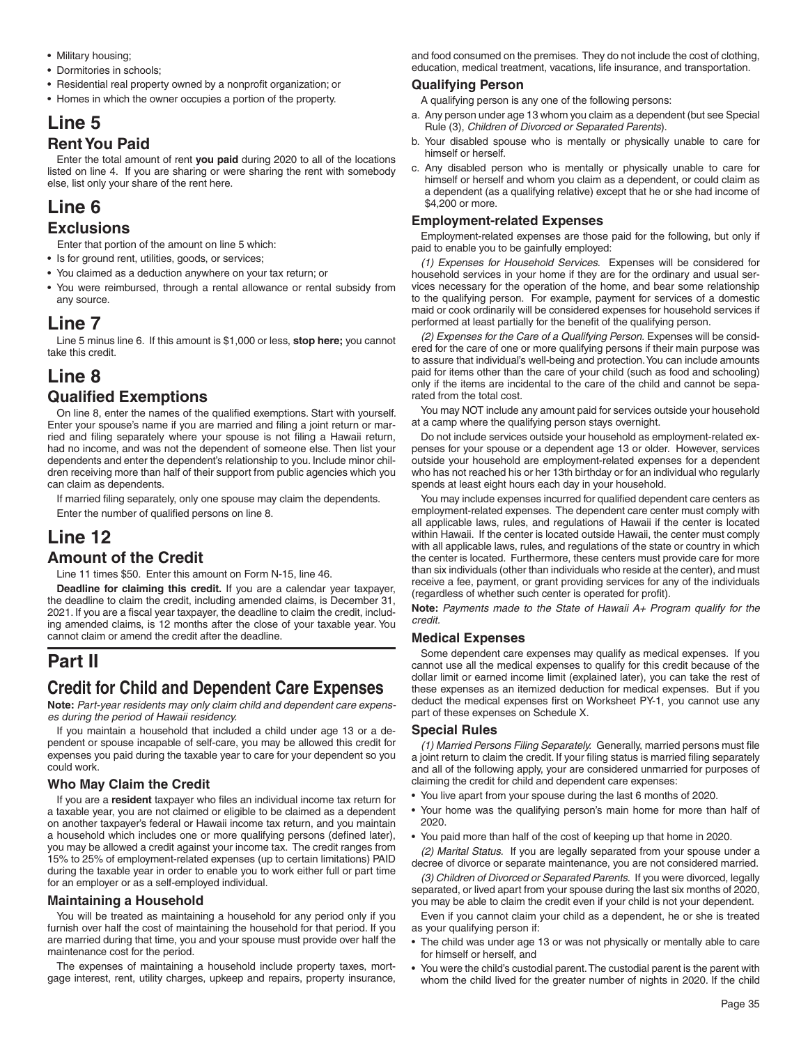- Military housing;
- Dormitories in schools;
- Residential real property owned by a nonprofit organization; or
- Homes in which the owner occupies a portion of the property.

# Line 5

## Rent You Paid

Enter the total amount of rent **you paid** during 2020 to all of the locations listed on line 4. If you are sharing or were sharing the rent with somebody else, list only your share of the rent here.

# Line 6

## Exclusions

Enter that portion of the amount on line 5 which:

- Is for ground rent, utilities, goods, or services;
- You claimed as a deduction anywhere on your tax return; or
- You were reimbursed, through a rental allowance or rental subsidy from any source.

# Line 7

Line 5 minus line 6. If this amount is $1,000 or less, **stop here;** you cannot take this credit.

# Line 8

## Qualified Exemptions

On line 8, enter the names of the qualified exemptions. Start with yourself. Enter your spouse's name if you are married and filing a joint return or married and filing separately where your spouse is not filing a Hawaii return, had no income, and was not the dependent of someone else. Then list your dependents and enter the dependent's relationship to you. Include minor children receiving more than half of their support from public agencies which you can claim as dependents.

If married filing separately, only one spouse may claim the dependents.

Enter the number of qualified persons on line 8.

# Line 12

## Amount of the Credit

Line 11 times $50. Enter this amount on Form N-15, line 46.

**Deadline for claiming this credit.** If you are a calendar year taxpayer, the deadline to claim the credit, including amended claims, is December 31, 2021. If you are a fiscal year taxpayer, the deadline to claim the credit, including amended claims, is 12 months after the close of your taxable year. You cannot claim or amend the credit after the deadline.

# Part II

## Credit for Child and Dependent Care Expenses

**Note:** *Part-year residents may only claim child and dependent care expenses during the period of Hawaii residency.*

If you maintain a household that included a child under age 13 or a dependent or spouse incapable of self-care, you may be allowed this credit for expenses you paid during the taxable year to care for your dependent so you could work.

### Who May Claim the Credit

If you are a **resident** taxpayer who files an individual income tax return for a taxable year, you are not claimed or eligible to be claimed as a dependent on another taxpayer's federal or Hawaii income tax return, and you maintain a household which includes one or more qualifying persons (defined later), you may be allowed a credit against your income tax. The credit ranges from 15% to 25% of employment-related expenses (up to certain limitations) PAID during the taxable year in order to enable you to work either full or part time for an employer or as a self-employed individual.

### Maintaining a Household

You will be treated as maintaining a household for any period only if you furnish over half the cost of maintaining the household for that period. If you are married during that time, you and your spouse must provide over half the maintenance cost for the period.

The expenses of maintaining a household include property taxes, mortgage interest, rent, utility charges, upkeep and repairs, property insurance, and food consumed on the premises. They do not include the cost of clothing, education, medical treatment, vacations, life insurance, and transportation.

### Qualifying Person

A qualifying person is any one of the following persons:

a. Any person under age 13 whom you claim as a dependent (but see Special Rule (3), *Children of Divorced or Separated Parents*).
b. Your disabled spouse who is mentally or physically unable to care for himself or herself.
c. Any disabled person who is mentally or physically unable to care for himself or herself and whom you claim as a dependent, or could claim as a dependent (as a qualifying relative) except that he or she had income of $4,200 or more.

### Employment-related Expenses

Employment-related expenses are those paid for the following, but only if paid to enable you to be gainfully employed:

*(1) Expenses for Household Services.* Expenses will be considered for household services in your home if they are for the ordinary and usual services necessary for the operation of the home, and bear some relationship to the qualifying person. For example, payment for services of a domestic maid or cook ordinarily will be considered expenses for household services if performed at least partially for the benefit of the qualifying person.

*(2) Expenses for the Care of a Qualifying Person.* Expenses will be considered for the care of one or more qualifying persons if their main purpose was to assure that individual's well-being and protection. You can include amounts paid for items other than the care of your child (such as food and schooling) only if the items are incidental to the care of the child and cannot be separated from the total cost.

You may NOT include any amount paid for services outside your household at a camp where the qualifying person stays overnight.

Do not include services outside your household as employment-related expenses for your spouse or a dependent age 13 or older. However, services outside your household are employment-related expenses for a dependent who has not reached his or her 13th birthday or for an individual who regularly spends at least eight hours each day in your household.

You may include expenses incurred for qualified dependent care centers as employment-related expenses. The dependent care center must comply with all applicable laws, rules, and regulations of Hawaii if the center is located within Hawaii. If the center is located outside Hawaii, the center must comply with all applicable laws, rules, and regulations of the state or country in which the center is located. Furthermore, these centers must provide care for more than six individuals (other than individuals who reside at the center), and must receive a fee, payment, or grant providing services for any of the individuals (regardless of whether such center is operated for profit).

**Note:** *Payments made to the State of Hawaii A+ Program qualify for the credit.*

### Medical Expenses

Some dependent care expenses may qualify as medical expenses. If you cannot use all the medical expenses to qualify for this credit because of the dollar limit or earned income limit (explained later), you can take the rest of these expenses as an itemized deduction for medical expenses. But if you deduct the medical expenses first on Worksheet PY-1, you cannot use any part of these expenses on Schedule X.

### Special Rules

*(1) Married Persons Filing Separately.* Generally, married persons must file a joint return to claim the credit. If your filing status is married filing separately and all of the following apply, your are considered unmarried for purposes of claiming the credit for child and dependent care expenses:

- You live apart from your spouse during the last 6 months of 2020.
- Your home was the qualifying person's main home for more than half of 2020.
- You paid more than half of the cost of keeping up that home in 2020.

*(2) Marital Status.* If you are legally separated from your spouse under a decree of divorce or separate maintenance, you are not considered married.

*(3) Children of Divorced or Separated Parents.* If you were divorced, legally separated, or lived apart from your spouse during the last six months of 2020, you may be able to claim the credit even if your child is not your dependent.

Even if you cannot claim your child as a dependent, he or she is treated as your qualifying person if:

- The child was under age 13 or was not physically or mentally able to care for himself or herself, and
- You were the child's custodial parent. The custodial parent is the parent with whom the child lived for the greater number of nights in 2020. If the child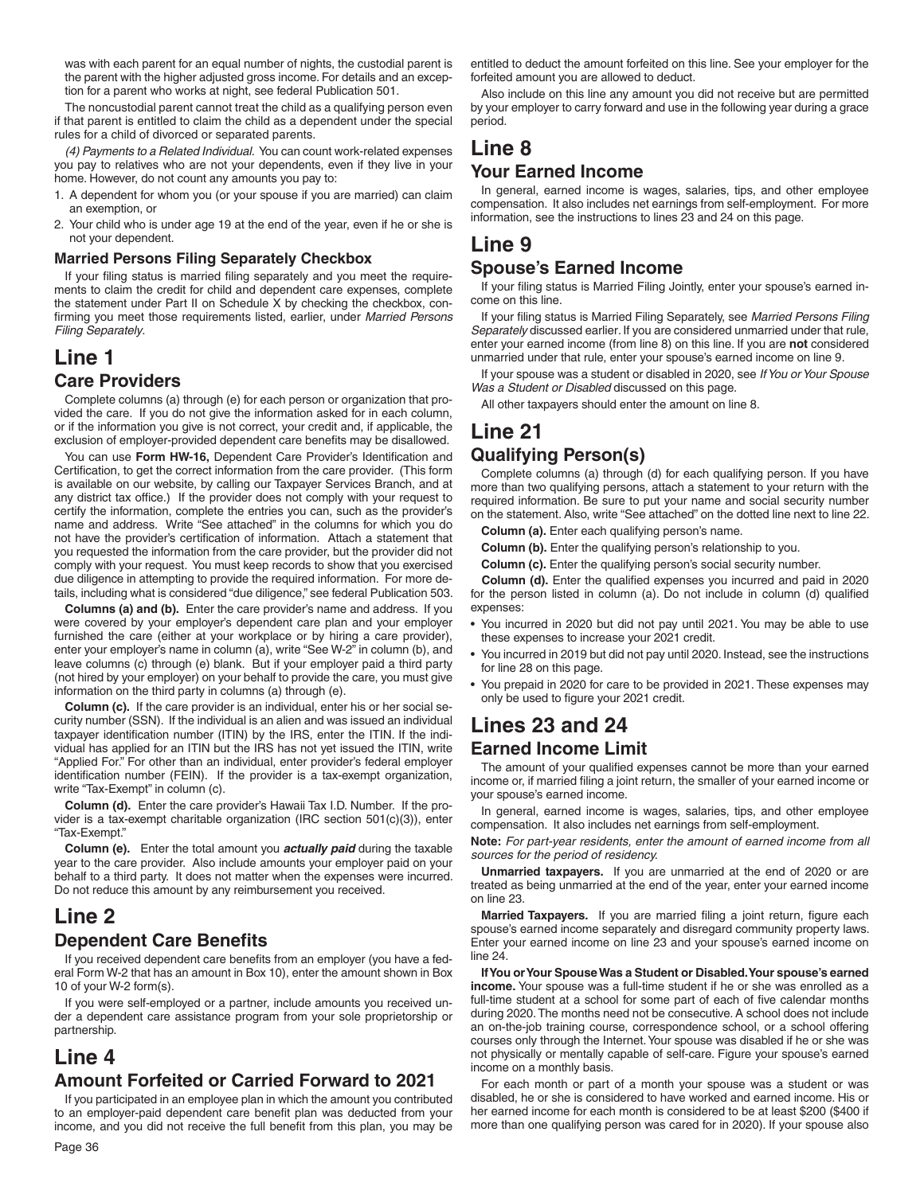was with each parent for an equal number of nights, the custodial parent is the parent with the higher adjusted gross income. For details and an exception for a parent who works at night, see federal Publication 501.

The noncustodial parent cannot treat the child as a qualifying person even if that parent is entitled to claim the child as a dependent under the special rules for a child of divorced or separated parents.

*(4) Payments to a Related Individual.* You can count work-related expenses you pay to relatives who are not your dependents, even if they live in your home. However, do not count any amounts you pay to:

1. A dependent for whom you (or your spouse if you are married) can claim an exemption, or
2. Your child who is under age 19 at the end of the year, even if he or she is not your dependent.

### Married Persons Filing Separately Checkbox

If your filing status is married filing separately and you meet the requirements to claim the credit for child and dependent care expenses, complete the statement under Part II on Schedule X by checking the checkbox, confirming you meet those requirements listed, earlier, under *Married Persons Filing Separately.*

# Line 1

## Care Providers

Complete columns (a) through (e) for each person or organization that provided the care. If you do not give the information asked for in each column, or if the information you give is not correct, your credit and, if applicable, the exclusion of employer-provided dependent care benefits may be disallowed.

You can use **Form HW-16,** Dependent Care Provider's Identification and Certification, to get the correct information from the care provider. (This form is available on our website, by calling our Taxpayer Services Branch, and at any district tax office.) If the provider does not comply with your request to certify the information, complete the entries you can, such as the provider's name and address. Write "See attached" in the columns for which you do not have the provider's certification of information. Attach a statement that you requested the information from the care provider, but the provider did not comply with your request. You must keep records to show that you exercised due diligence in attempting to provide the required information. For more details, including what is considered "due diligence," see federal Publication 503.

**Columns (a) and (b).** Enter the care provider's name and address. If you were covered by your employer's dependent care plan and your employer furnished the care (either at your workplace or by hiring a care provider), enter your employer's name in column (a), write "See W-2" in column (b), and leave columns (c) through (e) blank. But if your employer paid a third party (not hired by your employer) on your behalf to provide the care, you must give information on the third party in columns (a) through (e).

**Column (c).** If the care provider is an individual, enter his or her social security number (SSN). If the individual is an alien and was issued an individual taxpayer identification number (ITIN) by the IRS, enter the ITIN. If the individual has applied for an ITIN but the IRS has not yet issued the ITIN, write "Applied For." For other than an individual, enter provider's federal employer identification number (FEIN). If the provider is a tax-exempt organization, write "Tax-Exempt" in column (c).

**Column (d).** Enter the care provider's Hawaii Tax I.D. Number. If the provider is a tax-exempt charitable organization (IRC section 501(c)(3)), enter "Tax-Exempt."

**Column (e).** Enter the total amount you ***actually paid*** during the taxable year to the care provider. Also include amounts your employer paid on your behalf to a third party. It does not matter when the expenses were incurred. Do not reduce this amount by any reimbursement you received.

# Line 2

## Dependent Care Benefits

If you received dependent care benefits from an employer (you have a federal Form W-2 that has an amount in Box 10), enter the amount shown in Box 10 of your W-2 form(s).

If you were self-employed or a partner, include amounts you received under a dependent care assistance program from your sole proprietorship or partnership.

# Line 4

## Amount Forfeited or Carried Forward to 2021

If you participated in an employee plan in which the amount you contributed to an employer-paid dependent care benefit plan was deducted from your income, and you did not receive the full benefit from this plan, you may be entitled to deduct the amount forfeited on this line. See your employer for the forfeited amount you are allowed to deduct.

Also include on this line any amount you did not receive but are permitted by your employer to carry forward and use in the following year during a grace period.

# Line 8

## Your Earned Income

In general, earned income is wages, salaries, tips, and other employee compensation. It also includes net earnings from self-employment. For more information, see the instructions to lines 23 and 24 on this page.

# Line 9

## Spouse's Earned Income

If your filing status is Married Filing Jointly, enter your spouse's earned income on this line.

If your filing status is Married Filing Separately, see *Married Persons Filing Separately* discussed earlier. If you are considered unmarried under that rule, enter your earned income (from line 8) on this line. If you are **not** considered unmarried under that rule, enter your spouse's earned income on line 9.

If your spouse was a student or disabled in 2020, see *If You or Your Spouse Was a Student or Disabled* discussed on this page.

All other taxpayers should enter the amount on line 8.

# Line 21

## Qualifying Person(s)

Complete columns (a) through (d) for each qualifying person. If you have more than two qualifying persons, attach a statement to your return with the required information. Be sure to put your name and social security number on the statement. Also, write "See attached" on the dotted line next to line 22.

**Column (a).** Enter each qualifying person's name.

**Column (b).** Enter the qualifying person's relationship to you.

**Column (c).** Enter the qualifying person's social security number.

**Column (d).** Enter the qualified expenses you incurred and paid in 2020 for the person listed in column (a). Do not include in column (d) qualified expenses:

- You incurred in 2020 but did not pay until 2021. You may be able to use these expenses to increase your 2021 credit.
- You incurred in 2019 but did not pay until 2020. Instead, see the instructions for line 28 on this page.
- You prepaid in 2020 for care to be provided in 2021. These expenses may only be used to figure your 2021 credit.

# Lines 23 and 24

## Earned Income Limit

The amount of your qualified expenses cannot be more than your earned income or, if married filing a joint return, the smaller of your earned income or your spouse's earned income.

In general, earned income is wages, salaries, tips, and other employee compensation. It also includes net earnings from self-employment.

**Note:** *For part-year residents, enter the amount of earned income from all sources for the period of residency.*

**Unmarried taxpayers.** If you are unmarried at the end of 2020 or are treated as being unmarried at the end of the year, enter your earned income on line 23.

**Married Taxpayers.** If you are married filing a joint return, figure each spouse's earned income separately and disregard community property laws. Enter your earned income on line 23 and your spouse's earned income on line 24.

**If You or Your Spouse Was a Student or Disabled. Your spouse's earned income.** Your spouse was a full-time student if he or she was enrolled as a full-time student at a school for some part of each of five calendar months during 2020. The months need not be consecutive. A school does not include an on-the-job training course, correspondence school, or a school offering courses only through the Internet. Your spouse was disabled if he or she was not physically or mentally capable of self-care. Figure your spouse's earned income on a monthly basis.

For each month or part of a month your spouse was a student or was disabled, he or she is considered to have worked and earned income. His or her earned income for each month is considered to be at least $200 ($400 if more than one qualifying person was cared for in 2020). If your spouse also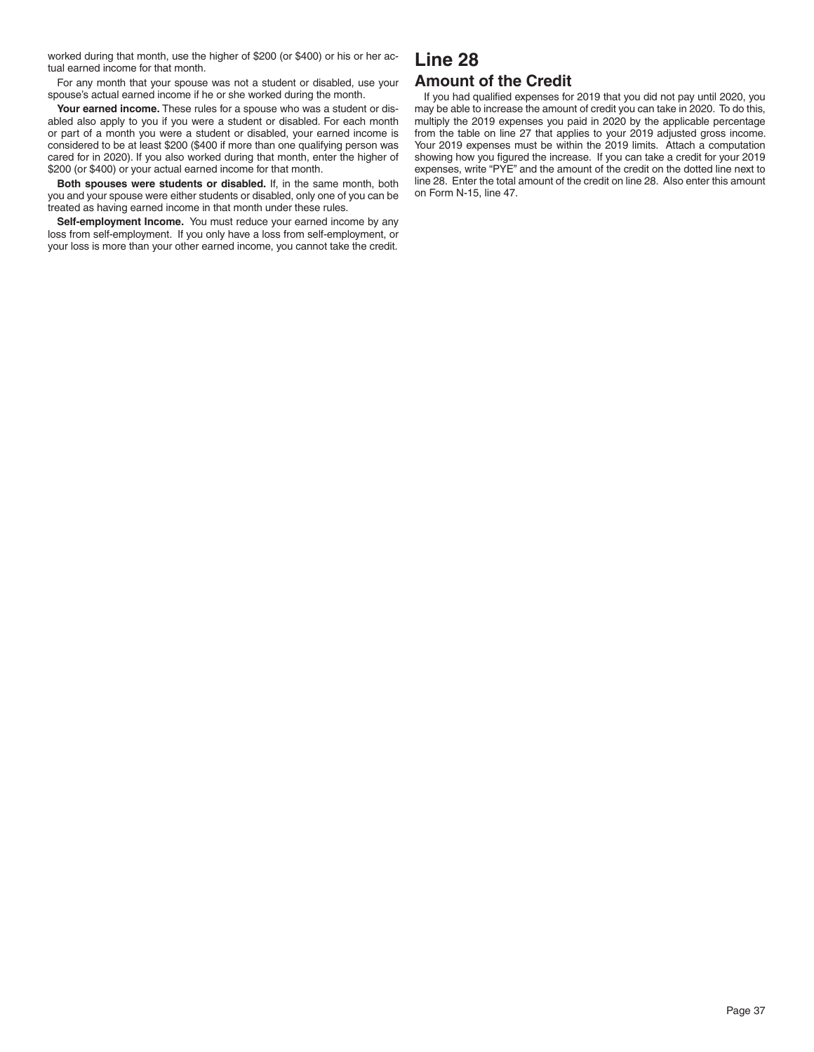worked during that month, use the higher of $200 (or $400) or his or her actual earned income for that month.

For any month that your spouse was not a student or disabled, use your spouse's actual earned income if he or she worked during the month.

**Your earned income.** These rules for a spouse who was a student or disabled also apply to you if you were a student or disabled. For each month or part of a month you were a student or disabled, your earned income is considered to be at least $200 ($400 if more than one qualifying person was cared for in 2020). If you also worked during that month, enter the higher of $200 (or $400) or your actual earned income for that month.

**Both spouses were students or disabled.** If, in the same month, both you and your spouse were either students or disabled, only one of you can be treated as having earned income in that month under these rules.

**Self-employment Income.** You must reduce your earned income by any loss from self-employment. If you only have a loss from self-employment, or your loss is more than your other earned income, you cannot take the credit.

# Line 28

## Amount of the Credit

If you had qualified expenses for 2019 that you did not pay until 2020, you may be able to increase the amount of credit you can take in 2020. To do this, multiply the 2019 expenses you paid in 2020 by the applicable percentage from the table on line 27 that applies to your 2019 adjusted gross income. Your 2019 expenses must be within the 2019 limits. Attach a computation showing how you figured the increase. If you can take a credit for your 2019 expenses, write "PYE" and the amount of the credit on the dotted line next to line 28. Enter the total amount of the credit on line 28. Also enter this amount on Form N-15, line 47.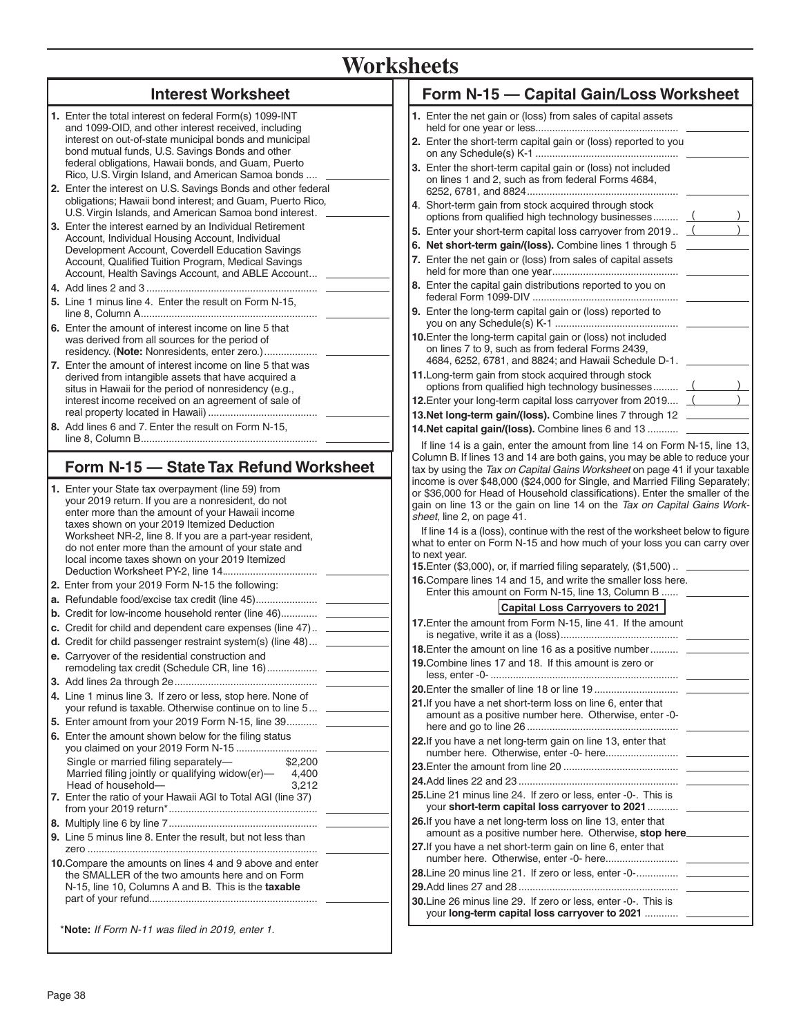# Worksheets

## Interest Worksheet

1. Enter the total interest on federal Form(s) 1099-INT and 1099-OID, and other interest received, including interest on out-of-state municipal bonds and municipal bond mutual funds, U.S. Savings Bonds and other federal obligations, Hawaii bonds, and Guam, Puerto Rico, U.S. Virgin Island, and American Samoa bonds .... \_\_\_\_\_\_\_\_
2. Enter the interest on U.S. Savings Bonds and other federal obligations; Hawaii bond interest; and Guam, Puerto Rico, U.S. Virgin Islands, and American Samoa bond interest. \_\_\_\_\_\_\_\_
3. Enter the interest earned by an Individual Retirement Account, Individual Housing Account, Individual Development Account, Coverdell Education Savings Account, Qualified Tuition Program, Medical Savings Account, Health Savings Account, and ABLE Account... \_\_\_\_\_\_\_\_
4. Add lines 2 and 3 ........................................................ \_\_\_\_\_\_\_\_
5. Line 1 minus line 4. Enter the result on Form N-15, line 8, Column A........................................................ \_\_\_\_\_\_\_\_
6. Enter the amount of interest income on line 5 that was derived from all sources for the period of residency. (**Note:** Nonresidents, enter zero.)................... \_\_\_\_\_\_\_\_
7. Enter the amount of interest income on line 5 that was derived from intangible assets that have acquired a situs in Hawaii for the period of nonresidency (e.g., interest income received on an agreement of sale of real property located in Hawaii) ....................................... \_\_\_\_\_\_\_\_
8. Add lines 6 and 7. Enter the result on Form N-15, line 8, Column B........................................................ \_\_\_\_\_\_\_\_

## Form N-15 — State Tax Refund Worksheet

1. Enter your State tax overpayment (line 59) from your 2019 return. If you are a nonresident, do not enter more than the amount of your Hawaii income taxes shown on your 2019 Itemized Deduction Worksheet NR-2, line 8. If you are a part-year resident, do not enter more than the amount of your state and local income taxes shown on your 2019 Itemized Deduction Worksheet PY-2, line 14................................. \_\_\_\_\_\_\_\_
2. Enter from your 2019 Form N-15 the following:
   - a. Refundable food/excise tax credit (line 45)..................... \_\_\_\_\_\_\_\_
   - b. Credit for low-income household renter (line 46)............ \_\_\_\_\_\_\_\_
   - c. Credit for child and dependent care expenses (line 47).. \_\_\_\_\_\_\_\_
   - d. Credit for child passenger restraint system(s) (line 48)... \_\_\_\_\_\_\_\_
   - e. Carryover of the residential construction and remodeling tax credit (Schedule CR, line 16).................. \_\_\_\_\_\_\_\_
3. Add lines 2a through 2e.................................................. \_\_\_\_\_\_\_\_
4. Line 1 minus line 3. If zero or less, stop here. None of your refund is taxable. Otherwise continue on to line 5... \_\_\_\_\_\_\_\_
5. Enter amount from your 2019 Form N-15, line 39........... \_\_\_\_\_\_\_\_
6. Enter the amount shown below for the filing status you claimed on your 2019 Form N-15 ............................ \_\_\_\_\_\_\_\_

   | | |
   |---|---|
   | Single or married filing separately— | $2,200 |
   | Married filing jointly or qualifying widow(er)— | 4,400 |
   | Head of household— | 3,212 |

7. Enter the ratio of your Hawaii AGI to Total AGI (line 37) from your 2019 return*.................................................... \_\_\_\_\_\_\_\_
8. Multiply line 6 by line 7.................................................... \_\_\_\_\_\_\_\_
9. Line 5 minus line 8. Enter the result, but not less than zero ........................................................................... \_\_\_\_\_\_\_\_
10. Compare the amounts on lines 4 and 9 above and enter the SMALLER of the two amounts here and on Form N-15, line 10, Columns A and B. This is the **taxable** part of your refund........................................................... \_\_\_\_\_\_\_\_

\***Note:** *If Form N-11 was filed in 2019, enter 1.*

## Form N-15 — Capital Gain/Loss Worksheet

1. Enter the net gain or (loss) from sales of capital assets held for one year or less.................................................. \_\_\_\_\_\_\_\_
2. Enter the short-term capital gain or (loss) reported to you on any Schedule(s) K-1 .................................................. \_\_\_\_\_\_\_\_
3. Enter the short-term capital gain or (loss) not included on lines 1 and 2, such as from federal Forms 4684, 6252, 6781, and 8824...................................................... \_\_\_\_\_\_\_\_
4. Short-term gain from stock acquired through stock options from qualified high technology businesses......... ( \_\_\_\_\_\_ )
5. Enter your short-term capital loss carryover from 2019 .. ( \_\_\_\_\_\_ )
6. **Net short-term gain/(loss).** Combine lines 1 through 5 \_\_\_\_\_\_\_\_
7. Enter the net gain or (loss) from sales of capital assets held for more than one year............................................. \_\_\_\_\_\_\_\_
8. Enter the capital gain distributions reported to you on federal Form 1099-DIV .................................................... \_\_\_\_\_\_\_\_
9. Enter the long-term capital gain or (loss) reported to you on any Schedule(s) K-1 ............................................ \_\_\_\_\_\_\_\_
10. Enter the long-term capital gain or (loss) not included on lines 7 to 9, such as from federal Forms 2439, 4684, 6252, 6781, and 8824; and Hawaii Schedule D-1. \_\_\_\_\_\_\_\_
11. Long-term gain from stock acquired through stock options from qualified high technology businesses......... ( \_\_\_\_\_\_ )
12. Enter your long-term capital loss carryover from 2019.... ( \_\_\_\_\_\_ )
13. **Net long-term gain/(loss).** Combine lines 7 through 12 \_\_\_\_\_\_\_\_
14. **Net capital gain/(loss).** Combine lines 6 and 13 ........... \_\_\_\_\_\_\_\_

If line 14 is a gain, enter the amount from line 14 on Form N-15, line 13, Column B. If lines 13 and 14 are both gains, you may be able to reduce your tax by using the *Tax on Capital Gains Worksheet* on page 41 if your taxable income is over $48,000 ($24,000 for Single, and Married Filing Separately; or $36,000 for Head of Household classifications). Enter the smaller of the gain on line 13 or the gain on line 14 on the *Tax on Capital Gains Worksheet*, line 2, on page 41.

If line 14 is a (loss), continue with the rest of the worksheet below to figure what to enter on Form N-15 and how much of your loss you can carry over to next year.

15. Enter ($3,000), or, if married filing separately, ($1,500) .. \_\_\_\_\_\_\_\_
16. Compare lines 14 and 15, and write the smaller loss here. Enter this amount on Form N-15, line 13, Column B ...... \_\_\_\_\_\_\_\_

**Capital Loss Carryovers to 2021**

17. Enter the amount from Form N-15, line 41. If the amount is negative, write it as a (loss)......................................... \_\_\_\_\_\_\_\_
18. Enter the amount on line 16 as a positive number.......... \_\_\_\_\_\_\_\_
19. Combine lines 17 and 18. If this amount is zero or less, enter -0- .................................................................. \_\_\_\_\_\_\_\_
20. Enter the smaller of line 18 or line 19............................. \_\_\_\_\_\_\_\_
21. If you have a net short-term capital loss on line 6, enter that amount as a positive number here. Otherwise, enter -0- here and go to line 26 ..................................................... \_\_\_\_\_\_\_\_
22. If you have a net long-term gain on line 13, enter that number here. Otherwise, enter -0- here.......................... \_\_\_\_\_\_\_\_
23. Enter the amount from line 20 ......................................... \_\_\_\_\_\_\_\_
24. Add lines 22 and 23 ......................................................... \_\_\_\_\_\_\_\_
25. Line 21 minus line 24. If zero or less, enter -0-. This is your **short-term capital loss carryover to 2021** ........... \_\_\_\_\_\_\_\_
26. If you have a net long-term loss on line 13, enter that amount as a positive number here. Otherwise, **stop here** \_\_\_\_\_\_\_\_
27. If you have a net short-term gain on line 6, enter that number here. Otherwise, enter -0- here.......................... \_\_\_\_\_\_\_\_
28. Line 20 minus line 21. If zero or less, enter -0-............... \_\_\_\_\_\_\_\_
29. Add lines 27 and 28 ......................................................... \_\_\_\_\_\_\_\_
30. Line 26 minus line 29. If zero or less, enter -0-. This is your **long-term capital loss carryover to 2021** ............ \_\_\_\_\_\_\_\_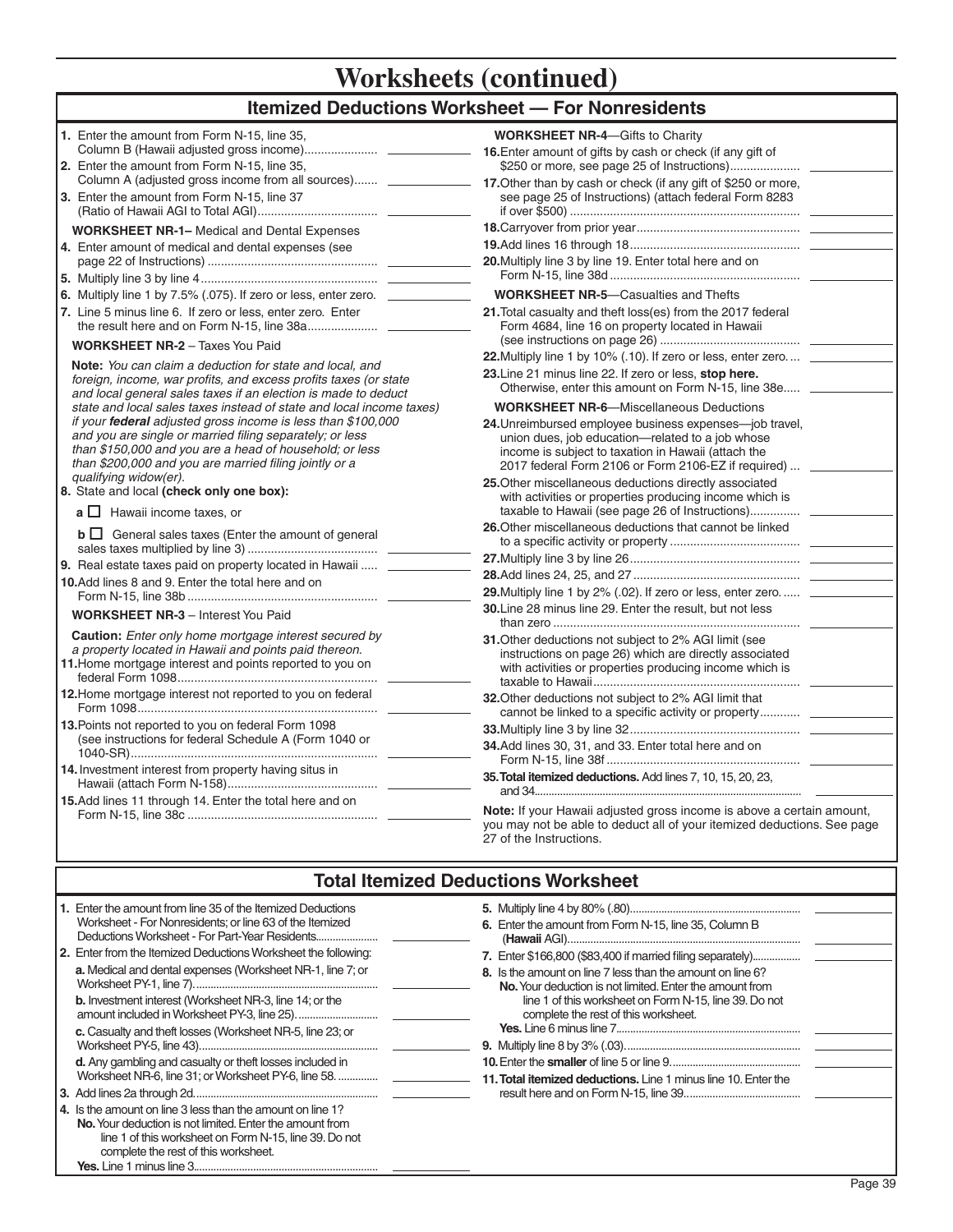# Worksheets (continued)

## Itemized Deductions Worksheet — For Nonresidents

1. Enter the amount from Form N-15, line 35, Column B (Hawaii adjusted gross income)...................... ____________
2. Enter the amount from Form N-15, line 35, Column A (adjusted gross income from all sources)....... ____________
3. Enter the amount from Form N-15, line 37 (Ratio of Hawaii AGI to Total AGI).................................... ____________

**WORKSHEET NR-1–** Medical and Dental Expenses

4. Enter amount of medical and dental expenses (see page 22 of Instructions) .................................................. ____________
5. Multiply line 3 by line 4 .................................................... ____________
6. Multiply line 1 by 7.5% (.075). If zero or less, enter zero. ____________
7. Line 5 minus line 6. If zero or less, enter zero. Enter the result here and on Form N-15, line 38a..................... ____________

**WORKSHEET NR-2** – Taxes You Paid

**Note:** *You can claim a deduction for state and local, and foreign, income, war profits, and excess profits taxes (or state and local general sales taxes if an election is made to deduct state and local sales taxes instead of state and local income taxes) if your **federal** adjusted gross income is less than $100,000 and you are single or married filing separately; or less than $150,000 and you are a head of household; or less than $200,000 and you are married filing jointly or a qualifying widow(er).*

8. State and local **(check only one box):**
   - **a** ☐ Hawaii income taxes, or
   - **b** ☐ General sales taxes (Enter the amount of general sales taxes multiplied by line 3) ...................................... ____________
9. Real estate taxes paid on property located in Hawaii ..... ____________
10. Add lines 8 and 9. Enter the total here and on Form N-15, line 38b ........................................................ ____________

**WORKSHEET NR-3** – Interest You Paid

**Caution:** *Enter only home mortgage interest secured by a property located in Hawaii and points paid thereon.*

11. Home mortgage interest and points reported to you on federal Form 1098........................................................... ____________
12. Home mortgage interest not reported to you on federal Form 1098........................................................................ ____________
13. Points not reported to you on federal Form 1098 (see instructions for federal Schedule A (Form 1040 or 1040-SR)........................................................................... ____________
14. Investment interest from property having situs in Hawaii (attach Form N-158)............................................ ____________
15. Add lines 11 through 14. Enter the total here and on Form N-15, line 38c ........................................................ ____________

**WORKSHEET NR-4**—Gifts to Charity

16. Enter amount of gifts by cash or check (if any gift of $250 or more, see page 25 of Instructions).................... ____________
17. Other than by cash or check (if any gift of $250 or more, see page 25 of Instructions) (attach federal Form 8283 if over $500) ..................................................................... ____________
18. Carryover from prior year................................................ ____________
19. Add lines 16 through 18................................................... ____________
20. Multiply line 3 by line 19. Enter total here and on Form N-15, line 38d ........................................................ ____________

**WORKSHEET NR-5**—Casualties and Thefts

21. Total casualty and theft loss(es) from the 2017 federal Form 4684, line 16 on property located in Hawaii (see instructions on page 26) .......................................... ____________
22. Multiply line 1 by 10% (.10). If zero or less, enter zero.... ____________
23. Line 21 minus line 22. If zero or less, **stop here.** Otherwise, enter this amount on Form N-15, line 38e..... ____________

**WORKSHEET NR-6**—Miscellaneous Deductions

24. Unreimbursed employee business expenses—job travel, union dues, job education—related to a job whose income is subject to taxation in Hawaii (attach the 2017 federal Form 2106 or Form 2106-EZ if required) ... ____________
25. Other miscellaneous deductions directly associated with activities or properties producing income which is taxable to Hawaii (see page 26 of Instructions)............... ____________
26. Other miscellaneous deductions that cannot be linked to a specific activity or property ...................................... ____________
27. Multiply line 3 by line 26.................................................. ____________
28. Add lines 24, 25, and 27 ................................................. ____________
29. Multiply line 1 by 2% (.02). If zero or less, enter zero. ..... ____________
30. Line 28 minus line 29. Enter the result, but not less than zero ......................................................................... ____________
31. Other deductions not subject to 2% AGI limit (see instructions on page 26) which are directly associated with activities or properties producing income which is taxable to Hawaii.............................................................. ____________
32. Other deductions not subject to 2% AGI limit that cannot be linked to a specific activity or property............ ____________
33. Multiply line 3 by line 32.................................................. ____________
34. Add lines 30, 31, and 33. Enter total here and on Form N-15, line 38f ......................................................... ____________
35. **Total itemized deductions.** Add lines 7, 10, 15, 20, 23, and 34.......................................................................... ____________

**Note:** If your Hawaii adjusted gross income is above a certain amount, you may not be able to deduct all of your itemized deductions. See page 27 of the Instructions.

## Total Itemized Deductions Worksheet

1. Enter the amount from line 35 of the Itemized Deductions Worksheet - For Nonresidents; or line 63 of the Itemized Deductions Worksheet - For Part-Year Residents..................... ____________
2. Enter from the Itemized Deductions Worksheet the following:
   - **a.** Medical and dental expenses (Worksheet NR-1, line 7; or Worksheet PY-1, line 7)................................................ ____________
   - **b.** Investment interest (Worksheet NR-3, line 14; or the amount included in Worksheet PY-3, line 25)............................ ____________
   - **c.** Casualty and theft losses (Worksheet NR-5, line 23; or Worksheet PY-5, line 43)............................................ ____________
   - **d.** Any gambling and casualty or theft losses included in Worksheet NR-6, line 31; or Worksheet PY-6, line 58. ............ ____________
3. Add lines 2a through 2d................................................ ____________
4. Is the amount on line 3 less than the amount on line 1?
   **No.** Your deduction is not limited. Enter the amount from line 1 of this worksheet on Form N-15, line 39. Do not complete the rest of this worksheet.
   **Yes.** Line 1 minus line 3................................................ ____________
5. Multiply line 4 by 80% (.80)........................................... ____________
6. Enter the amount from Form N-15, line 35, Column B (**Hawaii** AGI)................................................................ ____________
7. Enter $166,800 ($83,400 if married filing separately)................ ____________
8. Is the amount on line 7 less than the amount on line 6?
   **No.** Your deduction is not limited. Enter the amount from line 1 of this worksheet on Form N-15, line 39. Do not complete the rest of this worksheet.
   **Yes.** Line 6 minus line 7................................................ ____________
9. Multiply line 8 by 3% (.03)............................................ ____________
10. Enter the **smaller** of line 5 or line 9............................ ____________
11. **Total itemized deductions.** Line 1 minus line 10. Enter the result here and on Form N-15, line 39........................ ____________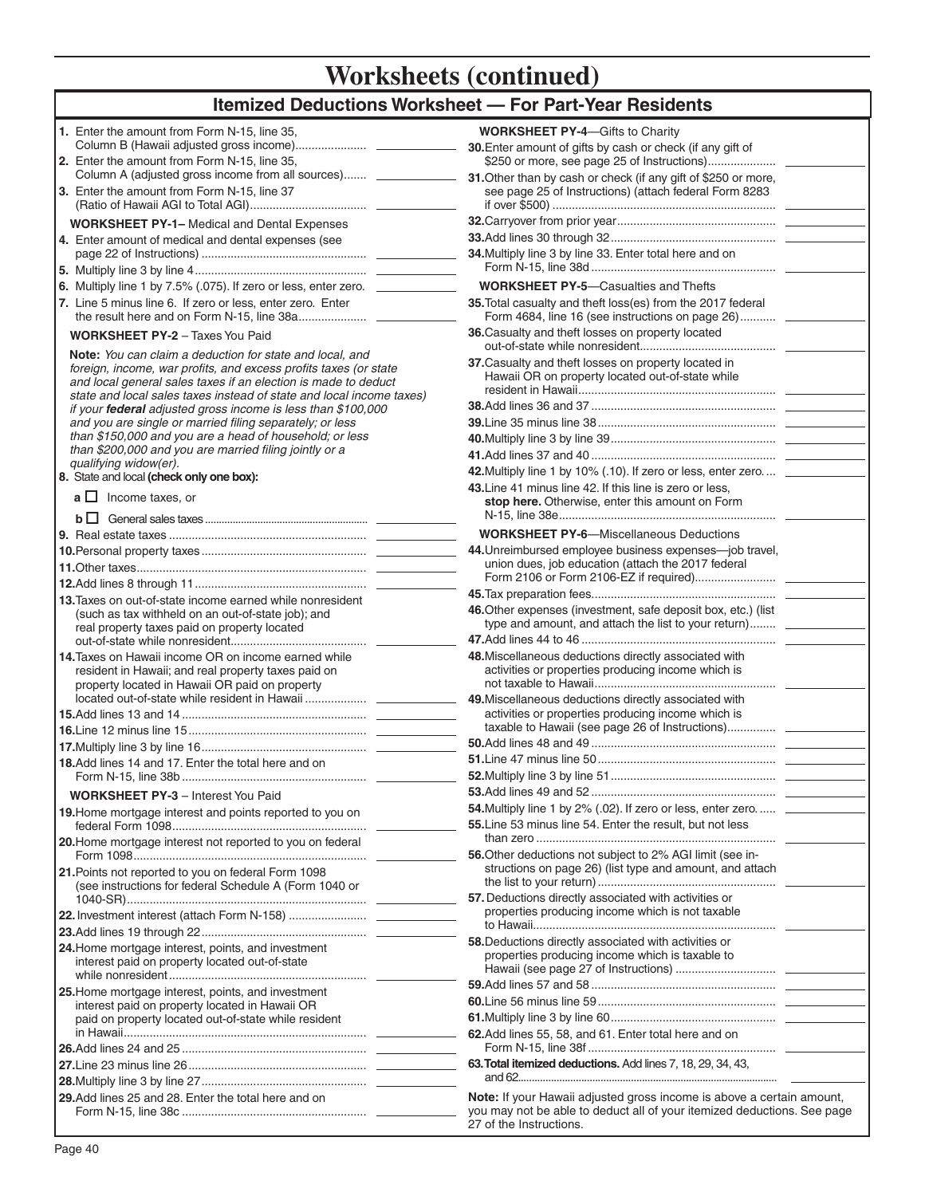# Worksheets (continued)

## Itemized Deductions Worksheet — For Part-Year Residents

1. Enter the amount from Form N-15, line 35, Column B (Hawaii adjusted gross income)....................
2. Enter the amount from Form N-15, line 35, Column A (adjusted gross income from all sources).......
3. Enter the amount from Form N-15, line 37 (Ratio of Hawaii AGI to Total AGI)....................................

**WORKSHEET PY-1–** Medical and Dental Expenses

4. Enter amount of medical and dental expenses (see page 22 of Instructions) ..................................................
5. Multiply line 3 by line 4....................................................
6. Multiply line 1 by 7.5% (.075). If zero or less, enter zero.
7. Line 5 minus line 6. If zero or less, enter zero. Enter the result here and on Form N-15, line 38a....................

**WORKSHEET PY-2** – Taxes You Paid

**Note:** *You can claim a deduction for state and local, and foreign, income, war profits, and excess profits taxes (or state and local general sales taxes if an election is made to deduct state and local sales taxes instead of state and local income taxes) if your **federal** adjusted gross income is less than $100,000 and you are single or married filing separately; or less than $150,000 and you are a head of household; or less than $200,000 and you are married filing jointly or a qualifying widow(er).*

8. State and local **(check only one box):**
   - **a** ☐ Income taxes, or
   - **b** ☐ General sales taxes ..........................................................
9. Real estate taxes ............................................................
10. Personal property taxes..................................................
11. Other taxes......................................................................
12. Add lines 8 through 11....................................................
13. Taxes on out-of-state income earned while nonresident (such as tax withheld on an out-of-state job); and real property taxes paid on property located out-of-state while nonresident..........................................
14. Taxes on Hawaii income OR on income earned while resident in Hawaii; and real property taxes paid on property located in Hawaii OR paid on property located out-of-state while resident in Hawaii ..................
15. Add lines 13 and 14........................................................
16. Line 12 minus line 15......................................................
17. Multiply line 3 by line 16..................................................
18. Add lines 14 and 17. Enter the total here and on Form N-15, line 38b.........................................................

**WORKSHEET PY-3** – Interest You Paid

19. Home mortgage interest and points reported to you on federal Form 1098............................................................
20. Home mortgage interest not reported to you on federal Form 1098.......................................................................
21. Points not reported to you on federal Form 1098 (see instructions for federal Schedule A (Form 1040 or 1040-SR)..........................................................................
22. Investment interest (attach Form N-158) .......................
23. Add lines 19 through 22..................................................
24. Home mortgage interest, points, and investment interest paid on property located out-of-state while nonresident............................................................
25. Home mortgage interest, points, and investment interest paid on property located in Hawaii OR paid on property located out-of-state while resident in Hawaii.........................................................................
26. Add lines 24 and 25........................................................
27. Line 23 minus line 26......................................................
28. Multiply line 3 by line 27..................................................
29. Add lines 25 and 28. Enter the total here and on Form N-15, line 38c .........................................................

**WORKSHEET PY-4**—Gifts to Charity

30. Enter amount of gifts by cash or check (if any gift of $250 or more, see page 25 of Instructions)....................
31. Other than by cash or check (if any gift of $250 or more, see page 25 of Instructions) (attach federal Form 8283 if over $500) ....................................................................
32. Carryover from prior year................................................
33. Add lines 30 through 32..................................................
34. Multiply line 3 by line 33. Enter total here and on Form N-15, line 38d ........................................................

**WORKSHEET PY-5**—Casualties and Thefts

35. Total casualty and theft loss(es) from the 2017 federal Form 4684, line 16 (see instructions on page 26)...........
36. Casualty and theft losses on property located out-of-state while nonresident.........................................
37. Casualty and theft losses on property located in Hawaii OR on property located out-of-state while resident in Hawaii............................................................
38. Add lines 36 and 37........................................................
39. Line 35 minus line 38......................................................
40. Multiply line 3 by line 39..................................................
41. Add lines 37 and 40........................................................
42. Multiply line 1 by 10% (.10). If zero or less, enter zero....
43. Line 41 minus line 42. If this line is zero or less, **stop here.** Otherwise, enter this amount on Form N-15, line 38e...................................................................

**WORKSHEET PY-6**—Miscellaneous Deductions

44. Unreimbursed employee business expenses—job travel, union dues, job education (attach the 2017 federal Form 2106 or Form 2106-EZ if required)........................
45. Tax preparation fees........................................................
46. Other expenses (investment, safe deposit box, etc.) (list type and amount, and attach the list to your return)........
47. Add lines 44 to 46 ...........................................................
48. Miscellaneous deductions directly associated with activities or properties producing income which is not taxable to Hawaii.......................................................
49. Miscellaneous deductions directly associated with activities or properties producing income which is taxable to Hawaii (see page 26 of Instructions)...............
50. Add lines 48 and 49........................................................
51. Line 47 minus line 50......................................................
52. Multiply line 3 by line 51..................................................
53. Add lines 49 and 52........................................................
54. Multiply line 1 by 2% (.02). If zero or less, enter zero......
55. Line 53 minus line 54. Enter the result, but not less than zero ........................................................................
56. Other deductions not subject to 2% AGI limit (see instructions on page 26) (list type and amount, and attach the list to your return) ......................................................
57. Deductions directly associated with activities or properties producing income which is not taxable to Hawaii..........................................................................
58. Deductions directly associated with activities or properties producing income which is taxable to Hawaii (see page 27 of Instructions) ..............................
59. Add lines 57 and 58........................................................
60. Line 56 minus line 59......................................................
61. Multiply line 3 by line 60..................................................
62. Add lines 55, 58, and 61. Enter total here and on Form N-15, line 38f ..........................................................
63. **Total itemized deductions.** Add lines 7, 18, 29, 34, 43, and 62...........................................................................

**Note:** If your Hawaii adjusted gross income is above a certain amount, you may not be able to deduct all of your itemized deductions. See page 27 of the Instructions.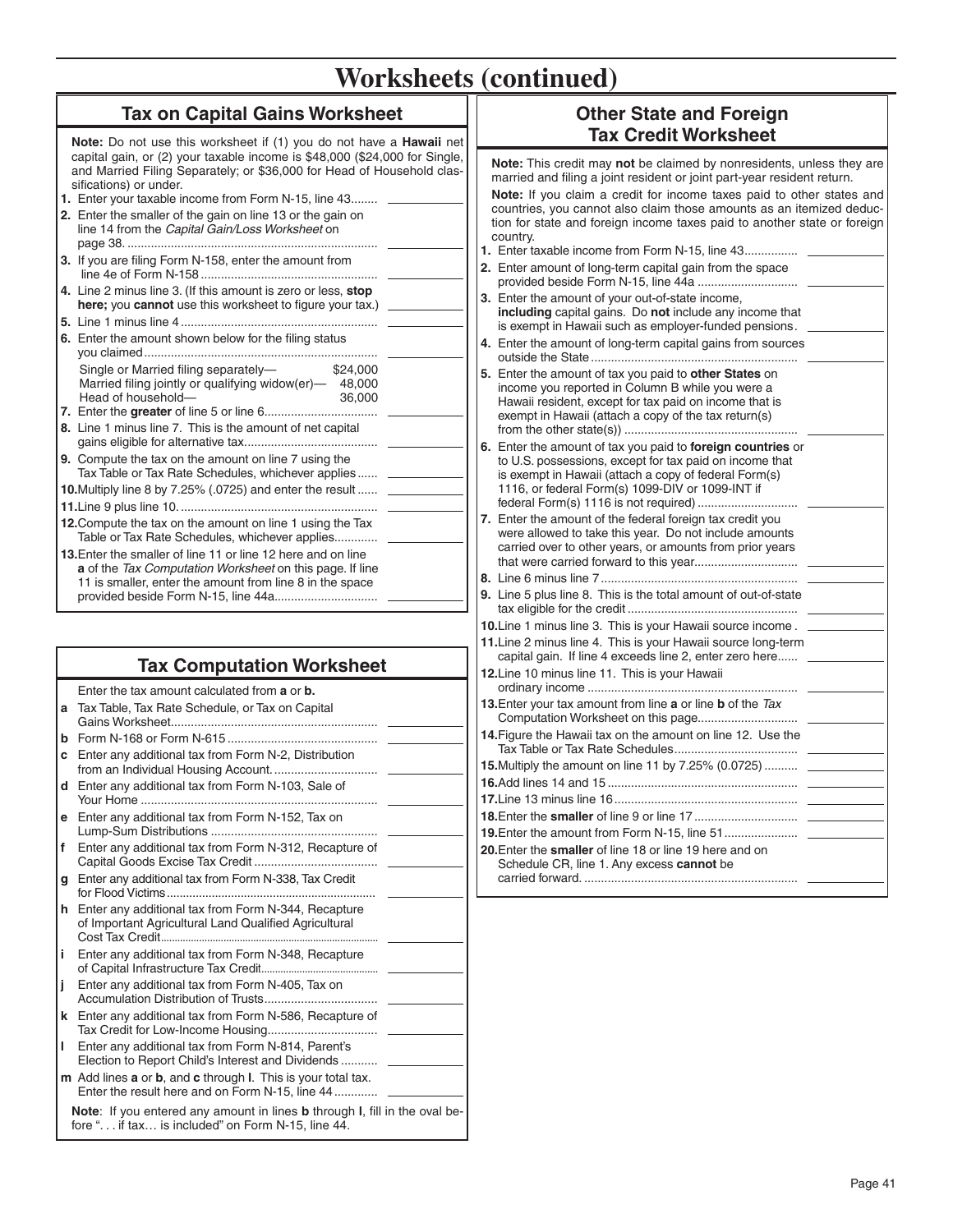# Worksheets (continued)

## Tax on Capital Gains Worksheet

**Note:** Do not use this worksheet if (1) you do not have a **Hawaii** net capital gain, or (2) your taxable income is $48,000 ($24,000 for Single, and Married Filing Separately; or $36,000 for Head of Household classifications) or under.

1. Enter your taxable income from Form N-15, line 43........ \_\_\_\_\_\_\_\_
2. Enter the smaller of the gain on line 13 or the gain on line 14 from the *Capital Gain/Loss Worksheet* on page 38. ........ \_\_\_\_\_\_\_\_
3. If you are filing Form N-158, enter the amount from line 4e of Form N-158........ \_\_\_\_\_\_\_\_
4. Line 2 minus line 3. (If this amount is zero or less, **stop here;** you **cannot** use this worksheet to figure your tax.) \_\_\_\_\_\_\_\_
5. Line 1 minus line 4........ \_\_\_\_\_\_\_\_
6. Enter the amount shown below for the filing status you claimed........ \_\_\_\_\_\_\_\_

| Filing status | Amount |
|---|---|
| Single or Married filing separately— | $24,000 |
| Married filing jointly or qualifying widow(er)— | 48,000 |
| Head of household— | 36,000 |

7. Enter the **greater** of line 5 or line 6........ \_\_\_\_\_\_\_\_
8. Line 1 minus line 7. This is the amount of net capital gains eligible for alternative tax........ \_\_\_\_\_\_\_\_
9. Compute the tax on the amount on line 7 using the Tax Table or Tax Rate Schedules, whichever applies...... \_\_\_\_\_\_\_\_
10. Multiply line 8 by 7.25% (.0725) and enter the result...... \_\_\_\_\_\_\_\_
11. Line 9 plus line 10........ \_\_\_\_\_\_\_\_
12. Compute the tax on the amount on line 1 using the Tax Table or Tax Rate Schedules, whichever applies........ \_\_\_\_\_\_\_\_
13. Enter the smaller of line 11 or line 12 here and on line **a** of the *Tax Computation Worksheet* on this page. If line 11 is smaller, enter the amount from line 8 in the space provided beside Form N-15, line 44a........ \_\_\_\_\_\_\_\_

## Tax Computation Worksheet

Enter the tax amount calculated from **a** or **b.**

- **a** Tax Table, Tax Rate Schedule, or Tax on Capital Gains Worksheet........ \_\_\_\_\_\_\_\_
- **b** Form N-168 or Form N-615........ \_\_\_\_\_\_\_\_
- **c** Enter any additional tax from Form N-2, Distribution from an Individual Housing Account........ \_\_\_\_\_\_\_\_
- **d** Enter any additional tax from Form N-103, Sale of Your Home........ \_\_\_\_\_\_\_\_
- **e** Enter any additional tax from Form N-152, Tax on Lump-Sum Distributions........ \_\_\_\_\_\_\_\_
- **f** Enter any additional tax from Form N-312, Recapture of Capital Goods Excise Tax Credit........ \_\_\_\_\_\_\_\_
- **g** Enter any additional tax from Form N-338, Tax Credit for Flood Victims........ \_\_\_\_\_\_\_\_
- **h** Enter any additional tax from Form N-344, Recapture of Important Agricultural Land Qualified Agricultural Cost Tax Credit........ \_\_\_\_\_\_\_\_
- **i** Enter any additional tax from Form N-348, Recapture of Capital Infrastructure Tax Credit........ \_\_\_\_\_\_\_\_
- **j** Enter any additional tax from Form N-405, Tax on Accumulation Distribution of Trusts........ \_\_\_\_\_\_\_\_
- **k** Enter any additional tax from Form N-586, Recapture of Tax Credit for Low-Income Housing........ \_\_\_\_\_\_\_\_
- **l** Enter any additional tax from Form N-814, Parent's Election to Report Child's Interest and Dividends........ \_\_\_\_\_\_\_\_
- **m** Add lines **a** or **b**, and **c** through **l**. This is your total tax. Enter the result here and on Form N-15, line 44........ \_\_\_\_\_\_\_\_

**Note**: If you entered any amount in lines **b** through **l**, fill in the oval before ". . . if tax… is included" on Form N-15, line 44.

## Other State and Foreign Tax Credit Worksheet

**Note:** This credit may **not** be claimed by nonresidents, unless they are married and filing a joint resident or joint part-year resident return.

**Note:** If you claim a credit for income taxes paid to other states and countries, you cannot also claim those amounts as an itemized deduction for state and foreign income taxes paid to another state or foreign country.

1. Enter taxable income from Form N-15, line 43........ \_\_\_\_\_\_\_\_
2. Enter amount of long-term capital gain from the space provided beside Form N-15, line 44a........ \_\_\_\_\_\_\_\_
3. Enter the amount of your out-of-state income, **including** capital gains. Do **not** include any income that is exempt in Hawaii such as employer-funded pensions. \_\_\_\_\_\_\_\_
4. Enter the amount of long-term capital gains from sources outside the State........ \_\_\_\_\_\_\_\_
5. Enter the amount of tax you paid to **other States** on income you reported in Column B while you were a Hawaii resident, except for tax paid on income that is exempt in Hawaii (attach a copy of the tax return(s) from the other state(s))........ \_\_\_\_\_\_\_\_
6. Enter the amount of tax you paid to **foreign countries** or to U.S. possessions, except for tax paid on income that is exempt in Hawaii (attach a copy of federal Form(s) 1116, or federal Form(s) 1099-DIV or 1099-INT if federal Form(s) 1116 is not required)........ \_\_\_\_\_\_\_\_
7. Enter the amount of the federal foreign tax credit you were allowed to take this year. Do not include amounts carried over to other years, or amounts from prior years that were carried forward to this year........ \_\_\_\_\_\_\_\_
8. Line 6 minus line 7........ \_\_\_\_\_\_\_\_
9. Line 5 plus line 8. This is the total amount of out-of-state tax eligible for the credit........ \_\_\_\_\_\_\_\_
10. Line 1 minus line 3. This is your Hawaii source income. \_\_\_\_\_\_\_\_
11. Line 2 minus line 4. This is your Hawaii source long-term capital gain. If line 4 exceeds line 2, enter zero here...... \_\_\_\_\_\_\_\_
12. Line 10 minus line 11. This is your Hawaii ordinary income........ \_\_\_\_\_\_\_\_
13. Enter your tax amount from line **a** or line **b** of the *Tax Computation Worksheet* on this page........ \_\_\_\_\_\_\_\_
14. Figure the Hawaii tax on the amount on line 12. Use the Tax Table or Tax Rate Schedules........ \_\_\_\_\_\_\_\_
15. Multiply the amount on line 11 by 7.25% (0.0725)........ \_\_\_\_\_\_\_\_
16. Add lines 14 and 15........ \_\_\_\_\_\_\_\_
17. Line 13 minus line 16........ \_\_\_\_\_\_\_\_
18. Enter the **smaller** of line 9 or line 17........ \_\_\_\_\_\_\_\_
19. Enter the amount from Form N-15, line 51........ \_\_\_\_\_\_\_\_
20. Enter the **smaller** of line 18 or line 19 here and on Schedule CR, line 1. Any excess **cannot** be carried forward........ \_\_\_\_\_\_\_\_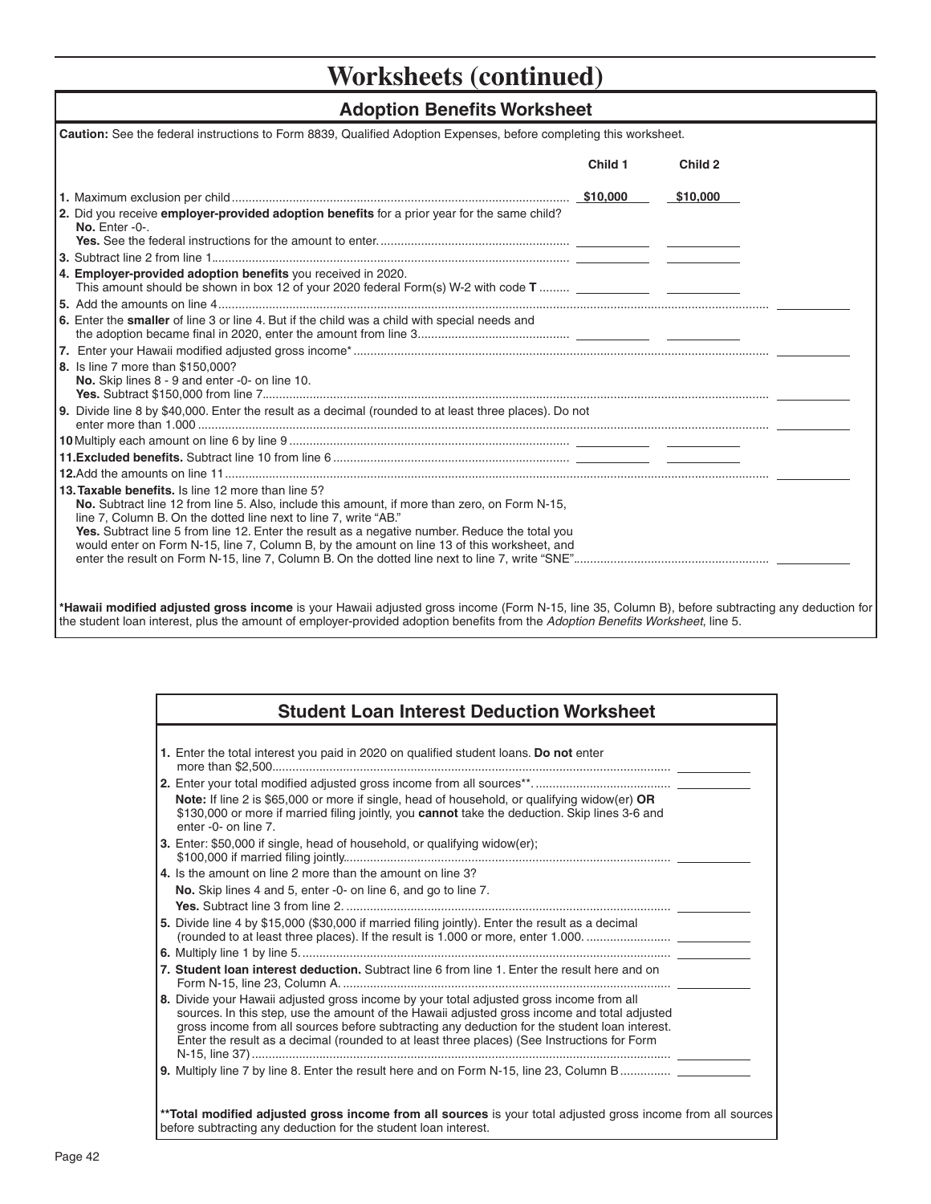# Worksheets (continued)

## Adoption Benefits Worksheet

**Caution:** See the federal instructions to Form 8839, Qualified Adoption Expenses, before completing this worksheet.

| | Child 1 | Child 2 | |
|---|---|---|---|
| **1.** Maximum exclusion per child | $10,000 | $10,000 | |
| **2.** Did you receive **employer-provided adoption benefits** for a prior year for the same child? **No.** Enter -0-. **Yes.** See the federal instructions for the amount to enter. | | | |
| **3.** Subtract line 2 from line 1 | | | |
| **4. Employer-provided adoption benefits** you received in 2020. This amount should be shown in box 12 of your 2020 federal Form(s) W-2 with code **T** | | | |
| **5.** Add the amounts on line 4 | | | |
| **6.** Enter the **smaller** of line 3 or line 4. But if the child was a child with special needs and the adoption became final in 2020, enter the amount from line 3 | | | |
| **7.** Enter your Hawaii modified adjusted gross income* | | | |
| **8.** Is line 7 more than $150,000? **No.** Skip lines 8 - 9 and enter -0- on line 10. **Yes.** Subtract $150,000 from line 7 | | | |
| **9.** Divide line 8 by $40,000. Enter the result as a decimal (rounded to at least three places). Do not enter more than 1.000 | | | |
| **10** Multiply each amount on line 6 by line 9 | | | |
| **11. Excluded benefits.** Subtract line 10 from line 6 | | | |
| **12.** Add the amounts on line 11 | | | |
| **13. Taxable benefits.** Is line 12 more than line 5? **No.** Subtract line 12 from line 5. Also, include this amount, if more than zero, on Form N-15, line 7, Column B. On the dotted line next to line 7, write "AB." **Yes.** Subtract line 5 from line 12. Enter the result as a negative number. Reduce the total you would enter on Form N-15, line 7, Column B, by the amount on line 13 of this worksheet, and enter the result on Form N-15, line 7, Column B. On the dotted line next to line 7, write "SNE" | | | |

***Hawaii modified adjusted gross income** is your Hawaii adjusted gross income (Form N-15, line 35, Column B), before subtracting any deduction for the student loan interest, plus the amount of employer-provided adoption benefits from the *Adoption Benefits Worksheet*, line 5.

## Student Loan Interest Deduction Worksheet

**1.** Enter the total interest you paid in 2020 on qualified student loans. **Do not** enter more than $2,500 ______

**2.** Enter your total modified adjusted gross income from all sources** ______

**Note:** If line 2 is $65,000 or more if single, head of household, or qualifying widow(er) **OR** $130,000 or more if married filing jointly, you **cannot** take the deduction. Skip lines 3-6 and enter -0- on line 7.

**3.** Enter: $50,000 if single, head of household, or qualifying widow(er); $100,000 if married filing jointly ______

**4.** Is the amount on line 2 more than the amount on line 3?
**No.** Skip lines 4 and 5, enter -0- on line 6, and go to line 7.
**Yes.** Subtract line 3 from line 2 ______

**5.** Divide line 4 by $15,000 ($30,000 if married filing jointly). Enter the result as a decimal (rounded to at least three places). If the result is 1.000 or more, enter 1.000 ______

**6.** Multiply line 1 by line 5 ______

**7. Student loan interest deduction.** Subtract line 6 from line 1. Enter the result here and on Form N-15, line 23, Column A ______

**8.** Divide your Hawaii adjusted gross income by your total adjusted gross income from all sources. In this step, use the amount of the Hawaii adjusted gross income and total adjusted gross income from all sources before subtracting any deduction for the student loan interest. Enter the result as a decimal (rounded to at least three places) (See Instructions for Form N-15, line 37) ______

**9.** Multiply line 7 by line 8. Enter the result here and on Form N-15, line 23, Column B ______

****Total modified adjusted gross income from all sources** is your total adjusted gross income from all sources before subtracting any deduction for the student loan interest.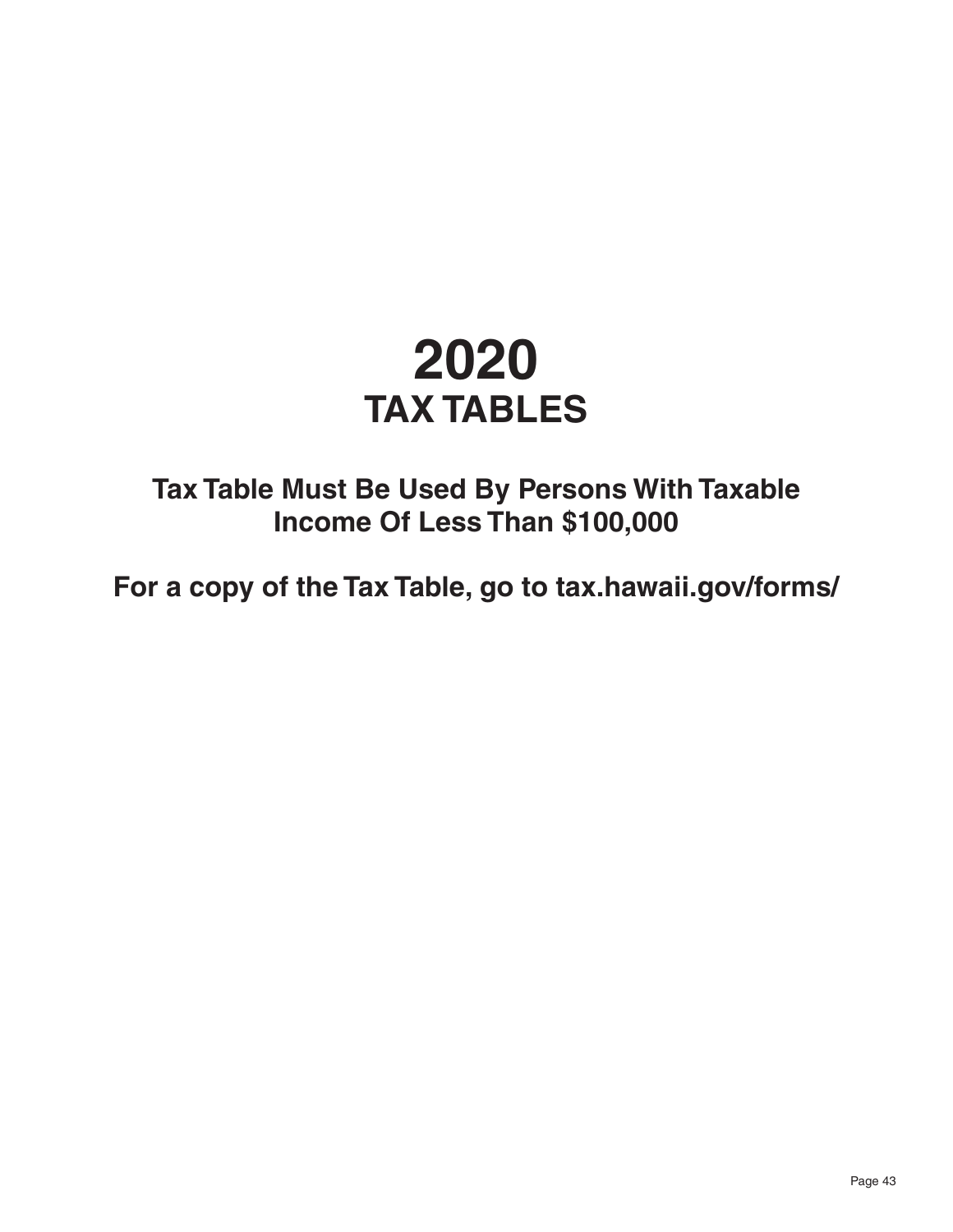# 2020

## TAX TABLES

**Tax Table Must Be Used By Persons With Taxable Income Of Less Than $100,000**

**For a copy of the Tax Table, go to tax.hawaii.gov/forms/**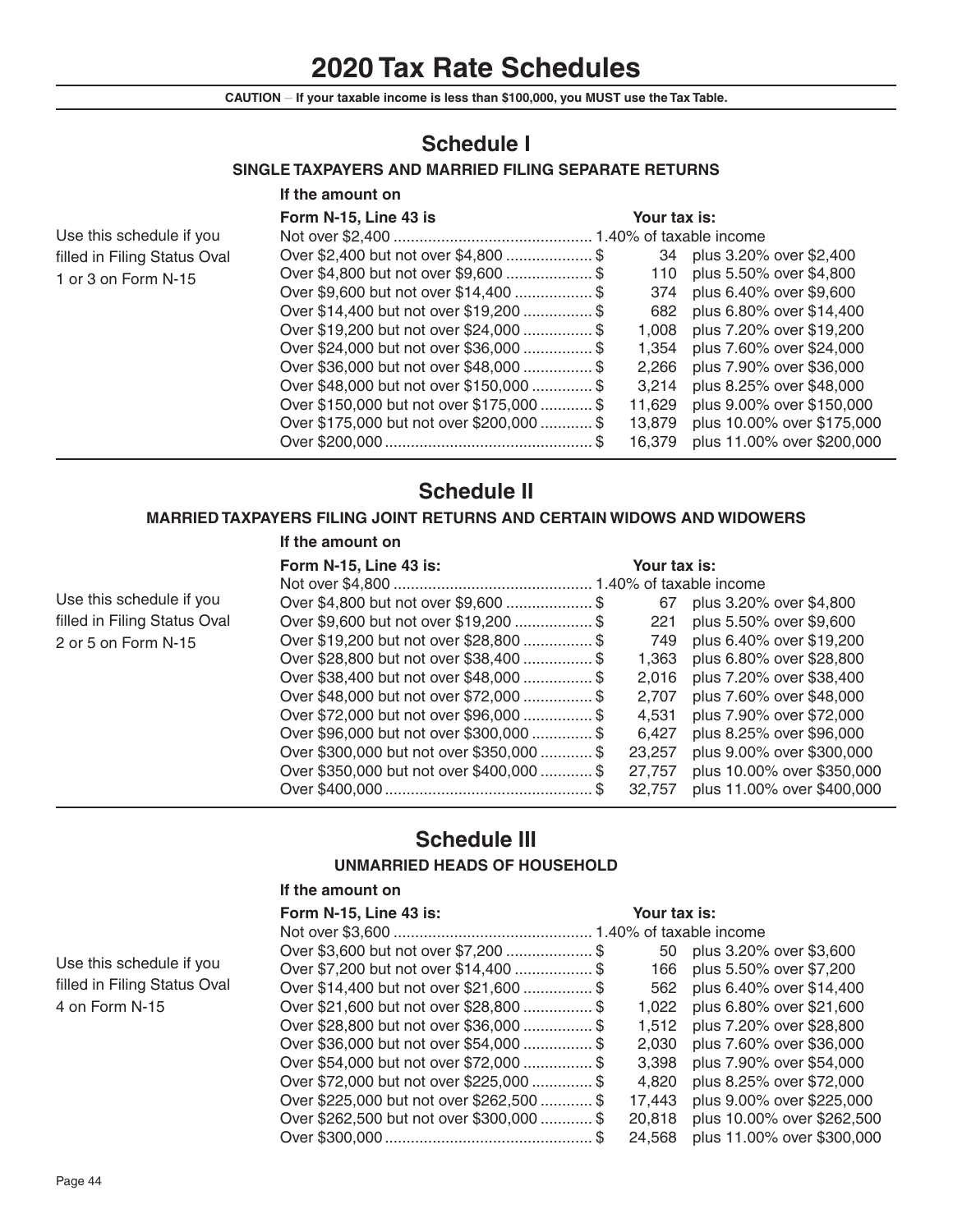# 2020 Tax Rate Schedules

**CAUTION – If your taxable income is less than $100,000, you MUST use the Tax Table.**

## Schedule I

### SINGLE TAXPAYERS AND MARRIED FILING SEPARATE RETURNS

Use this schedule if you filled in Filing Status Oval 1 or 3 on Form N-15

| If the amount on Form N-15, Line 43 is | Your tax is: | |
|---|---|---|
| Not over $2,400 | 1.40% of taxable income | |
| Over $2,400 but not over $4,800 | $ 34 | plus 3.20% over $2,400 |
| Over $4,800 but not over $9,600 | $ 110 | plus 5.50% over $4,800 |
| Over $9,600 but not over $14,400 | $ 374 | plus 6.40% over $9,600 |
| Over $14,400 but not over $19,200 | $ 682 | plus 6.80% over $14,400 |
| Over $19,200 but not over $24,000 | $ 1,008 | plus 7.20% over $19,200 |
| Over $24,000 but not over $36,000 | $ 1,354 | plus 7.60% over $24,000 |
| Over $36,000 but not over $48,000 | $ 2,266 | plus 7.90% over $36,000 |
| Over $48,000 but not over $150,000 | $ 3,214 | plus 8.25% over $48,000 |
| Over $150,000 but not over $175,000 | $ 11,629 | plus 9.00% over $150,000 |
| Over $175,000 but not over $200,000 | $ 13,879 | plus 10.00% over $175,000 |
| Over $200,000 | $ 16,379 | plus 11.00% over $200,000 |

## Schedule II

### MARRIED TAXPAYERS FILING JOINT RETURNS AND CERTAIN WIDOWS AND WIDOWERS

Use this schedule if you filled in Filing Status Oval 2 or 5 on Form N-15

| If the amount on Form N-15, Line 43 is: | Your tax is: | |
|---|---|---|
| Not over $4,800 | 1.40% of taxable income | |
| Over $4,800 but not over $9,600 | $ 67 | plus 3.20% over $4,800 |
| Over $9,600 but not over $19,200 | $ 221 | plus 5.50% over $9,600 |
| Over $19,200 but not over $28,800 | $ 749 | plus 6.40% over $19,200 |
| Over $28,800 but not over $38,400 | $ 1,363 | plus 6.80% over $28,800 |
| Over $38,400 but not over $48,000 | $ 2,016 | plus 7.20% over $38,400 |
| Over $48,000 but not over $72,000 | $ 2,707 | plus 7.60% over $48,000 |
| Over $72,000 but not over $96,000 | $ 4,531 | plus 7.90% over $72,000 |
| Over $96,000 but not over $300,000 | $ 6,427 | plus 8.25% over $96,000 |
| Over $300,000 but not over $350,000 | $ 23,257 | plus 9.00% over $300,000 |
| Over $350,000 but not over $400,000 | $ 27,757 | plus 10.00% over $350,000 |
| Over $400,000 | $ 32,757 | plus 11.00% over $400,000 |

## Schedule III

### UNMARRIED HEADS OF HOUSEHOLD

Use this schedule if you filled in Filing Status Oval 4 on Form N-15

| If the amount on Form N-15, Line 43 is: | Your tax is: | |
|---|---|---|
| Not over $3,600 | 1.40% of taxable income | |
| Over $3,600 but not over $7,200 | $ 50 | plus 3.20% over $3,600 |
| Over $7,200 but not over $14,400 | $ 166 | plus 5.50% over $7,200 |
| Over $14,400 but not over $21,600 | $ 562 | plus 6.40% over $14,400 |
| Over $21,600 but not over $28,800 | $ 1,022 | plus 6.80% over $21,600 |
| Over $28,800 but not over $36,000 | $ 1,512 | plus 7.20% over $28,800 |
| Over $36,000 but not over $54,000 | $ 2,030 | plus 7.60% over $36,000 |
| Over $54,000 but not over $72,000 | $ 3,398 | plus 7.90% over $54,000 |
| Over $72,000 but not over $225,000 | $ 4,820 | plus 8.25% over $72,000 |
| Over $225,000 but not over $262,500 | $ 17,443 | plus 9.00% over $225,000 |
| Over $262,500 but not over $300,000 | $ 20,818 | plus 10.00% over $262,500 |
| Over $300,000 | $ 24,568 | plus 11.00% over $300,000 |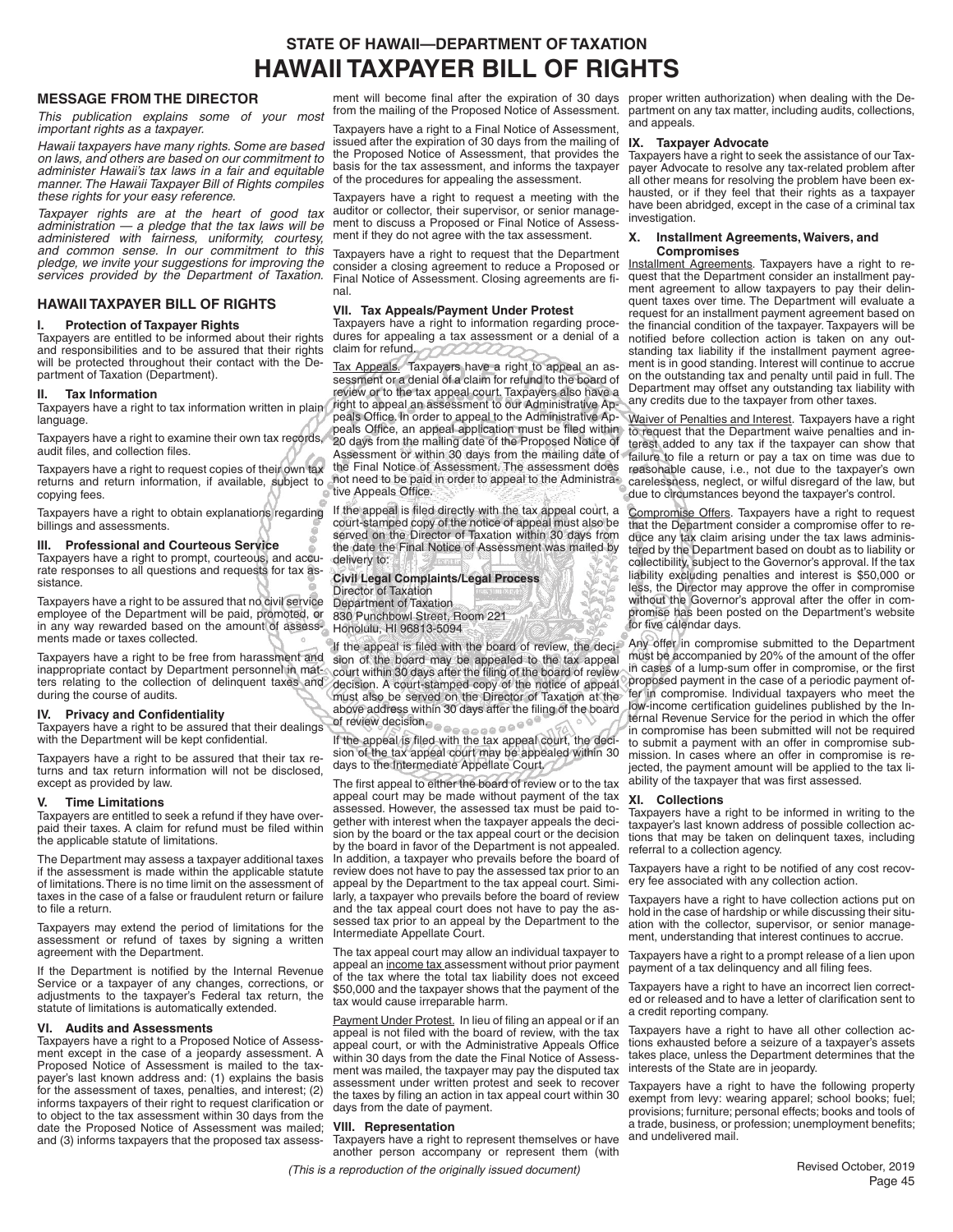# STATE OF HAWAII—DEPARTMENT OF TAXATION

# HAWAII TAXPAYER BILL OF RIGHTS

## MESSAGE FROM THE DIRECTOR

*This publication explains some of your most important rights as a taxpayer.*

*Hawaii taxpayers have many rights. Some are based on laws, and others are based on our commitment to administer Hawaii's tax laws in a fair and equitable manner. The Hawaii Taxpayer Bill of Rights compiles these rights for your easy reference.*

*Taxpayer rights are at the heart of good tax administration — a pledge that the tax laws will be administered with fairness, uniformity, courtesy, and common sense. In our commitment to this pledge, we invite your suggestions for improving the services provided by the Department of Taxation.*

## HAWAII TAXPAYER BILL OF RIGHTS

### I. Protection of Taxpayer Rights

Taxpayers are entitled to be informed about their rights and responsibilities and to be assured that their rights will be protected throughout their contact with the Department of Taxation (Department).

### II. Tax Information

Taxpayers have a right to tax information written in plain language.

Taxpayers have a right to examine their own tax records, audit files, and collection files.

Taxpayers have a right to request copies of their own tax returns and return information, if available, subject to copying fees.

Taxpayers have a right to obtain explanations regarding billings and assessments.

### III. Professional and Courteous Service

Taxpayers have a right to prompt, courteous, and accurate responses to all questions and requests for tax assistance.

Taxpayers have a right to be assured that no civil service employee of the Department will be paid, promoted, or in any way rewarded based on the amount of assessments made or taxes collected.

Taxpayers have a right to be free from harassment and inappropriate contact by Department personnel in matters relating to the collection of delinquent taxes and during the course of audits.

### IV. Privacy and Confidentiality

Taxpayers have a right to be assured that their dealings with the Department will be kept confidential.

Taxpayers have a right to be assured that their tax returns and tax return information will not be disclosed, except as provided by law.

### V. Time Limitations

Taxpayers are entitled to seek a refund if they have overpaid their taxes. A claim for refund must be filed within the applicable statute of limitations.

The Department may assess a taxpayer additional taxes if the assessment is made within the applicable statute of limitations. There is no time limit on the assessment of taxes in the case of a false or fraudulent return or failure to file a return.

Taxpayers may extend the period of limitations for the assessment or refund of taxes by signing a written agreement with the Department.

If the Department is notified by the Internal Revenue Service or a taxpayer of any changes, corrections, or adjustments to the taxpayer's Federal tax return, the statute of limitations is automatically extended.

### VI. Audits and Assessments

Taxpayers have a right to a Proposed Notice of Assessment except in the case of a jeopardy assessment. A Proposed Notice of Assessment is mailed to the taxpayer's last known address and: (1) explains the basis for the assessment of taxes, penalties, and interest; (2) informs taxpayers of their right to request clarification or to object to the tax assessment within 30 days from the date the Proposed Notice of Assessment was mailed; and (3) informs taxpayers that the proposed tax assessment will become final after the expiration of 30 days from the mailing of the Proposed Notice of Assessment.

Taxpayers have a right to a Final Notice of Assessment, issued after the expiration of 30 days from the mailing of the Proposed Notice of Assessment, that provides the basis for the tax assessment, and informs the taxpayer of the procedures for appealing the assessment.

Taxpayers have a right to request a meeting with the auditor or collector, their supervisor, or senior management to discuss a Proposed or Final Notice of Assessment if they do not agree with the tax assessment.

Taxpayers have a right to request that the Department consider a closing agreement to reduce a Proposed or Final Notice of Assessment. Closing agreements are final.

### VII. Tax Appeals/Payment Under Protest

Taxpayers have a right to information regarding procedures for appealing a tax assessment or a denial of a claim for refund.

Tax Appeals. Taxpayers have a right to appeal an assessment or a denial of a claim for refund to the board of review or to the tax appeal court. Taxpayers also have a right to appeal an assessment to our Administrative Appeals Office. In order to appeal to the Administrative Appeals Office, an appeal application must be filed within 20 days from the mailing date of the Proposed Notice of Assessment or within 30 days from the mailing date of the Final Notice of Assessment. The assessment does not need to be paid in order to appeal to the Administrative Appeals Office.

If the appeal is filed directly with the tax appeal court, a court-stamped copy of the notice of appeal must also be served on the Director of Taxation within 30 days from the date the Final Notice of Assessment was mailed by delivery to:

**Civil Legal Complaints/Legal Process**
Director of Taxation
Department of Taxation
830 Punchbowl Street, Room 221
Honolulu, HI 96813-5094

If the appeal is filed with the board of review, the decision of the board may be appealed to the tax appeal court within 30 days after the filing of the board of review decision. A court-stamped copy of the notice of appeal must also be served on the Director of Taxation at the above address within 30 days after the filing of the board of review decision.

If the appeal is filed with the tax appeal court, the decision of the tax appeal court may be appealed within 30 days to the Intermediate Appellate Court.

The first appeal to either the board of review or to the tax appeal court may be made without payment of the tax assessed. However, the assessed tax must be paid together with interest when the taxpayer appeals the decision by the board or the tax appeal court or the decision by the board in favor of the Department is not appealed. In addition, a taxpayer who prevails before the board of review does not have to pay the assessed tax prior to an appeal by the Department to the tax appeal court. Similarly, a taxpayer who prevails before the board of review and the tax appeal court does not have to pay the assessed tax prior to an appeal by the Department to the Intermediate Appellate Court.

The tax appeal court may allow an individual taxpayer to appeal an income tax assessment without prior payment of the tax where the total tax liability does not exceed $50,000 and the taxpayer shows that the payment of the tax would cause irreparable harm.

Payment Under Protest. In lieu of filing an appeal or if an appeal is not filed with the board of review, with the tax appeal court, or with the Administrative Appeals Office within 30 days from the date the Final Notice of Assessment was mailed, the taxpayer may pay the disputed tax assessment under written protest and seek to recover the taxes by filing an action in tax appeal court within 30 days from the date of payment.

### VIII. Representation

Taxpayers have a right to represent themselves or have another person accompany or represent them (with proper written authorization) when dealing with the Department on any tax matter, including audits, collections, and appeals.

### IX. Taxpayer Advocate

Taxpayers have a right to seek the assistance of our Taxpayer Advocate to resolve any tax-related problem after all other means for resolving the problem have been exhausted, or if they feel that their rights as a taxpayer have been abridged, except in the case of a criminal tax investigation.

### X. Installment Agreements, Waivers, and Compromises

Installment Agreements. Taxpayers have a right to request that the Department consider an installment payment agreement to allow taxpayers to pay their delinquent taxes over time. The Department will evaluate a request for an installment payment agreement based on the financial condition of the taxpayer. Taxpayers will be notified before collection action is taken on any outstanding tax liability if the installment payment agreement is in good standing. Interest will continue to accrue on the outstanding tax and penalty until paid in full. The Department may offset any outstanding tax liability with any credits due to the taxpayer from other taxes.

Waiver of Penalties and Interest. Taxpayers have a right to request that the Department waive penalties and interest added to any tax if the taxpayer can show that failure to file a return or pay a tax on time was due to reasonable cause, i.e., not due to the taxpayer's own carelessness, neglect, or wilful disregard of the law, but due to circumstances beyond the taxpayer's control.

Compromise Offers. Taxpayers have a right to request that the Department consider a compromise offer to reduce any tax claim arising under the tax laws administered by the Department based on doubt as to liability or collectibility, subject to the Governor's approval. If the tax liability excluding penalties and interest is $50,000 or less, the Director may approve the offer in compromise without the Governor's approval after the offer in compromise has been posted on the Department's website for five calendar days.

Any offer in compromise submitted to the Department must be accompanied by 20% of the amount of the offer in cases of a lump-sum offer in compromise, or the first proposed payment in the case of a periodic payment offer in compromise. Individual taxpayers who meet the low-income certification guidelines published by the Internal Revenue Service for the period in which the offer in compromise has been submitted will not be required to submit a payment with an offer in compromise submission. In cases where an offer in compromise is rejected, the payment amount will be applied to the tax liability of the taxpayer that was first assessed.

### XI. Collections

Taxpayers have a right to be informed in writing to the taxpayer's last known address of possible collection actions that may be taken on delinquent taxes, including referral to a collection agency.

Taxpayers have a right to be notified of any cost recovery fee associated with any collection action.

Taxpayers have a right to have collection actions put on hold in the case of hardship or while discussing their situation with the collector, supervisor, or senior management, understanding that interest continues to accrue.

Taxpayers have a right to a prompt release of a lien upon payment of a tax delinquency and all filing fees.

Taxpayers have a right to have an incorrect lien corrected or released and to have a letter of clarification sent to a credit reporting company.

Taxpayers have a right to have all other collection actions exhausted before a seizure of a taxpayer's assets takes place, unless the Department determines that the interests of the State are in jeopardy.

Taxpayers have a right to have the following property exempt from levy: wearing apparel; school books; fuel; provisions; furniture; personal effects; books and tools of a trade, business, or profession; unemployment benefits; and undelivered mail.

*(This is a reproduction of the originally issued document)*

Revised October, 2019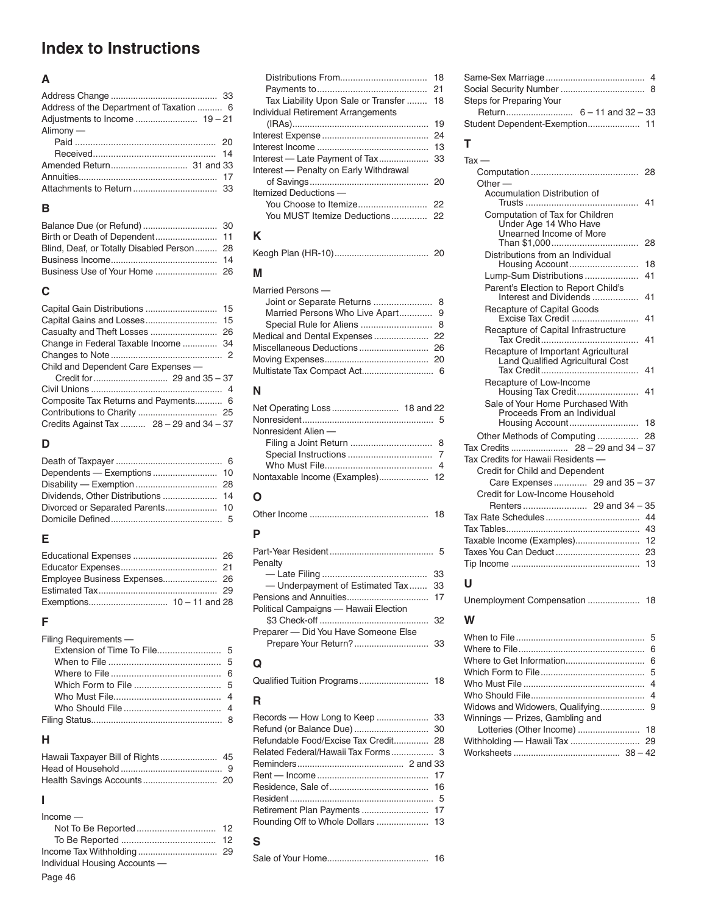# Index to Instructions

## A

Address Change ........................................... 33
Address of the Department of Taxation .......... 6
Adjustments to Income ......................... 19 – 21
Alimony —
  Paid ........................................................ 20
  Received................................................. 14
Amended Return.............................. 31 and 33
Annuities........................................................ 17
Attachments to Return .................................. 33

## B

Balance Due (or Refund) .............................. 30
Birth or Death of Dependent......................... 11
Blind, Deaf, or Totally Disabled Person......... 28
Business Income........................................... 14
Business Use of Your Home ......................... 26

## C

Capital Gain Distributions ............................. 15
Capital Gains and Losses............................. 15
Casualty and Theft Losses ........................... 26
Change in Federal Taxable Income .............. 34
Changes to Note ............................................. 2
Child and Dependent Care Expenses —
  Credit for .............................. 29 and 35 – 37
Civil Unions ..................................................... 4
Composite Tax Returns and Payments........... 6
Contributions to Charity ................................ 25
Credits Against Tax .......... 28 – 29 and 34 – 37

## D

Death of Taxpayer ........................................... 6
Dependents — Exemptions .......................... 10
Disability — Exemption ................................. 28
Dividends, Other Distributions ...................... 14
Divorced or Separated Parents..................... 10
Domicile Defined............................................. 5

## E

Educational Expenses .................................. 26
Educator Expenses....................................... 21
Employee Business Expenses...................... 26
Estimated Tax................................................ 29
Exemptions................................ 10 – 11 and 28

## F

Filing Requirements —
  Extension of Time To File......................... 5
  When to File ............................................ 5
  Where to File ........................................... 6
  Which Form to File .................................. 5
  Who Must File.......................................... 4
  Who Should File ...................................... 4
Filing Status..................................................... 8

## H

Hawaii Taxpayer Bill of Rights....................... 45
Head of Household ......................................... 9
Health Savings Accounts .............................. 20

## I

Income —
  Not To Be Reported ............................... 12
  To Be Reported ..................................... 12
Income Tax Withholding ................................ 29
Individual Housing Accounts —
  Distributions From.................................. 18
  Payments to........................................... 21
  Tax Liability Upon Sale or Transfer ........ 18
Individual Retirement Arrangements
  (IRAs)...................................................... 19
Interest Expense ........................................... 24
Interest Income ............................................. 13
Interest — Late Payment of Tax.................... 33
Interest — Penalty on Early Withdrawal
  of Savings................................................ 20
Itemized Deductions —
  You Choose to Itemize........................... 22
  You MUST Itemize Deductions.............. 22

## K

Keogh Plan (HR-10)...................................... 20

## M

Married Persons —
  Joint or Separate Returns ....................... 8
  Married Persons Who Live Apart............. 9
  Special Rule for Aliens ............................ 8
Medical and Dental Expenses ...................... 22
Miscellaneous Deductions ............................ 26
Moving Expenses.......................................... 20
Multistate Tax Compact Act............................. 6

## N

Net Operating Loss ........................... 18 and 22
Nonresident..................................................... 5
Nonresident Alien —
  Filing a Joint Return ................................ 8
  Special Instructions ................................. 7
  Who Must File.......................................... 4
Nontaxable Income (Examples).................... 12

## O

Other Income ................................................ 18

## P

Part-Year Resident .......................................... 5
Penalty
  — Late Filing .......................................... 33
  — Underpayment of Estimated Tax....... 33
Pensions and Annuities................................. 17
Political Campaigns — Hawaii Election
  $3 Check-off ........................................... 32
Preparer — Did You Have Someone Else
  Prepare Your Return? ............................. 33

## Q

Qualified Tuition Programs............................ 18

## R

Records — How Long to Keep ..................... 33
Refund (or Balance Due) .............................. 30
Refundable Food/Excise Tax Credit.............. 28
Related Federal/Hawaii Tax Forms................. 3
Reminders.......................................... 2 and 33
Rent — Income ............................................. 17
Residence, Sale of ........................................ 16
Resident .......................................................... 5
Retirement Plan Payments ........................... 17
Rounding Off to Whole Dollars ..................... 13

## S

Sale of Your Home......................................... 16
Same-Sex Marriage ........................................ 4
Social Security Number .................................. 8
Steps for Preparing Your
  Return........................... 6 – 11 and 32 – 33
Student Dependent-Exemption..................... 11

## T

Tax —
  Computation ........................................... 28
  Other —
    Accumulation Distribution of
      Trusts ............................................. 41
    Computation of Tax for Children
      Under Age 14 Who Have
      Unearned Income of More
      Than $1,000.................................... 28
    Distributions from an Individual
      Housing Account............................ 18
    Lump-Sum Distributions ..................... 41
    Parent's Election to Report Child's
      Interest and Dividends ................... 41
    Recapture of Capital Goods
      Excise Tax Credit ........................... 41
    Recapture of Capital Infrastructure
      Tax Credit....................................... 41
    Recapture of Important Agricultural
      Land Qualified Agricultural Cost
      Tax Credit....................................... 41
    Recapture of Low-Income
      Housing Tax Credit......................... 41
    Sale of Your Home Purchased With
      Proceeds From an Individual
      Housing Account............................ 18
  Other Methods of Computing ................ 28
Tax Credits ....................... 28 – 29 and 34 – 37
Tax Credits for Hawaii Residents —
  Credit for Child and Dependent
    Care Expenses ............. 29 and 35 – 37
  Credit for Low-Income Household
    Renters ......................... 29 and 34 – 35
Tax Rate Schedules ...................................... 44
Tax Tables..................................................... 43
Taxable Income (Examples).......................... 12
Taxes You Can Deduct ................................. 23
Tip Income ................................................... 13

## U

Unemployment Compensation ..................... 18

## W

When to File .................................................... 5
Where to File................................................... 6
Where to Get Information................................ 6
Which Form to File.......................................... 5
Who Must File ................................................. 4
Who Should File.............................................. 4
Widows and Widowers, Qualifying.................. 9
Winnings — Prizes, Gambling and
  Lotteries (Other Income) ......................... 18
Withholding — Hawaii Tax ............................ 29
Worksheets ........................................... 38 – 42